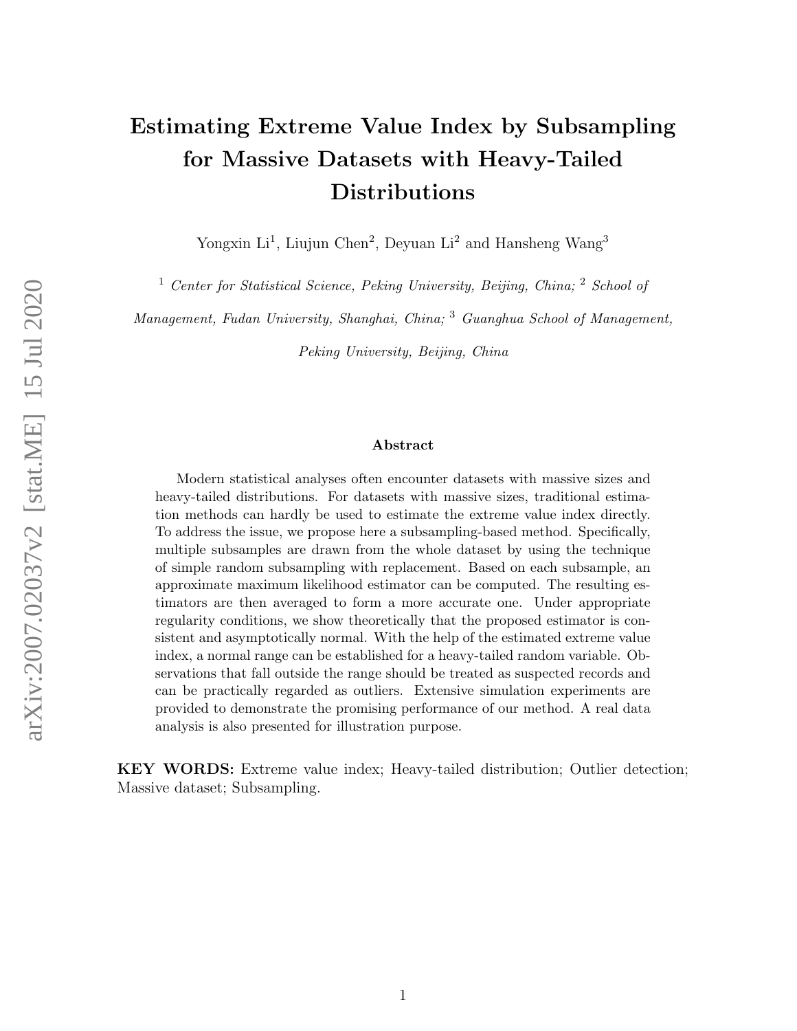# Estimating Extreme Value Index by Subsampling for Massive Datasets with Heavy-Tailed Distributions

Yongxin Li[1], Liujun Chen[2], Deyuan Li[2] and Hansheng Wang[3]

[1] *Center for Statistical Science, Peking University, Beijing, China;* [2] *School of Management, Fudan University, Shanghai, China;* [3] *Guanghua School of Management, Peking University, Beijing, China*

### Abstract

Modern statistical analyses often encounter datasets with massive sizes and heavy-tailed distributions. For datasets with massive sizes, traditional estimation methods can hardly be used to estimate the extreme value index directly. To address the issue, we propose here a subsampling-based method. Specifically, multiple subsamples are drawn from the whole dataset by using the technique of simple random subsampling with replacement. Based on each subsample, an approximate maximum likelihood estimator can be computed. The resulting estimators are then averaged to form a more accurate one. Under appropriate regularity conditions, we show theoretically that the proposed estimator is consistent and asymptotically normal. With the help of the estimated extreme value index, a normal range can be established for a heavy-tailed random variable. Observations that fall outside the range should be treated as suspected records and can be practically regarded as outliers. Extensive simulation experiments are provided to demonstrate the promising performance of our method. A real data analysis is also presented for illustration purpose.

**KEY WORDS:** Extreme value index; Heavy-tailed distribution; Outlier detection; Massive dataset; Subsampling.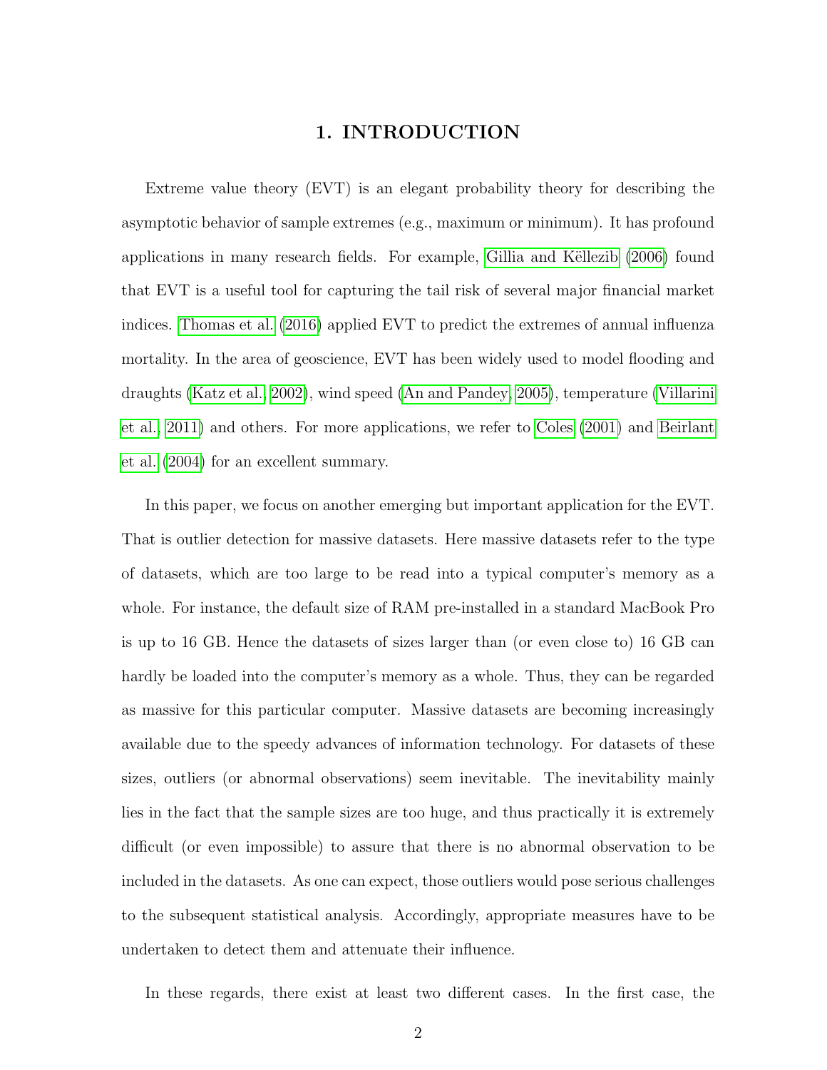# 1. INTRODUCTION

Extreme value theory (EVT) is an elegant probability theory for describing the asymptotic behavior of sample extremes (e.g., maximum or minimum). It has profound applications in many research fields. For example, Gillia and Këllezib (2006) found that EVT is a useful tool for capturing the tail risk of several major financial market indices. Thomas et al. (2016) applied EVT to predict the extremes of annual influenza mortality. In the area of geoscience, EVT has been widely used to model flooding and draughts (Katz et al., 2002), wind speed (An and Pandey, 2005), temperature (Villarini et al., 2011) and others. For more applications, we refer to Coles (2001) and Beirlant et al. (2004) for an excellent summary.

In this paper, we focus on another emerging but important application for the EVT. That is outlier detection for massive datasets. Here massive datasets refer to the type of datasets, which are too large to be read into a typical computer's memory as a whole. For instance, the default size of RAM pre-installed in a standard MacBook Pro is up to 16 GB. Hence the datasets of sizes larger than (or even close to) 16 GB can hardly be loaded into the computer's memory as a whole. Thus, they can be regarded as massive for this particular computer. Massive datasets are becoming increasingly available due to the speedy advances of information technology. For datasets of these sizes, outliers (or abnormal observations) seem inevitable. The inevitability mainly lies in the fact that the sample sizes are too huge, and thus practically it is extremely difficult (or even impossible) to assure that there is no abnormal observation to be included in the datasets. As one can expect, those outliers would pose serious challenges to the subsequent statistical analysis. Accordingly, appropriate measures have to be undertaken to detect them and attenuate their influence.

In these regards, there exist at least two different cases. In the first case, the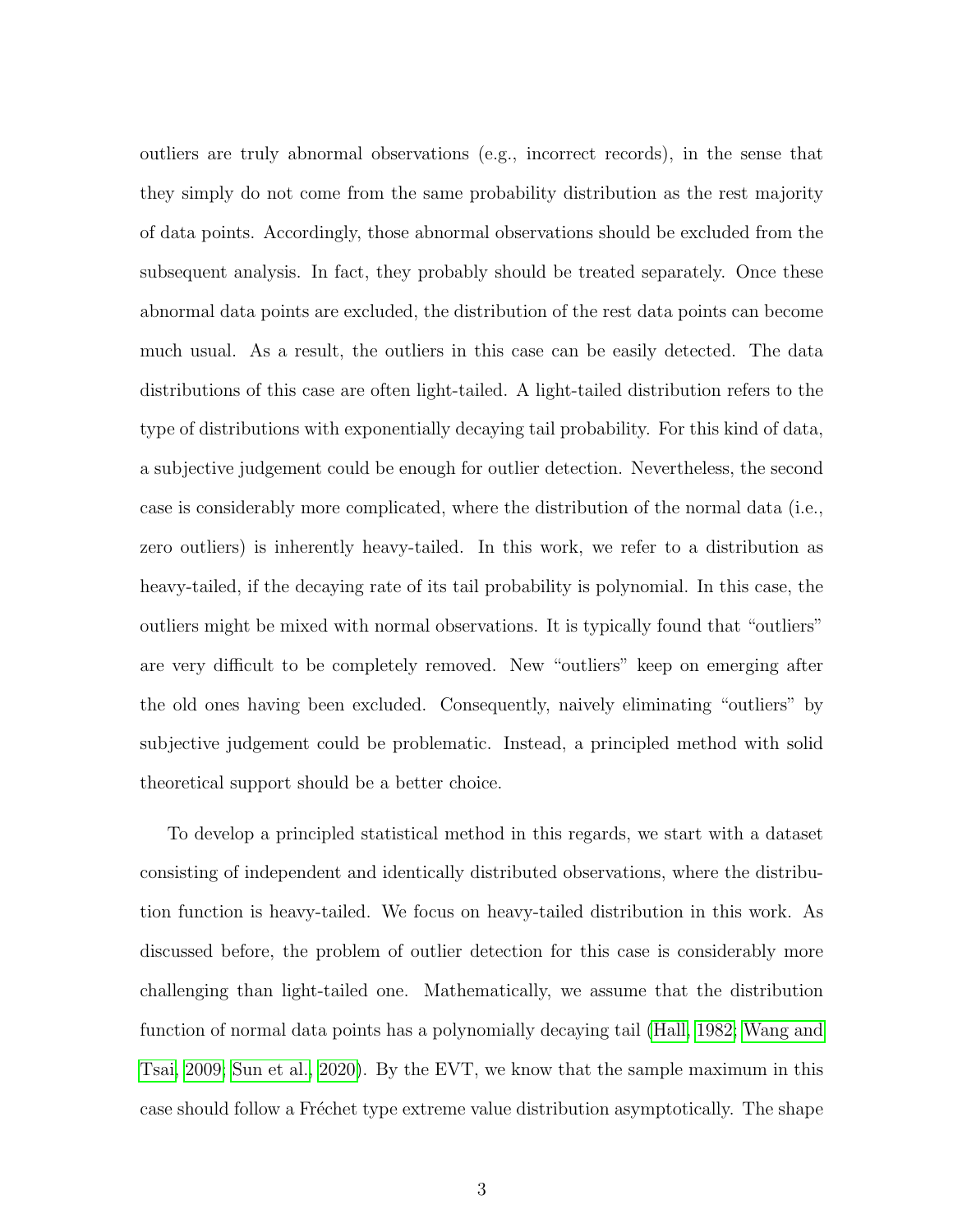outliers are truly abnormal observations (e.g., incorrect records), in the sense that they simply do not come from the same probability distribution as the rest majority of data points. Accordingly, those abnormal observations should be excluded from the subsequent analysis. In fact, they probably should be treated separately. Once these abnormal data points are excluded, the distribution of the rest data points can become much usual. As a result, the outliers in this case can be easily detected. The data distributions of this case are often light-tailed. A light-tailed distribution refers to the type of distributions with exponentially decaying tail probability. For this kind of data, a subjective judgement could be enough for outlier detection. Nevertheless, the second case is considerably more complicated, where the distribution of the normal data (i.e., zero outliers) is inherently heavy-tailed. In this work, we refer to a distribution as heavy-tailed, if the decaying rate of its tail probability is polynomial. In this case, the outliers might be mixed with normal observations. It is typically found that "outliers" are very difficult to be completely removed. New "outliers" keep on emerging after the old ones having been excluded. Consequently, naively eliminating "outliers" by subjective judgement could be problematic. Instead, a principled method with solid theoretical support should be a better choice.

To develop a principled statistical method in this regards, we start with a dataset consisting of independent and identically distributed observations, where the distribution function is heavy-tailed. We focus on heavy-tailed distribution in this work. As discussed before, the problem of outlier detection for this case is considerably more challenging than light-tailed one. Mathematically, we assume that the distribution function of normal data points has a polynomially decaying tail (Hall, 1982; Wang and Tsai, 2009; Sun et al., 2020). By the EVT, we know that the sample maximum in this case should follow a Fréchet type extreme value distribution asymptotically. The shape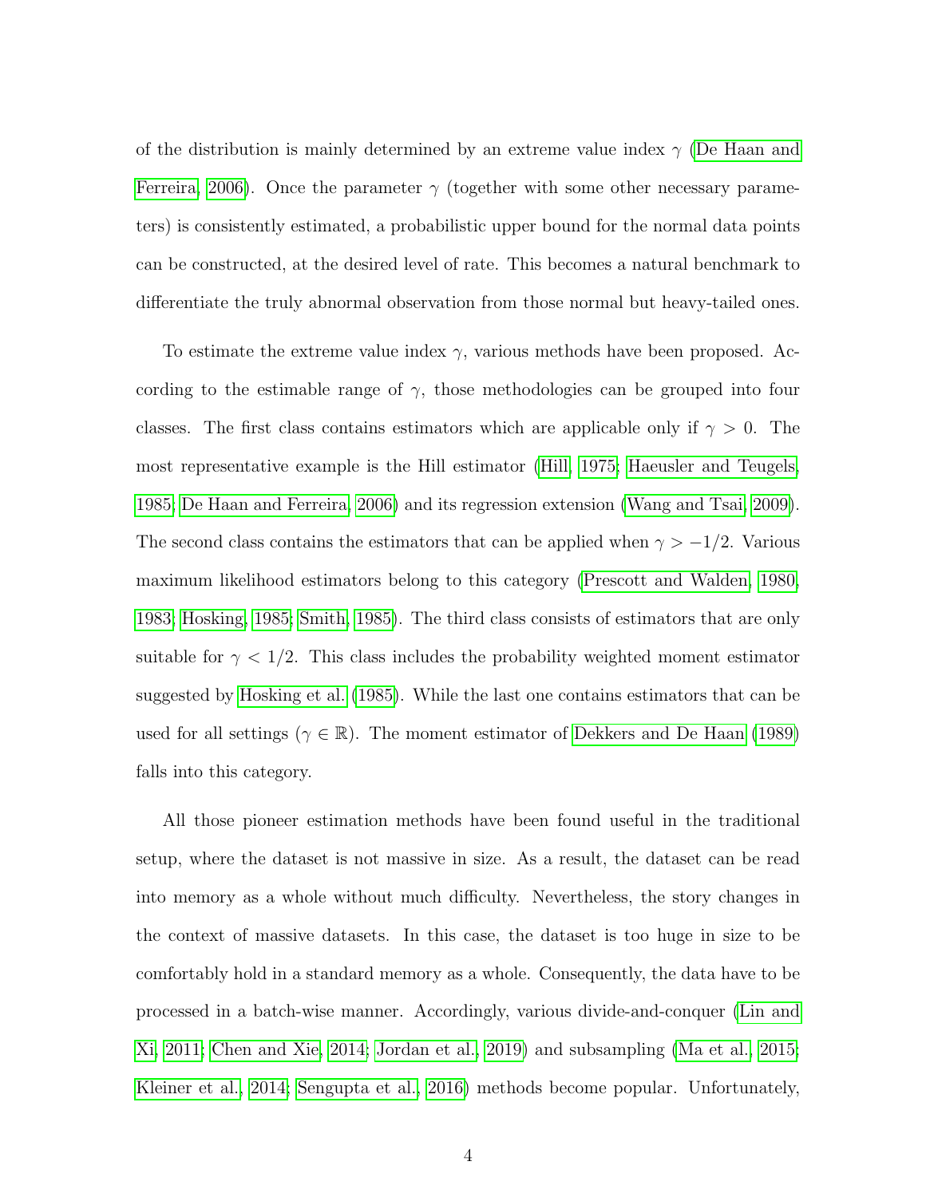of the distribution is mainly determined by an extreme value index $\gamma$ (De Haan and Ferreira, 2006). Once the parameter $\gamma$ (together with some other necessary parameters) is consistently estimated, a probabilistic upper bound for the normal data points can be constructed, at the desired level of rate. This becomes a natural benchmark to differentiate the truly abnormal observation from those normal but heavy-tailed ones.

To estimate the extreme value index $\gamma$, various methods have been proposed. According to the estimable range of $\gamma$, those methodologies can be grouped into four classes. The first class contains estimators which are applicable only if $\gamma > 0$. The most representative example is the Hill estimator (Hill, 1975; Haeusler and Teugels, 1985; De Haan and Ferreira, 2006) and its regression extension (Wang and Tsai, 2009). The second class contains the estimators that can be applied when $\gamma > -1/2$. Various maximum likelihood estimators belong to this category (Prescott and Walden, 1980, 1983; Hosking, 1985; Smith, 1985). The third class consists of estimators that are only suitable for $\gamma < 1/2$. This class includes the probability weighted moment estimator suggested by Hosking et al. (1985). While the last one contains estimators that can be used for all settings ($\gamma \in \mathbb{R}$). The moment estimator of Dekkers and De Haan (1989) falls into this category.

All those pioneer estimation methods have been found useful in the traditional setup, where the dataset is not massive in size. As a result, the dataset can be read into memory as a whole without much difficulty. Nevertheless, the story changes in the context of massive datasets. In this case, the dataset is too huge in size to be comfortably hold in a standard memory as a whole. Consequently, the data have to be processed in a batch-wise manner. Accordingly, various divide-and-conquer (Lin and Xi, 2011; Chen and Xie, 2014; Jordan et al., 2019) and subsampling (Ma et al., 2015; Kleiner et al., 2014; Sengupta et al., 2016) methods become popular. Unfortunately,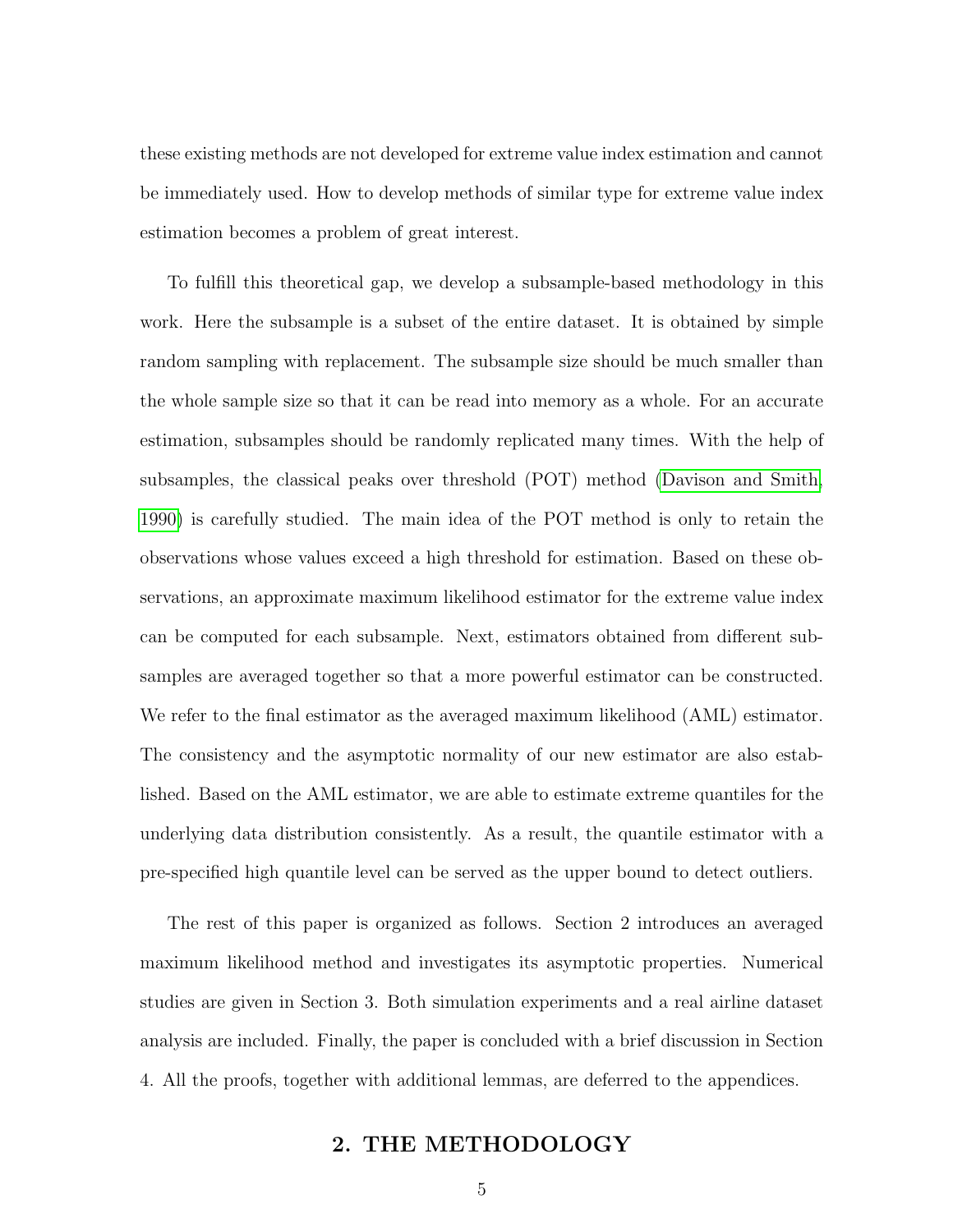these existing methods are not developed for extreme value index estimation and cannot be immediately used. How to develop methods of similar type for extreme value index estimation becomes a problem of great interest.

To fulfill this theoretical gap, we develop a subsample-based methodology in this work. Here the subsample is a subset of the entire dataset. It is obtained by simple random sampling with replacement. The subsample size should be much smaller than the whole sample size so that it can be read into memory as a whole. For an accurate estimation, subsamples should be randomly replicated many times. With the help of subsamples, the classical peaks over threshold (POT) method (Davison and Smith, 1990) is carefully studied. The main idea of the POT method is only to retain the observations whose values exceed a high threshold for estimation. Based on these observations, an approximate maximum likelihood estimator for the extreme value index can be computed for each subsample. Next, estimators obtained from different subsamples are averaged together so that a more powerful estimator can be constructed. We refer to the final estimator as the averaged maximum likelihood (AML) estimator. The consistency and the asymptotic normality of our new estimator are also established. Based on the AML estimator, we are able to estimate extreme quantiles for the underlying data distribution consistently. As a result, the quantile estimator with a pre-specified high quantile level can be served as the upper bound to detect outliers.

The rest of this paper is organized as follows. Section 2 introduces an averaged maximum likelihood method and investigates its asymptotic properties. Numerical studies are given in Section 3. Both simulation experiments and a real airline dataset analysis are included. Finally, the paper is concluded with a brief discussion in Section 4. All the proofs, together with additional lemmas, are deferred to the appendices.

## 2. THE METHODOLOGY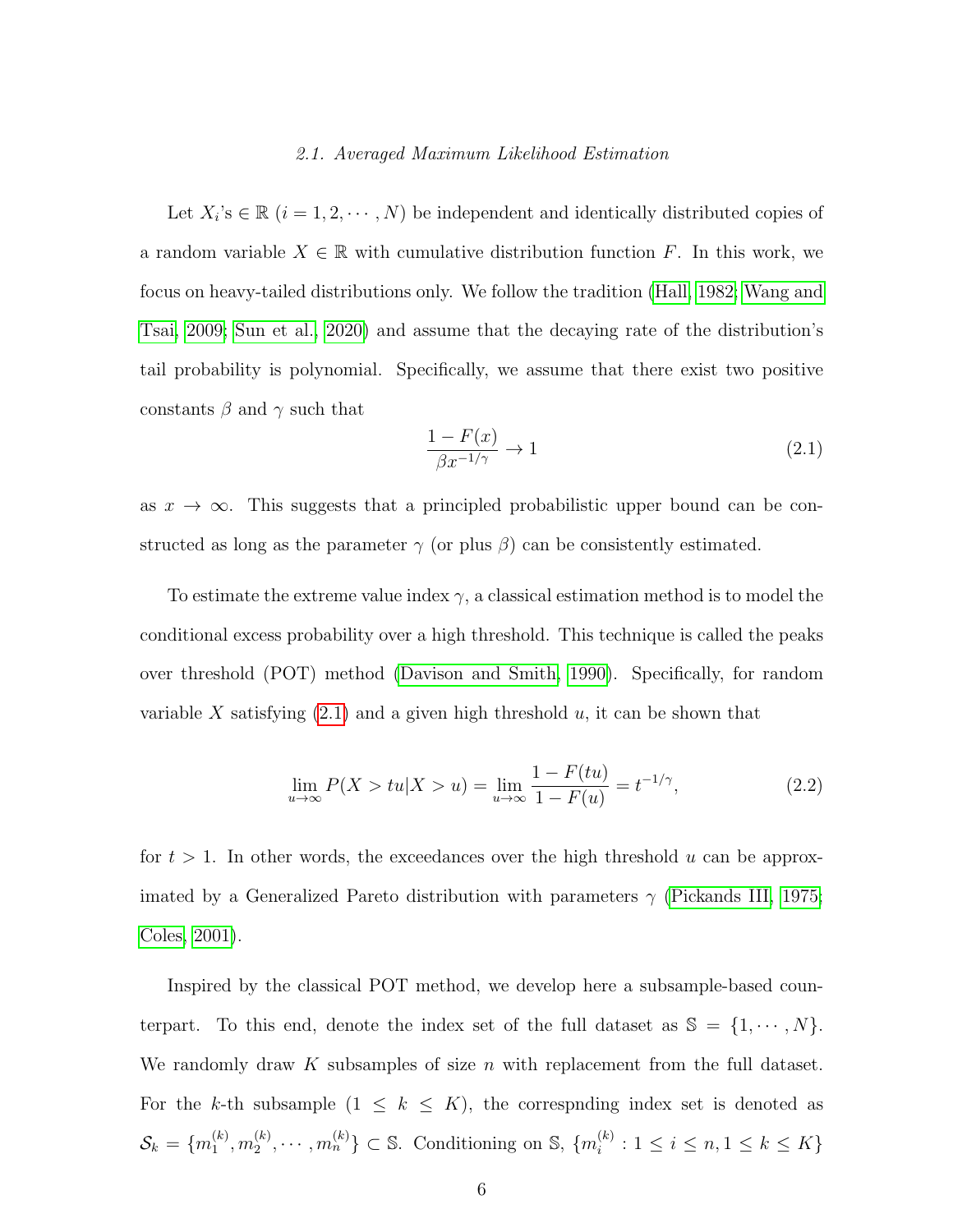### 2.1. Averaged Maximum Likelihood Estimation

Let $X_i$'s $\in \mathbb{R}$ $(i = 1, 2, \cdots, N)$ be independent and identically distributed copies of a random variable $X \in \mathbb{R}$ with cumulative distribution function $F$. In this work, we focus on heavy-tailed distributions only. We follow the tradition (Hall, 1982; Wang and Tsai, 2009; Sun et al., 2020) and assume that the decaying rate of the distribution's tail probability is polynomial. Specifically, we assume that there exist two positive constants $\beta$ and $\gamma$ such that

$$\frac{1 - F(x)}{\beta x^{-1/\gamma}} \to 1 \tag{2.1}$$

as $x \to \infty$. This suggests that a principled probabilistic upper bound can be constructed as long as the parameter $\gamma$ (or plus $\beta$) can be consistently estimated.

To estimate the extreme value index $\gamma$, a classical estimation method is to model the conditional excess probability over a high threshold. This technique is called the peaks over threshold (POT) method (Davison and Smith, 1990). Specifically, for random variable $X$ satisfying (2.1) and a given high threshold $u$, it can be shown that

$$\lim_{u \to \infty} P(X > tu | X > u) = \lim_{u \to \infty} \frac{1 - F(tu)}{1 - F(u)} = t^{-1/\gamma}, \tag{2.2}$$

for $t > 1$. In other words, the exceedances over the high threshold $u$ can be approximated by a Generalized Pareto distribution with parameters $\gamma$ (Pickands III, 1975; Coles, 2001).

Inspired by the classical POT method, we develop here a subsample-based counterpart. To this end, denote the index set of the full dataset as $\mathbb{S} = \{1, \cdots, N\}$. We randomly draw $K$ subsamples of size $n$ with replacement from the full dataset. For the $k$-th subsample $(1 \leq k \leq K)$, the correspnding index set is denoted as $\mathcal{S}_k = \{m_1^{(k)}, m_2^{(k)}, \cdots, m_n^{(k)}\} \subset \mathbb{S}$. Conditioning on $\mathbb{S}$, $\{m_i^{(k)} : 1 \leq i \leq n, 1 \leq k \leq K\}$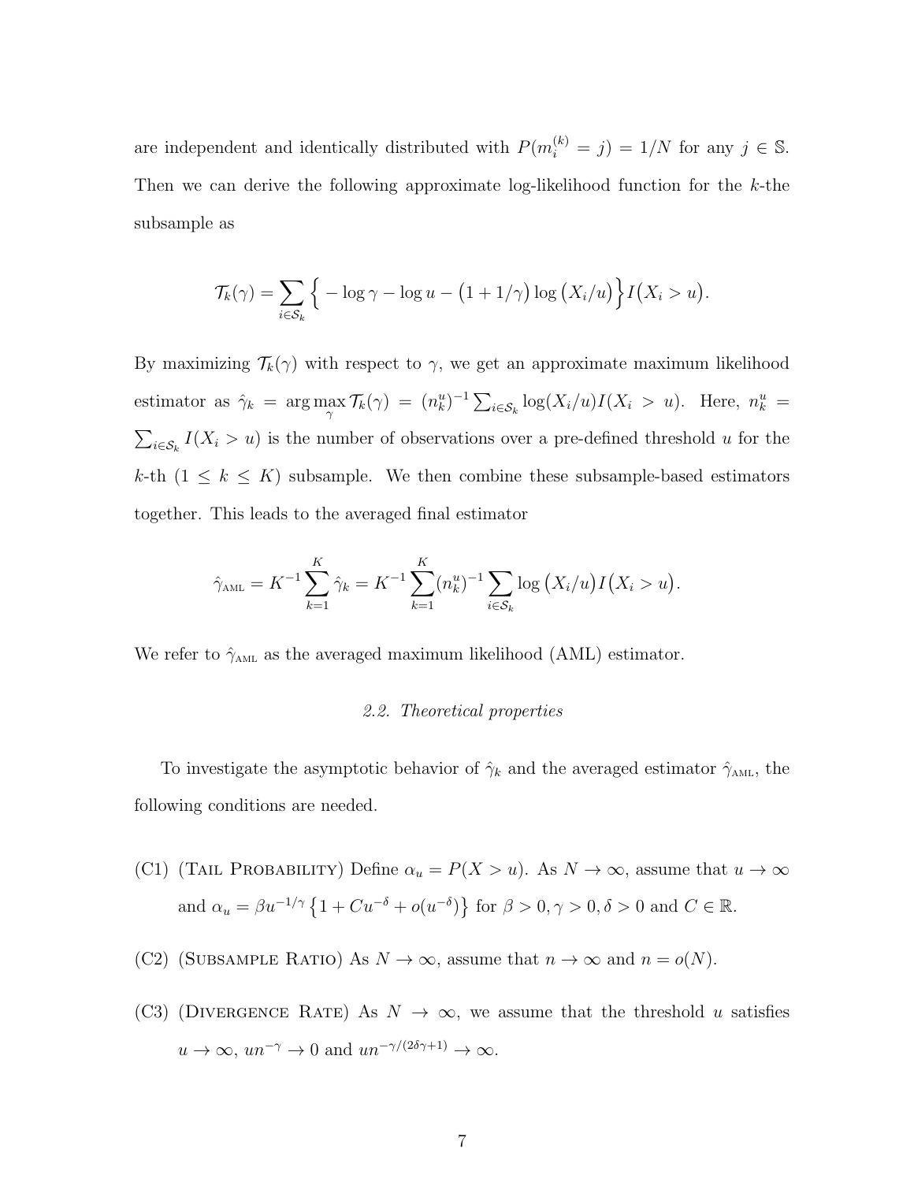are independent and identically distributed with $P(m_i^{(k)} = j) = 1/N$ for any $j \in \mathbb{S}$. Then we can derive the following approximate log-likelihood function for the $k$-the subsample as

$$\mathcal{T}_k(\gamma) = \sum_{i \in \mathcal{S}_k} \Big\{ -\log \gamma - \log u - \big(1 + 1/\gamma\big) \log \big(X_i/u\big) \Big\} I\big(X_i > u\big).$$

By maximizing $\mathcal{T}_k(\gamma)$ with respect to $\gamma$, we get an approximate maximum likelihood estimator as $\hat{\gamma}_k = \arg\max_{\gamma} \mathcal{T}_k(\gamma) = (n_k^u)^{-1} \sum_{i \in \mathcal{S}_k} \log(X_i/u) I(X_i > u)$. Here, $n_k^u = \sum_{i \in \mathcal{S}_k} I(X_i > u)$ is the number of observations over a pre-defined threshold $u$ for the $k$-th ($1 \leq k \leq K$) subsample. We then combine these subsample-based estimators together. This leads to the averaged final estimator

$$\hat{\gamma}_{\text{AML}} = K^{-1} \sum_{k=1}^{K} \hat{\gamma}_k = K^{-1} \sum_{k=1}^{K} (n_k^u)^{-1} \sum_{i \in \mathcal{S}_k} \log \big(X_i/u\big) I\big(X_i > u\big).$$

We refer to $\hat{\gamma}_{\text{AML}}$ as the averaged maximum likelihood (AML) estimator.

### *2.2. Theoretical properties*

To investigate the asymptotic behavior of $\hat{\gamma}_k$ and the averaged estimator $\hat{\gamma}_{\text{AML}}$, the following conditions are needed.

- (C1) (Tail Probability) Define $\alpha_u = P(X > u)$. As $N \to \infty$, assume that $u \to \infty$ and $\alpha_u = \beta u^{-1/\gamma} \left\{1 + C u^{-\delta} + o(u^{-\delta})\right\}$ for $\beta > 0, \gamma > 0, \delta > 0$ and $C \in \mathbb{R}$.
- (C2) (Subsample Ratio) As $N \to \infty$, assume that $n \to \infty$ and $n = o(N)$.
- (C3) (Divergence Rate) As $N \to \infty$, we assume that the threshold $u$ satisfies $u \to \infty$, $un^{-\gamma} \to 0$ and $un^{-\gamma/(2\delta\gamma+1)} \to \infty$.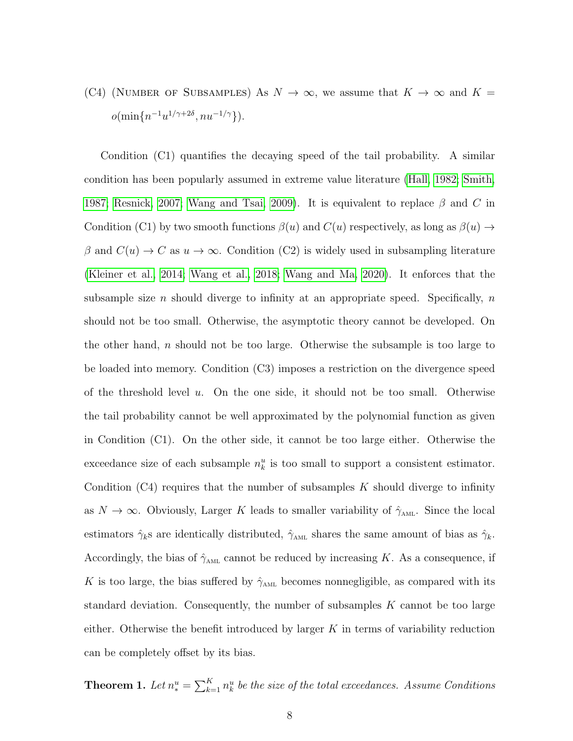(C4) (Number of Subsamples) As $N \to \infty$, we assume that $K \to \infty$ and $K = o(\min\{n^{-1}u^{1/\gamma+2\delta}, nu^{-1/\gamma}\})$.

Condition (C1) quantifies the decaying speed of the tail probability. A similar condition has been popularly assumed in extreme value literature (Hall, 1982; Smith, 1987; Resnick, 2007; Wang and Tsai, 2009). It is equivalent to replace $\beta$ and $C$ in Condition (C1) by two smooth functions $\beta(u)$ and $C(u)$ respectively, as long as $\beta(u) \to \beta$ and $C(u) \to C$ as $u \to \infty$. Condition (C2) is widely used in subsampling literature (Kleiner et al., 2014; Wang et al., 2018; Wang and Ma, 2020). It enforces that the subsample size $n$ should diverge to infinity at an appropriate speed. Specifically, $n$ should not be too small. Otherwise, the asymptotic theory cannot be developed. On the other hand, $n$ should not be too large. Otherwise the subsample is too large to be loaded into memory. Condition (C3) imposes a restriction on the divergence speed of the threshold level $u$. On the one side, it should not be too small. Otherwise the tail probability cannot be well approximated by the polynomial function as given in Condition (C1). On the other side, it cannot be too large either. Otherwise the exceedance size of each subsample $n_k^u$ is too small to support a consistent estimator. Condition (C4) requires that the number of subsamples $K$ should diverge to infinity as $N \to \infty$. Obviously, Larger $K$ leads to smaller variability of $\hat{\gamma}_{\text{AML}}$. Since the local estimators $\hat{\gamma}_k$s are identically distributed, $\hat{\gamma}_{\text{AML}}$ shares the same amount of bias as $\hat{\gamma}_k$. Accordingly, the bias of $\hat{\gamma}_{\text{AML}}$ cannot be reduced by increasing $K$. As a consequence, if $K$ is too large, the bias suffered by $\hat{\gamma}_{\text{AML}}$ becomes nonnegligible, as compared with its standard deviation. Consequently, the number of subsamples $K$ cannot be too large either. Otherwise the benefit introduced by larger $K$ in terms of variability reduction can be completely offset by its bias.

**Theorem 1.** *Let $n_*^u = \sum_{k=1}^K n_k^u$ be the size of the total exceedances. Assume Conditions*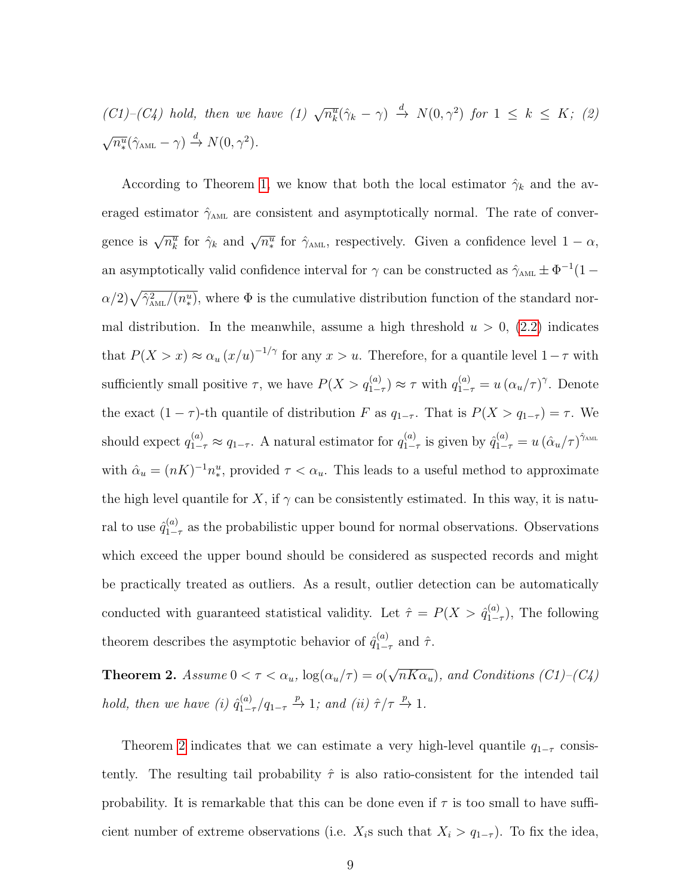*(C1)–(C4) hold, then we have (1)* $\sqrt{n_k^u}(\hat{\gamma}_k - \gamma) \xrightarrow{d} N(0, \gamma^2)$ *for* $1 \leq k \leq K$*; (2)* $\sqrt{n_*^u}(\hat{\gamma}_{\text{AML}} - \gamma) \xrightarrow{d} N(0, \gamma^2)$.

According to Theorem 1, we know that both the local estimator $\hat{\gamma}_k$ and the averaged estimator $\hat{\gamma}_{\text{AML}}$ are consistent and asymptotically normal. The rate of convergence is $\sqrt{n_k^u}$ for $\hat{\gamma}_k$ and $\sqrt{n_*^u}$ for $\hat{\gamma}_{\text{AML}}$, respectively. Given a confidence level $1 - \alpha$, an asymptotically valid confidence interval for $\gamma$ can be constructed as $\hat{\gamma}_{\text{AML}} \pm \Phi^{-1}(1 - \alpha/2)\sqrt{\hat{\gamma}_{\text{AML}}^2/(n_*^u)}$, where $\Phi$ is the cumulative distribution function of the standard normal distribution. In the meanwhile, assume a high threshold $u > 0$, (2.2) indicates that $P(X > x) \approx \alpha_u (x/u)^{-1/\gamma}$ for any $x > u$. Therefore, for a quantile level $1 - \tau$ with sufficiently small positive $\tau$, we have $P(X > q_{1-\tau}^{(a)}) \approx \tau$ with $q_{1-\tau}^{(a)} = u (\alpha_u/\tau)^{\gamma}$. Denote the exact $(1-\tau)$-th quantile of distribution $F$ as $q_{1-\tau}$. That is $P(X > q_{1-\tau}) = \tau$. We should expect $q_{1-\tau}^{(a)} \approx q_{1-\tau}$. A natural estimator for $q_{1-\tau}^{(a)}$ is given by $\hat{q}_{1-\tau}^{(a)} = u (\hat{\alpha}_u/\tau)^{\hat{\gamma}_{\text{AML}}}$ with $\hat{\alpha}_u = (nK)^{-1} n_*^u$, provided $\tau < \alpha_u$. This leads to a useful method to approximate the high level quantile for $X$, if $\gamma$ can be consistently estimated. In this way, it is natural to use $\hat{q}_{1-\tau}^{(a)}$ as the probabilistic upper bound for normal observations. Observations which exceed the upper bound should be considered as suspected records and might be practically treated as outliers. As a result, outlier detection can be automatically conducted with guaranteed statistical validity. Let $\hat{\tau} = P(X > \hat{q}_{1-\tau}^{(a)})$, The following theorem describes the asymptotic behavior of $\hat{q}_{1-\tau}^{(a)}$ and $\hat{\tau}$.

**Theorem 2.** *Assume* $0 < \tau < \alpha_u$, $\log(\alpha_u/\tau) = o(\sqrt{nK\alpha_u})$*, and Conditions (C1)–(C4) hold, then we have (i)* $\hat{q}_{1-\tau}^{(a)}/q_{1-\tau} \xrightarrow{p} 1$*; and (ii)* $\hat{\tau}/\tau \xrightarrow{p} 1$.

Theorem 2 indicates that we can estimate a very high-level quantile $q_{1-\tau}$ consistently. The resulting tail probability $\hat{\tau}$ is also ratio-consistent for the intended tail probability. It is remarkable that this can be done even if $\tau$ is too small to have sufficient number of extreme observations (i.e. $X_i$s such that $X_i > q_{1-\tau}$). To fix the idea,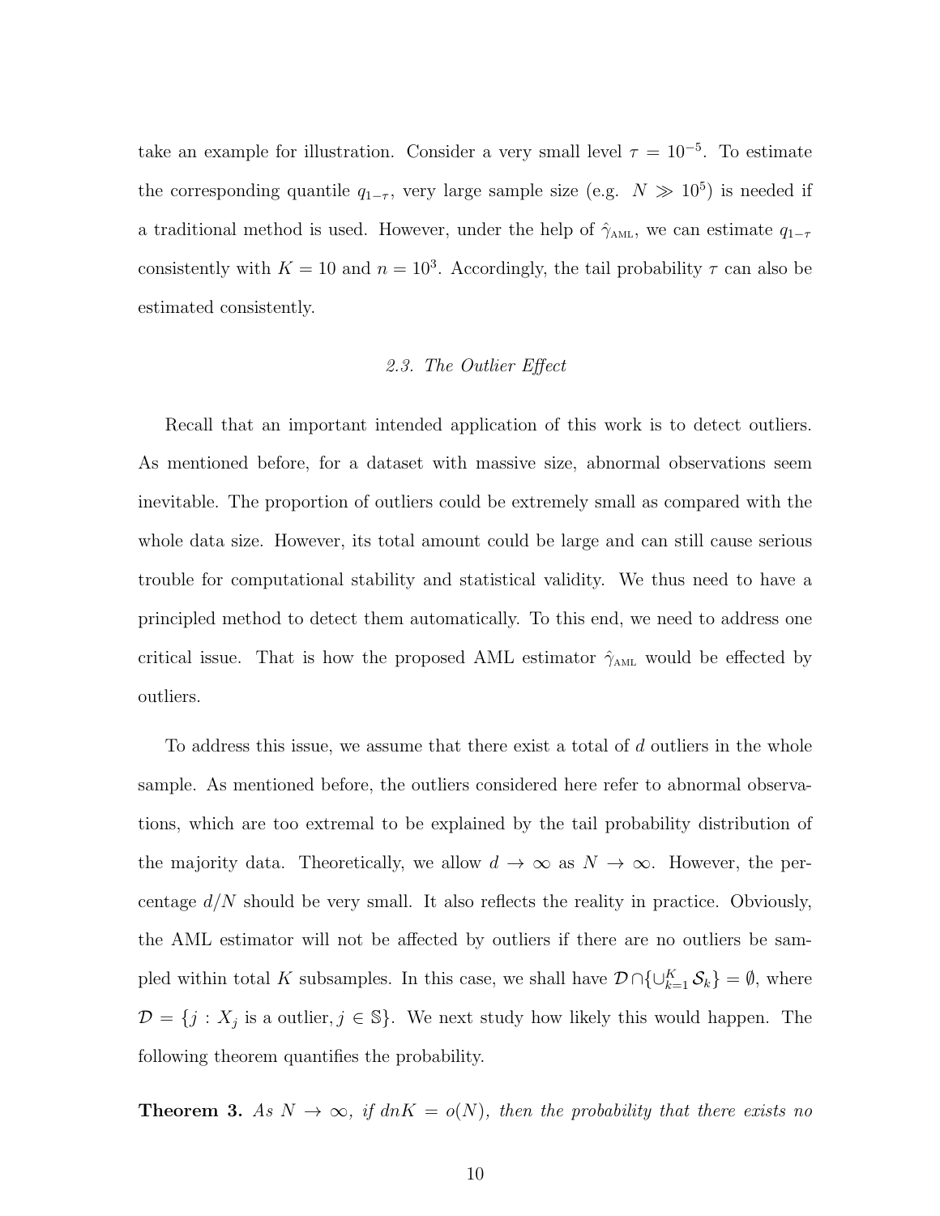take an example for illustration. Consider a very small level $\tau = 10^{-5}$. To estimate the corresponding quantile $q_{1-\tau}$, very large sample size (e.g. $N \gg 10^5$) is needed if a traditional method is used. However, under the help of $\hat{\gamma}_{\text{AML}}$, we can estimate $q_{1-\tau}$ consistently with $K = 10$ and $n = 10^3$. Accordingly, the tail probability $\tau$ can also be estimated consistently.

### *2.3. The Outlier Effect*

Recall that an important intended application of this work is to detect outliers. As mentioned before, for a dataset with massive size, abnormal observations seem inevitable. The proportion of outliers could be extremely small as compared with the whole data size. However, its total amount could be large and can still cause serious trouble for computational stability and statistical validity. We thus need to have a principled method to detect them automatically. To this end, we need to address one critical issue. That is how the proposed AML estimator $\hat{\gamma}_{\text{AML}}$ would be effected by outliers.

To address this issue, we assume that there exist a total of $d$ outliers in the whole sample. As mentioned before, the outliers considered here refer to abnormal observations, which are too extremal to be explained by the tail probability distribution of the majority data. Theoretically, we allow $d \to \infty$ as $N \to \infty$. However, the percentage $d/N$ should be very small. It also reflects the reality in practice. Obviously, the AML estimator will not be affected by outliers if there are no outliers be sampled within total $K$ subsamples. In this case, we shall have $\mathcal{D} \cap \{\cup_{k=1}^{K} \mathcal{S}_k\} = \emptyset$, where $\mathcal{D} = \{j : X_j \text{ is a outlier}, j \in \mathbb{S}\}$. We next study how likely this would happen. The following theorem quantifies the probability.

**Theorem 3.** *As $N \to \infty$, if $dnK = o(N)$, then the probability that there exists no*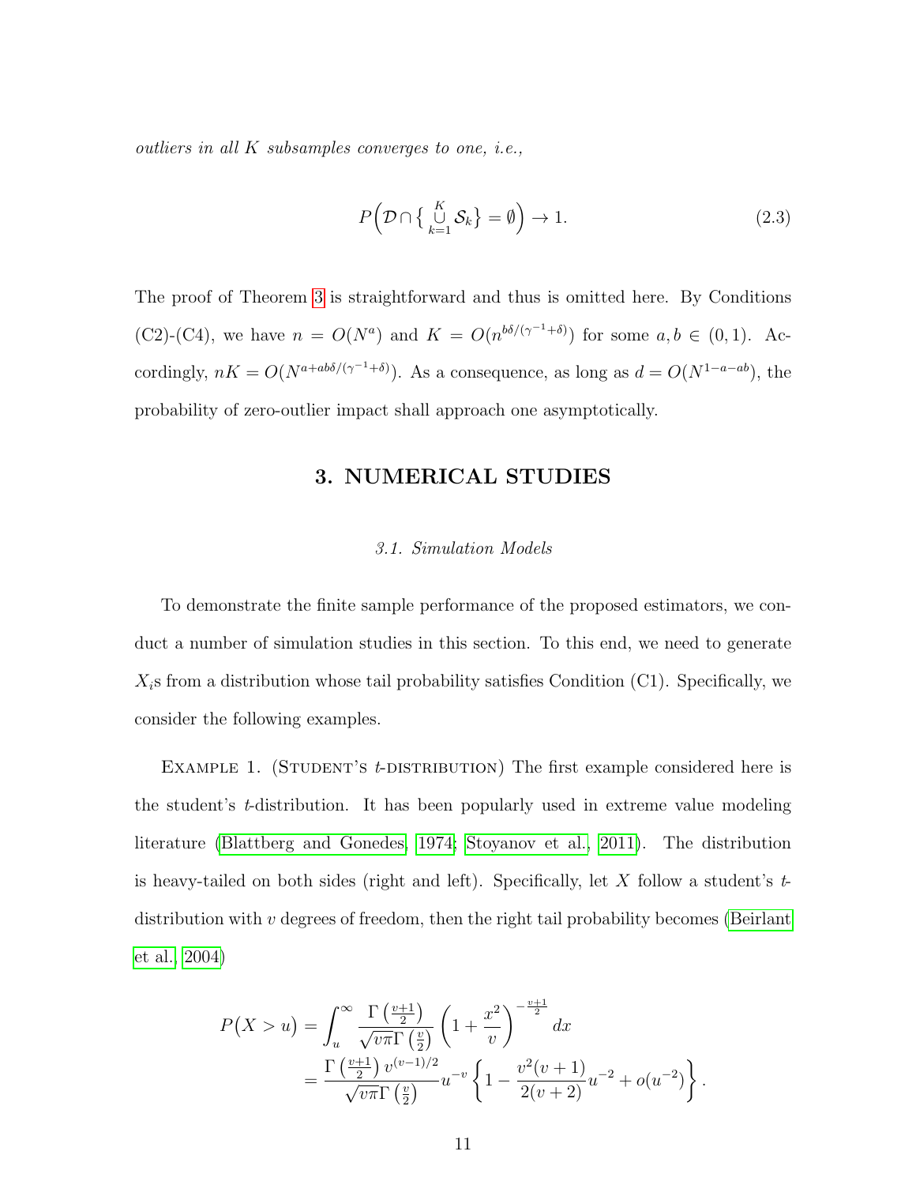*outliers in all $K$ subsamples converges to one, i.e.,*

$$P\Big(\mathcal{D} \cap \big\{ \bigcup_{k=1}^{K} \mathcal{S}_k \big\} = \emptyset\Big) \to 1. \tag{2.3}$$

The proof of Theorem 3 is straightforward and thus is omitted here. By Conditions (C2)-(C4), we have $n = O(N^a)$ and $K = O(n^{b\delta/(\gamma^{-1}+\delta)})$ for some $a, b \in (0,1)$. Accordingly, $nK = O(N^{a+ab\delta/(\gamma^{-1}+\delta)})$. As a consequence, as long as $d = O(N^{1-a-ab})$, the probability of zero-outlier impact shall approach one asymptotically.

## 3. NUMERICAL STUDIES

### *3.1. Simulation Models*

To demonstrate the finite sample performance of the proposed estimators, we conduct a number of simulation studies in this section. To this end, we need to generate $X_i$s from a distribution whose tail probability satisfies Condition (C1). Specifically, we consider the following examples.

Example 1. (Student's $t$-distribution) The first example considered here is the student's $t$-distribution. It has been popularly used in extreme value modeling literature (Blattberg and Gonedes, 1974; Stoyanov et al., 2011). The distribution is heavy-tailed on both sides (right and left). Specifically, let $X$ follow a student's $t$-distribution with $v$ degrees of freedom, then the right tail probability becomes (Beirlant et al., 2004)

$$\begin{aligned}
P\big(X > u\big) &= \int_u^{\infty} \frac{\Gamma\left(\frac{v+1}{2}\right)}{\sqrt{v\pi}\,\Gamma\left(\frac{v}{2}\right)} \left(1 + \frac{x^2}{v}\right)^{-\frac{v+1}{2}} dx \\
&= \frac{\Gamma\left(\frac{v+1}{2}\right) v^{(v-1)/2}}{\sqrt{v\pi}\,\Gamma\left(\frac{v}{2}\right)} u^{-v} \left\{1 - \frac{v^2(v+1)}{2(v+2)} u^{-2} + o(u^{-2})\right\}.
\end{aligned}$$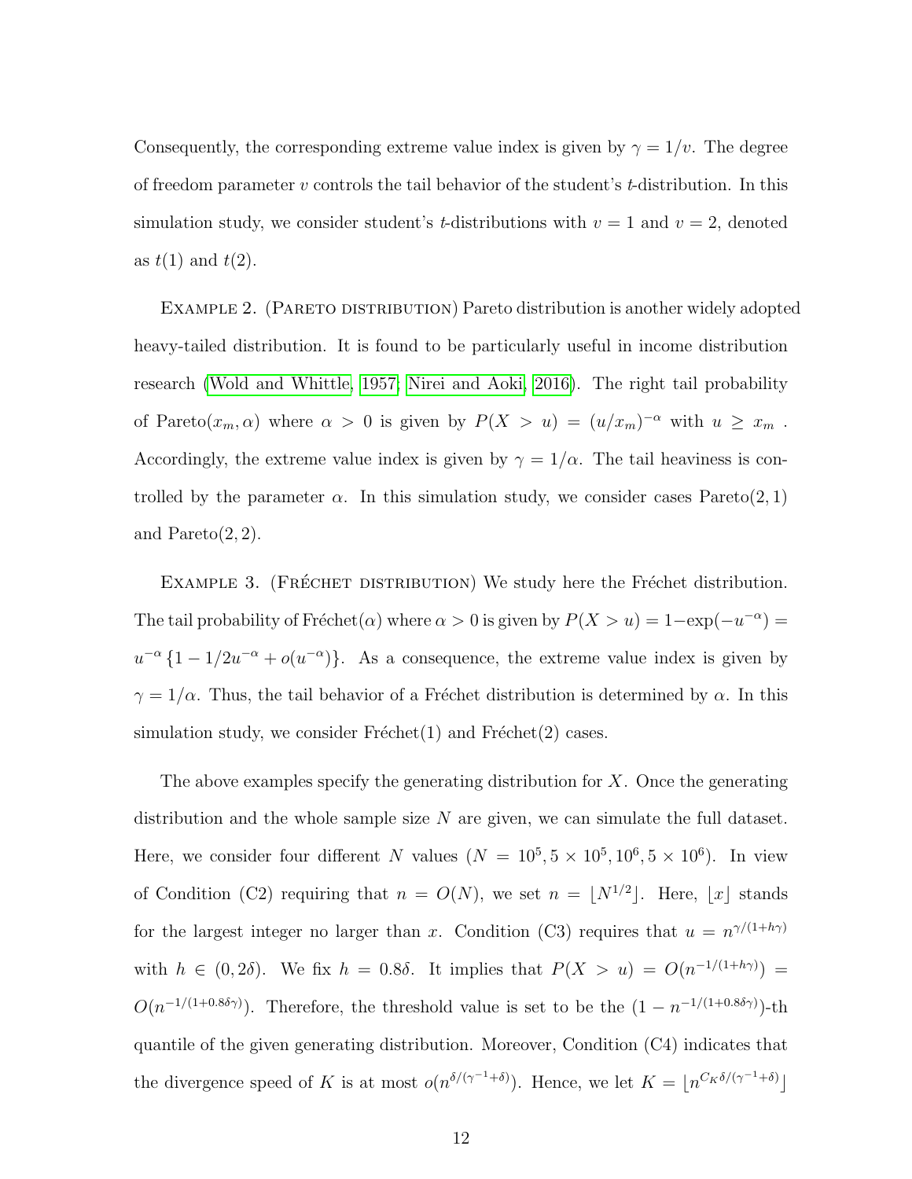Consequently, the corresponding extreme value index is given by $\gamma = 1/v$. The degree of freedom parameter $v$ controls the tail behavior of the student's $t$-distribution. In this simulation study, we consider student's $t$-distributions with $v = 1$ and $v = 2$, denoted as $t(1)$ and $t(2)$.

EXAMPLE 2. (PARETO DISTRIBUTION) Pareto distribution is another widely adopted heavy-tailed distribution. It is found to be particularly useful in income distribution research (Wold and Whittle, 1957; Nirei and Aoki, 2016). The right tail probability of Pareto$(x_m, \alpha)$ where $\alpha > 0$ is given by $P(X > u) = (u/x_m)^{-\alpha}$ with $u \geq x_m$ . Accordingly, the extreme value index is given by $\gamma = 1/\alpha$. The tail heaviness is controlled by the parameter $\alpha$. In this simulation study, we consider cases Pareto$(2, 1)$ and Pareto$(2, 2)$.

EXAMPLE 3. (FRÉCHET DISTRIBUTION) We study here the Fréchet distribution. The tail probability of Fréchet$(\alpha)$ where $\alpha > 0$ is given by $P(X > u) = 1 - \exp(-u^{-\alpha}) = u^{-\alpha}\{1 - 1/2u^{-\alpha} + o(u^{-\alpha})\}$. As a consequence, the extreme value index is given by $\gamma = 1/\alpha$. Thus, the tail behavior of a Fréchet distribution is determined by $\alpha$. In this simulation study, we consider Fréchet(1) and Fréchet(2) cases.

The above examples specify the generating distribution for $X$. Once the generating distribution and the whole sample size $N$ are given, we can simulate the full dataset. Here, we consider four different $N$ values ($N = 10^5, 5 \times 10^5, 10^6, 5 \times 10^6$). In view of Condition (C2) requiring that $n = O(N)$, we set $n = \lfloor N^{1/2} \rfloor$. Here, $\lfloor x \rfloor$ stands for the largest integer no larger than $x$. Condition (C3) requires that $u = n^{\gamma/(1+h\gamma)}$ with $h \in (0, 2\delta)$. We fix $h = 0.8\delta$. It implies that $P(X > u) = O(n^{-1/(1+h\gamma)}) = O(n^{-1/(1+0.8\delta\gamma)})$. Therefore, the threshold value is set to be the $(1 - n^{-1/(1+0.8\delta\gamma)})$-th quantile of the given generating distribution. Moreover, Condition (C4) indicates that the divergence speed of $K$ is at most $o(n^{\delta/(\gamma^{-1}+\delta)})$. Hence, we let $K = \lfloor n^{C_K\delta/(\gamma^{-1}+\delta)} \rfloor$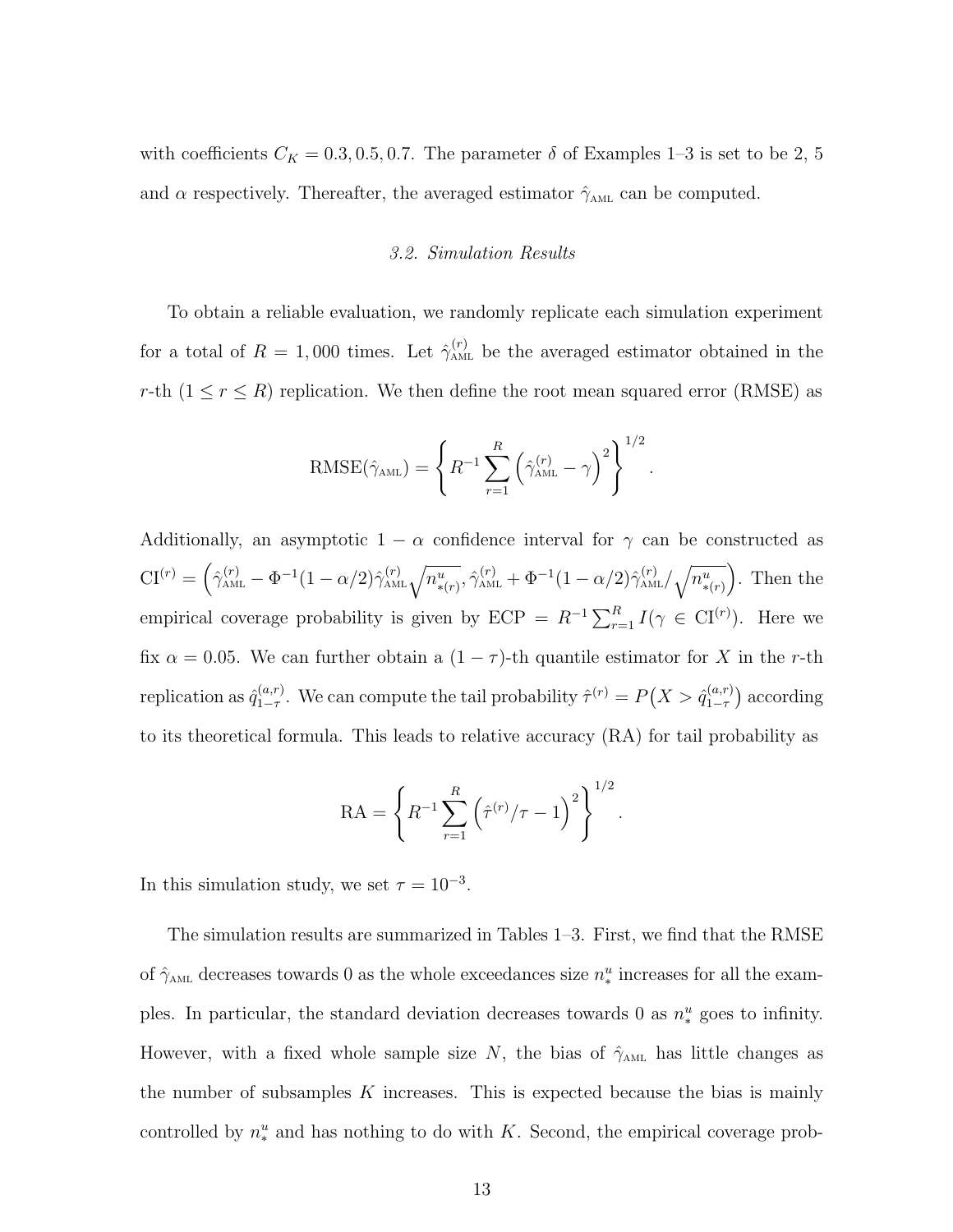with coefficients $C_K = 0.3, 0.5, 0.7$. The parameter $\delta$ of Examples 1–3 is set to be 2, 5 and $\alpha$ respectively. Thereafter, the averaged estimator $\hat{\gamma}_{\text{AML}}$ can be computed.

### *3.2. Simulation Results*

To obtain a reliable evaluation, we randomly replicate each simulation experiment for a total of $R = 1,000$ times. Let $\hat{\gamma}_{\text{AML}}^{(r)}$ be the averaged estimator obtained in the $r$-th ($1 \le r \le R$) replication. We then define the root mean squared error (RMSE) as

$$\text{RMSE}(\hat{\gamma}_{\text{AML}}) = \left\{ R^{-1} \sum_{r=1}^{R} \left( \hat{\gamma}_{\text{AML}}^{(r)} - \gamma \right)^2 \right\}^{1/2}.$$

Additionally, an asymptotic $1-\alpha$ confidence interval for $\gamma$ can be constructed as $\text{CI}^{(r)} = \left( \hat{\gamma}_{\text{AML}}^{(r)} - \Phi^{-1}(1-\alpha/2)\hat{\gamma}_{\text{AML}}^{(r)} \sqrt{n_{*(r)}^{u}}, \hat{\gamma}_{\text{AML}}^{(r)} + \Phi^{-1}(1-\alpha/2)\hat{\gamma}_{\text{AML}}^{(r)} / \sqrt{n_{*(r)}^{u}} \right)$. Then the empirical coverage probability is given by $\text{ECP} = R^{-1}\sum_{r=1}^{R} I(\gamma \in \text{CI}^{(r)})$. Here we fix $\alpha = 0.05$. We can further obtain a $(1-\tau)$-th quantile estimator for $X$ in the $r$-th replication as $\hat{q}_{1-\tau}^{(a,r)}$. We can compute the tail probability $\hat{\tau}^{(r)} = P\big(X > \hat{q}_{1-\tau}^{(a,r)}\big)$ according to its theoretical formula. This leads to relative accuracy (RA) for tail probability as

$$\text{RA} = \left\{ R^{-1} \sum_{r=1}^{R} \left( \hat{\tau}^{(r)}/\tau - 1 \right)^2 \right\}^{1/2}.$$

In this simulation study, we set $\tau = 10^{-3}$.

The simulation results are summarized in Tables 1–3. First, we find that the RMSE of $\hat{\gamma}_{\text{AML}}$ decreases towards 0 as the whole exceedances size $n_*^u$ increases for all the examples. In particular, the standard deviation decreases towards 0 as $n_*^u$ goes to infinity. However, with a fixed whole sample size $N$, the bias of $\hat{\gamma}_{\text{AML}}$ has little changes as the number of subsamples $K$ increases. This is expected because the bias is mainly controlled by $n_*^u$ and has nothing to do with $K$. Second, the empirical coverage prob-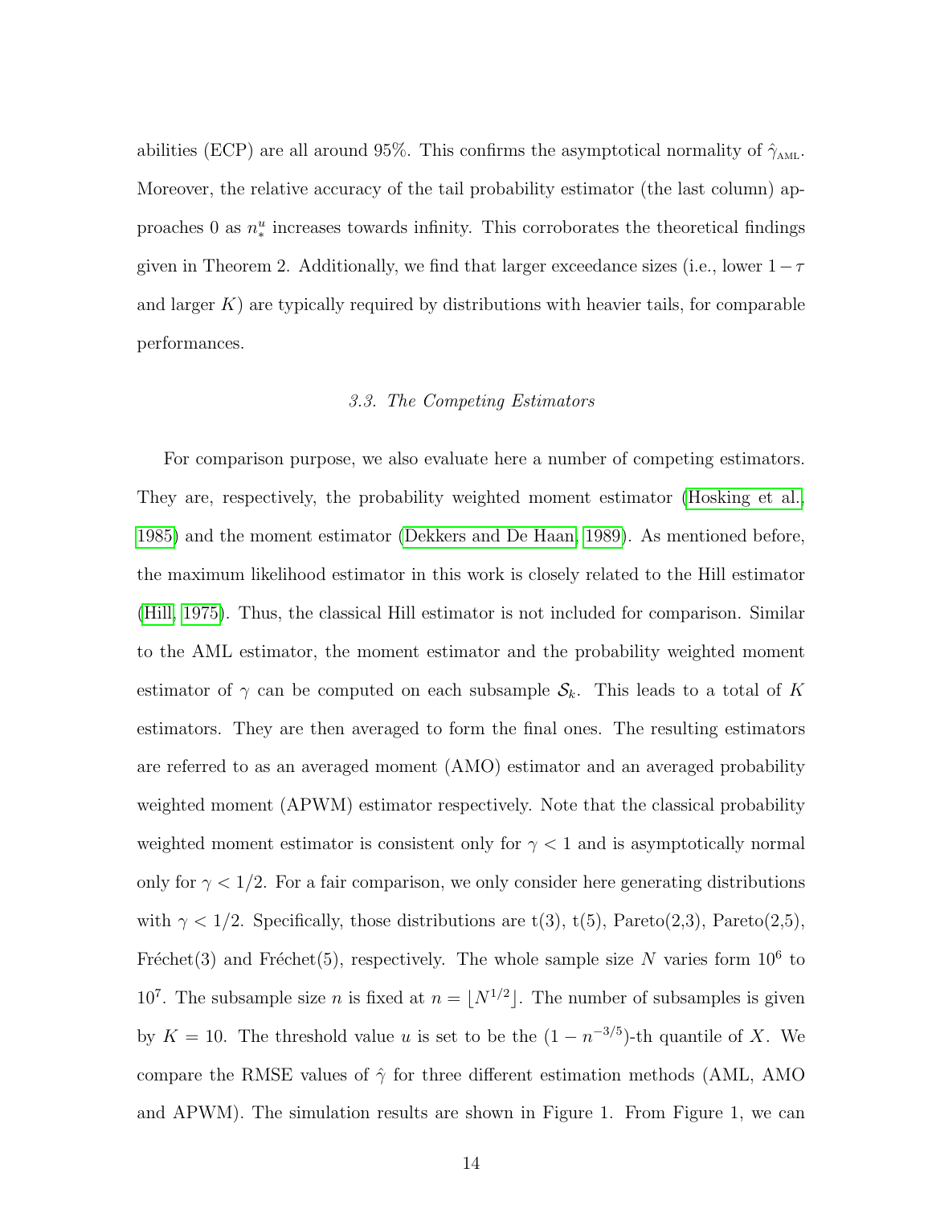abilities (ECP) are all around 95%. This confirms the asymptotical normality of $\hat{\gamma}_{\text{AML}}$. Moreover, the relative accuracy of the tail probability estimator (the last column) approaches 0 as $n_*^u$ increases towards infinity. This corroborates the theoretical findings given in Theorem 2. Additionally, we find that larger exceedance sizes (i.e., lower $1-\tau$ and larger $K$) are typically required by distributions with heavier tails, for comparable performances.

### *3.3. The Competing Estimators*

For comparison purpose, we also evaluate here a number of competing estimators. They are, respectively, the probability weighted moment estimator (Hosking et al., 1985) and the moment estimator (Dekkers and De Haan, 1989). As mentioned before, the maximum likelihood estimator in this work is closely related to the Hill estimator (Hill, 1975). Thus, the classical Hill estimator is not included for comparison. Similar to the AML estimator, the moment estimator and the probability weighted moment estimator of $\gamma$ can be computed on each subsample $\mathcal{S}_k$. This leads to a total of $K$ estimators. They are then averaged to form the final ones. The resulting estimators are referred to as an averaged moment (AMO) estimator and an averaged probability weighted moment (APWM) estimator respectively. Note that the classical probability weighted moment estimator is consistent only for $\gamma < 1$ and is asymptotically normal only for $\gamma < 1/2$. For a fair comparison, we only consider here generating distributions with $\gamma < 1/2$. Specifically, those distributions are t(3), t(5), Pareto(2,3), Pareto(2,5), Fréchet(3) and Fréchet(5), respectively. The whole sample size $N$ varies form $10^6$ to $10^7$. The subsample size $n$ is fixed at $n = \lfloor N^{1/2} \rfloor$. The number of subsamples is given by $K = 10$. The threshold value $u$ is set to be the $(1 - n^{-3/5})$-th quantile of $X$. We compare the RMSE values of $\hat{\gamma}$ for three different estimation methods (AML, AMO and APWM). The simulation results are shown in Figure 1. From Figure 1, we can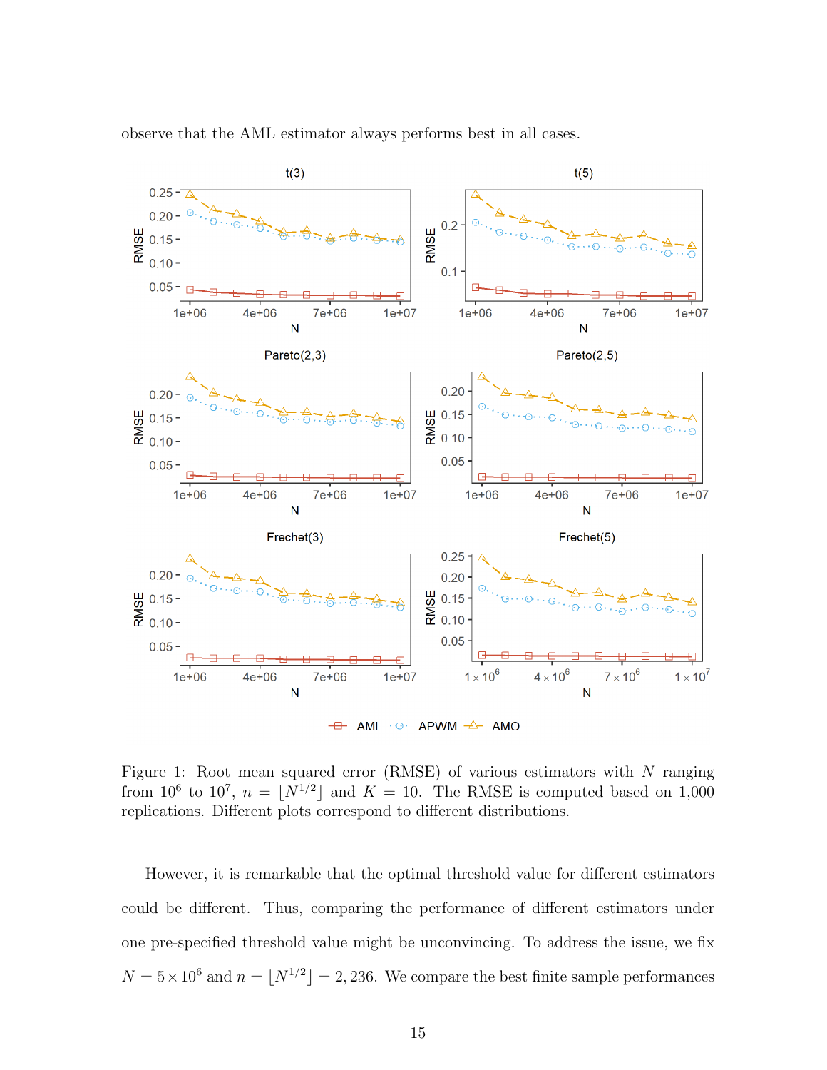observe that the AML estimator always performs best in all cases.

Figure 1: Root mean squared error (RMSE) of various estimators with $N$ ranging from $10^6$ to $10^7$, $n = \lfloor N^{1/2} \rfloor$ and $K = 10$. The RMSE is computed based on 1,000 replications. Different plots correspond to different distributions.

However, it is remarkable that the optimal threshold value for different estimators could be different. Thus, comparing the performance of different estimators under one pre-specified threshold value might be unconvincing. To address the issue, we fix $N = 5 \times 10^6$ and $n = \lfloor N^{1/2} \rfloor = 2,236$. We compare the best finite sample performances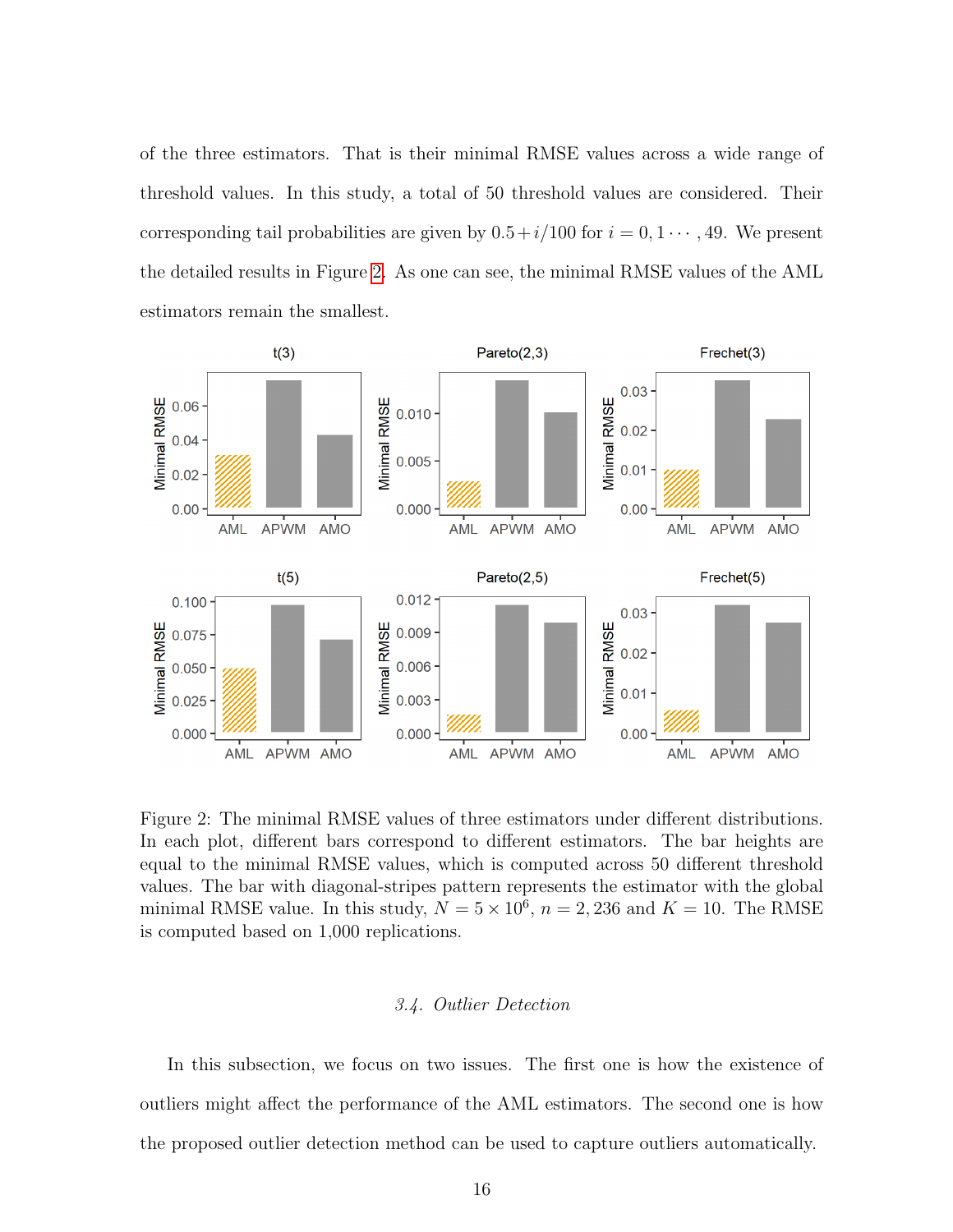of the three estimators. That is their minimal RMSE values across a wide range of threshold values. In this study, a total of 50 threshold values are considered. Their corresponding tail probabilities are given by $0.5 + i/100$ for $i = 0, 1 \cdots, 49$. We present the detailed results in Figure 2. As one can see, the minimal RMSE values of the AML estimators remain the smallest.

Figure 2: The minimal RMSE values of three estimators under different distributions. In each plot, different bars correspond to different estimators. The bar heights are equal to the minimal RMSE values, which is computed across 50 different threshold values. The bar with diagonal-stripes pattern represents the estimator with the global minimal RMSE value. In this study, $N = 5 \times 10^6$, $n = 2,236$ and $K = 10$. The RMSE is computed based on 1,000 replications.

### *3.4. Outlier Detection*

In this subsection, we focus on two issues. The first one is how the existence of outliers might affect the performance of the AML estimators. The second one is how the proposed outlier detection method can be used to capture outliers automatically.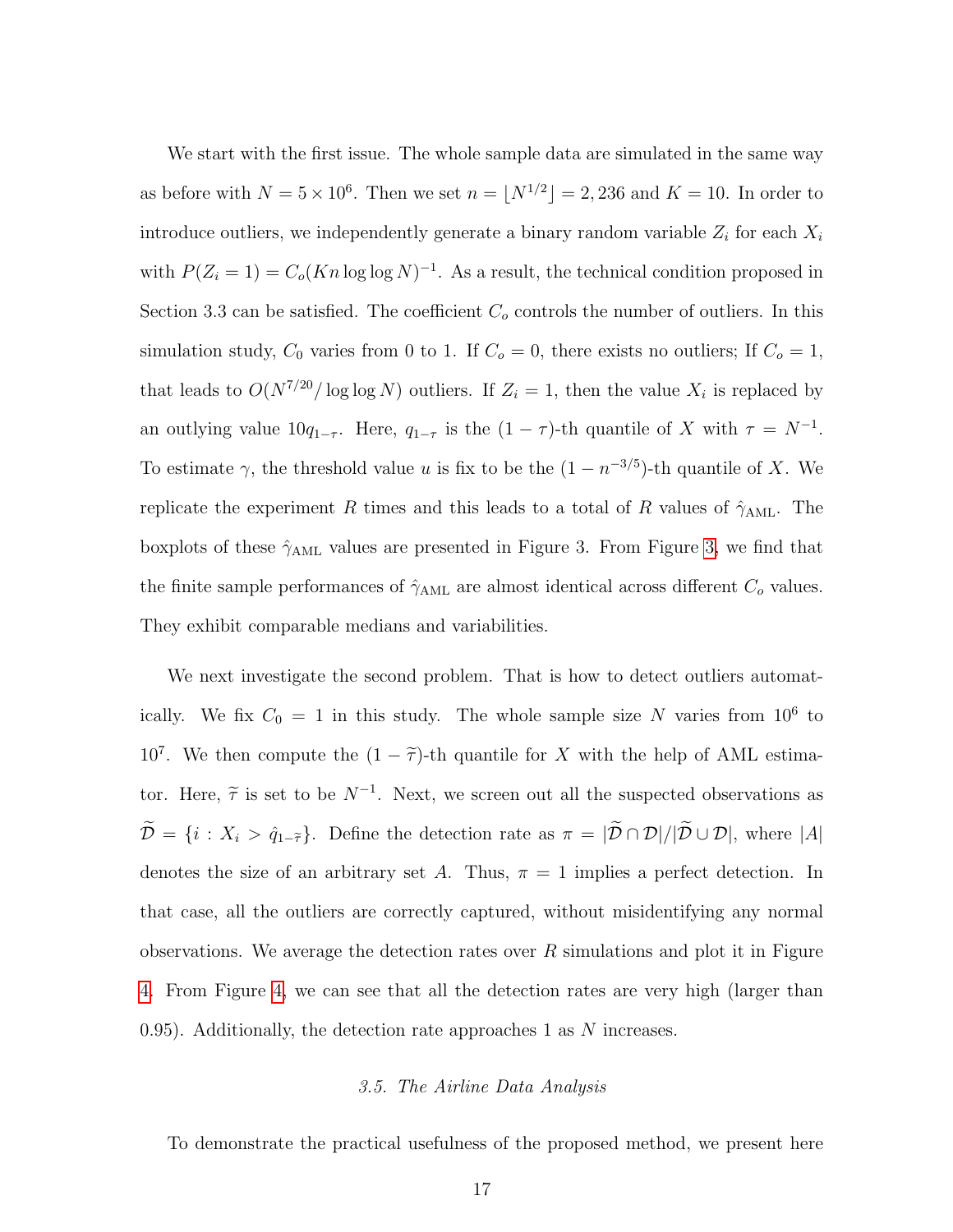We start with the first issue. The whole sample data are simulated in the same way as before with $N = 5 \times 10^6$. Then we set $n = \lfloor N^{1/2} \rfloor = 2,236$ and $K = 10$. In order to introduce outliers, we independently generate a binary random variable $Z_i$ for each $X_i$ with $P(Z_i = 1) = C_o(Kn \log\log N)^{-1}$. As a result, the technical condition proposed in Section 3.3 can be satisfied. The coefficient $C_o$ controls the number of outliers. In this simulation study, $C_0$ varies from 0 to 1. If $C_o = 0$, there exists no outliers; If $C_o = 1$, that leads to $O(N^{7/20}/\log\log N)$ outliers. If $Z_i = 1$, then the value $X_i$ is replaced by an outlying value $10q_{1-\tau}$. Here, $q_{1-\tau}$ is the $(1-\tau)$-th quantile of $X$ with $\tau = N^{-1}$. To estimate $\gamma$, the threshold value $u$ is fix to be the $(1 - n^{-3/5})$-th quantile of $X$. We replicate the experiment $R$ times and this leads to a total of $R$ values of $\hat{\gamma}_{\text{AML}}$. The boxplots of these $\hat{\gamma}_{\text{AML}}$ values are presented in Figure 3. From Figure 3, we find that the finite sample performances of $\hat{\gamma}_{\text{AML}}$ are almost identical across different $C_o$ values. They exhibit comparable medians and variabilities.

We next investigate the second problem. That is how to detect outliers automatically. We fix $C_0 = 1$ in this study. The whole sample size $N$ varies from $10^6$ to $10^7$. We then compute the $(1 - \widetilde{\tau})$-th quantile for $X$ with the help of AML estimator. Here, $\widetilde{\tau}$ is set to be $N^{-1}$. Next, we screen out all the suspected observations as $\widetilde{\mathcal{D}} = \{i : X_i > \hat{q}_{1-\widetilde{\tau}}\}$. Define the detection rate as $\pi = |\widetilde{\mathcal{D}} \cap \mathcal{D}|/|\widetilde{\mathcal{D}} \cup \mathcal{D}|$, where $|A|$ denotes the size of an arbitrary set $A$. Thus, $\pi = 1$ implies a perfect detection. In that case, all the outliers are correctly captured, without misidentifying any normal observations. We average the detection rates over $R$ simulations and plot it in Figure 4. From Figure 4, we can see that all the detection rates are very high (larger than 0.95). Additionally, the detection rate approaches 1 as $N$ increases.

### *3.5. The Airline Data Analysis*

To demonstrate the practical usefulness of the proposed method, we present here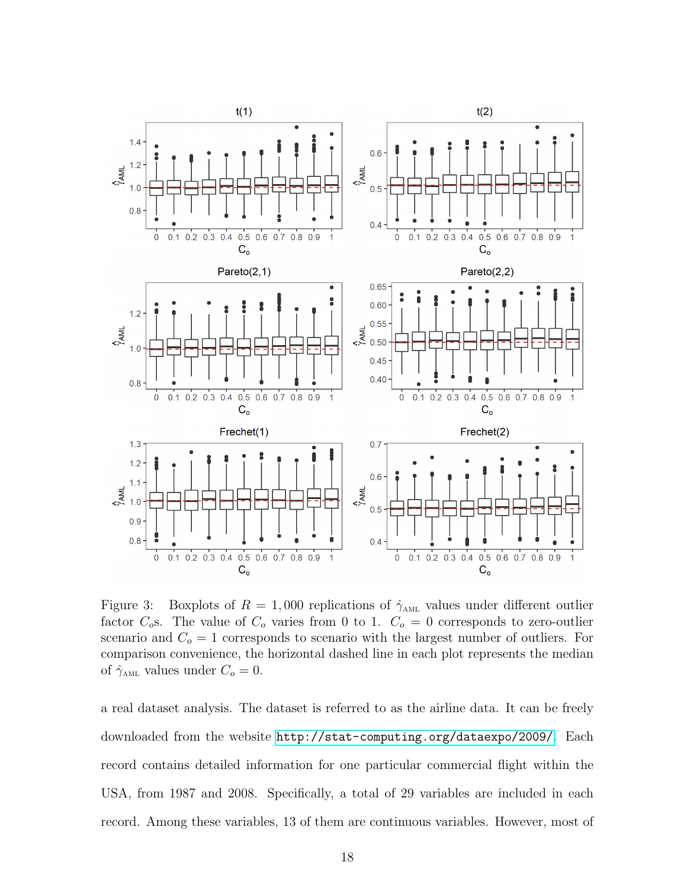Figure 3: Boxplots of $R = 1,000$ replications of $\hat{\gamma}_{\text{AML}}$ values under different outlier factor $C_o$s. The value of $C_o$ varies from 0 to 1. $C_o = 0$ corresponds to zero-outlier scenario and $C_o = 1$ corresponds to scenario with the largest number of outliers. For comparison convenience, the horizontal dashed line in each plot represents the median of $\hat{\gamma}_{\text{AML}}$ values under $C_o = 0$.

a real dataset analysis. The dataset is referred to as the airline data. It can be freely downloaded from the website http://stat-computing.org/dataexpo/2009/. Each record contains detailed information for one particular commercial flight within the USA, from 1987 and 2008. Specifically, a total of 29 variables are included in each record. Among these variables, 13 of them are continuous variables. However, most of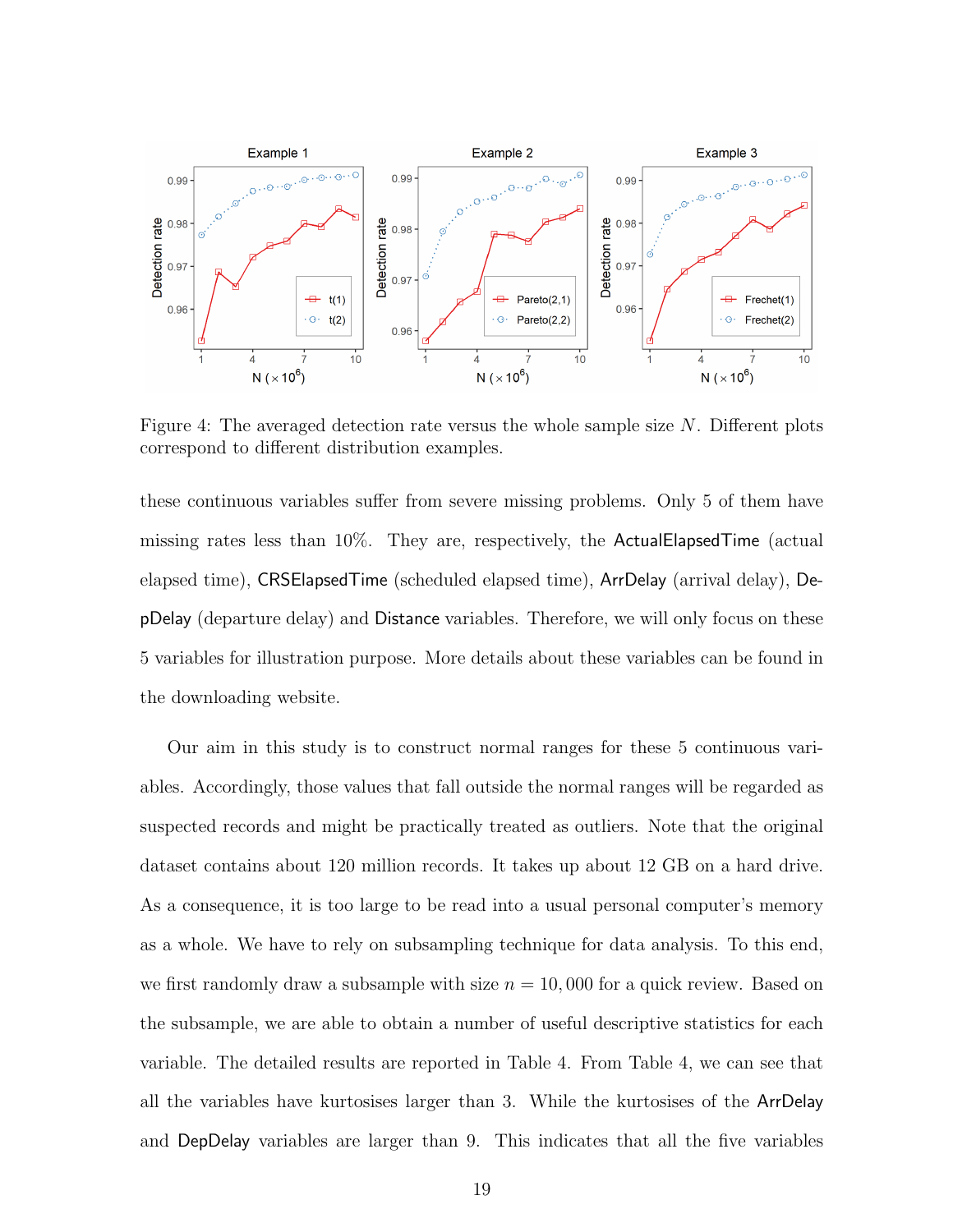Figure 4: The averaged detection rate versus the whole sample size $N$. Different plots correspond to different distribution examples.

these continuous variables suffer from severe missing problems. Only 5 of them have missing rates less than 10%. They are, respectively, the ActualElapsedTime (actual elapsed time), CRSElapsedTime (scheduled elapsed time), ArrDelay (arrival delay), DepDelay (departure delay) and Distance variables. Therefore, we will only focus on these 5 variables for illustration purpose. More details about these variables can be found in the downloading website.

Our aim in this study is to construct normal ranges for these 5 continuous variables. Accordingly, those values that fall outside the normal ranges will be regarded as suspected records and might be practically treated as outliers. Note that the original dataset contains about 120 million records. It takes up about 12 GB on a hard drive. As a consequence, it is too large to be read into a usual personal computer's memory as a whole. We have to rely on subsampling technique for data analysis. To this end, we first randomly draw a subsample with size $n = 10,000$ for a quick review. Based on the subsample, we are able to obtain a number of useful descriptive statistics for each variable. The detailed results are reported in Table 4. From Table 4, we can see that all the variables have kurtosises larger than 3. While the kurtosises of the ArrDelay and DepDelay variables are larger than 9. This indicates that all the five variables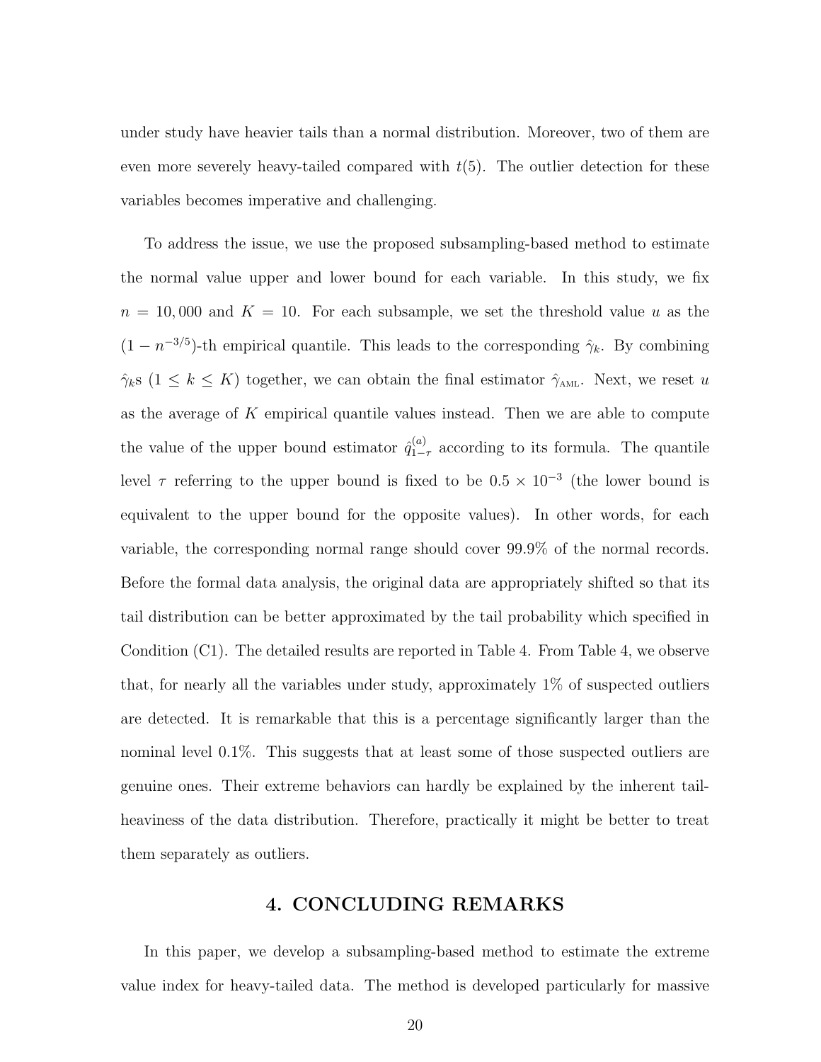under study have heavier tails than a normal distribution. Moreover, two of them are even more severely heavy-tailed compared with $t(5)$. The outlier detection for these variables becomes imperative and challenging.

To address the issue, we use the proposed subsampling-based method to estimate the normal value upper and lower bound for each variable. In this study, we fix $n = 10,000$ and $K = 10$. For each subsample, we set the threshold value $u$ as the $(1 - n^{-3/5})$-th empirical quantile. This leads to the corresponding $\hat{\gamma}_k$. By combining $\hat{\gamma}_k$s ($1 \leq k \leq K$) together, we can obtain the final estimator $\hat{\gamma}_{\text{AML}}$. Next, we reset $u$ as the average of $K$ empirical quantile values instead. Then we are able to compute the value of the upper bound estimator $\hat{q}^{(a)}_{1-\tau}$ according to its formula. The quantile level $\tau$ referring to the upper bound is fixed to be $0.5 \times 10^{-3}$ (the lower bound is equivalent to the upper bound for the opposite values). In other words, for each variable, the corresponding normal range should cover 99.9% of the normal records. Before the formal data analysis, the original data are appropriately shifted so that its tail distribution can be better approximated by the tail probability which specified in Condition (C1). The detailed results are reported in Table 4. From Table 4, we observe that, for nearly all the variables under study, approximately 1% of suspected outliers are detected. It is remarkable that this is a percentage significantly larger than the nominal level 0.1%. This suggests that at least some of those suspected outliers are genuine ones. Their extreme behaviors can hardly be explained by the inherent tail-heaviness of the data distribution. Therefore, practically it might be better to treat them separately as outliers.

## 4. CONCLUDING REMARKS

In this paper, we develop a subsampling-based method to estimate the extreme value index for heavy-tailed data. The method is developed particularly for massive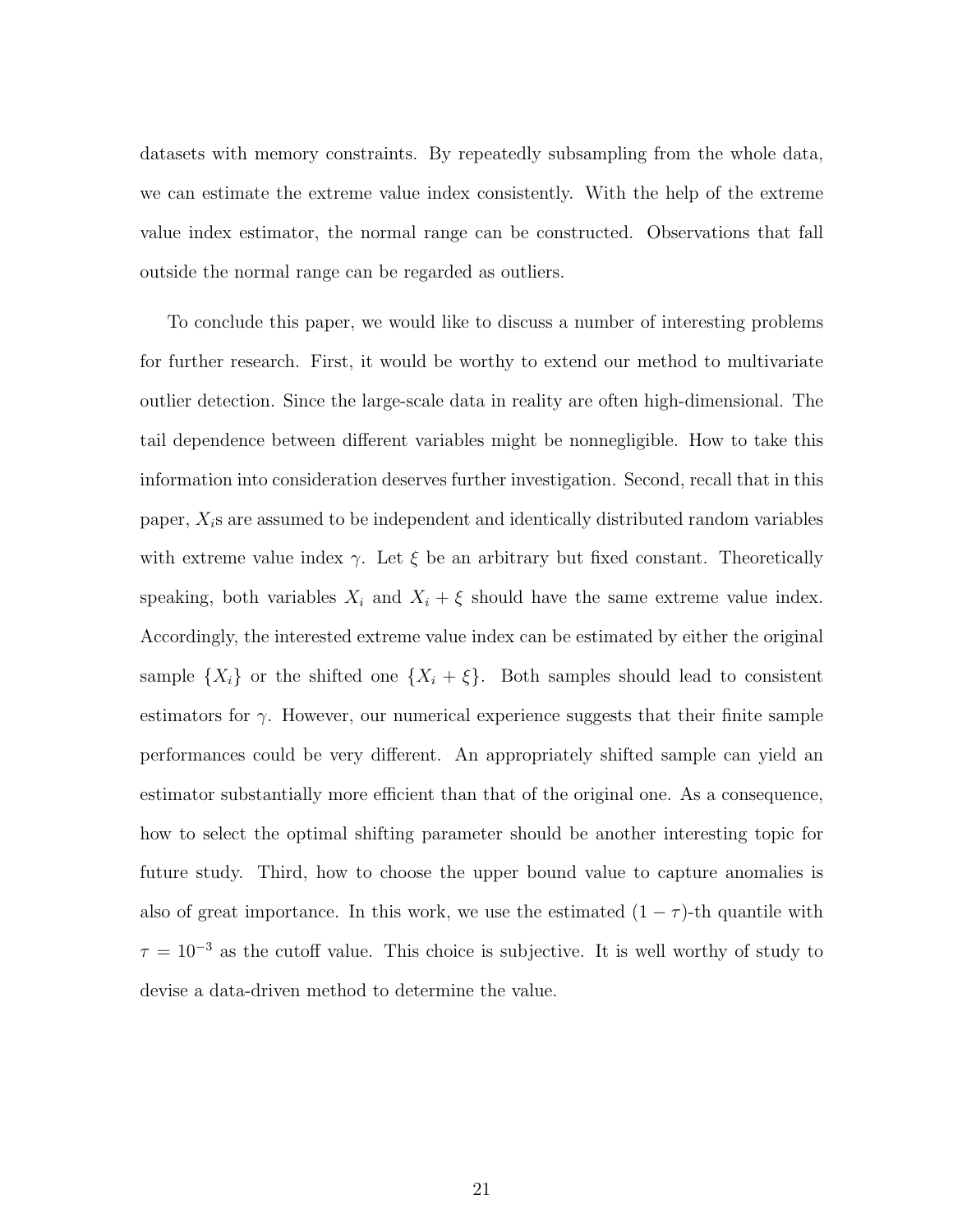datasets with memory constraints. By repeatedly subsampling from the whole data, we can estimate the extreme value index consistently. With the help of the extreme value index estimator, the normal range can be constructed. Observations that fall outside the normal range can be regarded as outliers.

To conclude this paper, we would like to discuss a number of interesting problems for further research. First, it would be worthy to extend our method to multivariate outlier detection. Since the large-scale data in reality are often high-dimensional. The tail dependence between different variables might be nonnegligible. How to take this information into consideration deserves further investigation. Second, recall that in this paper, $X_i$s are assumed to be independent and identically distributed random variables with extreme value index $\gamma$. Let $\xi$ be an arbitrary but fixed constant. Theoretically speaking, both variables $X_i$ and $X_i + \xi$ should have the same extreme value index. Accordingly, the interested extreme value index can be estimated by either the original sample $\{X_i\}$ or the shifted one $\{X_i + \xi\}$. Both samples should lead to consistent estimators for $\gamma$. However, our numerical experience suggests that their finite sample performances could be very different. An appropriately shifted sample can yield an estimator substantially more efficient than that of the original one. As a consequence, how to select the optimal shifting parameter should be another interesting topic for future study. Third, how to choose the upper bound value to capture anomalies is also of great importance. In this work, we use the estimated $(1 - \tau)$-th quantile with $\tau = 10^{-3}$ as the cutoff value. This choice is subjective. It is well worthy of study to devise a data-driven method to determine the value.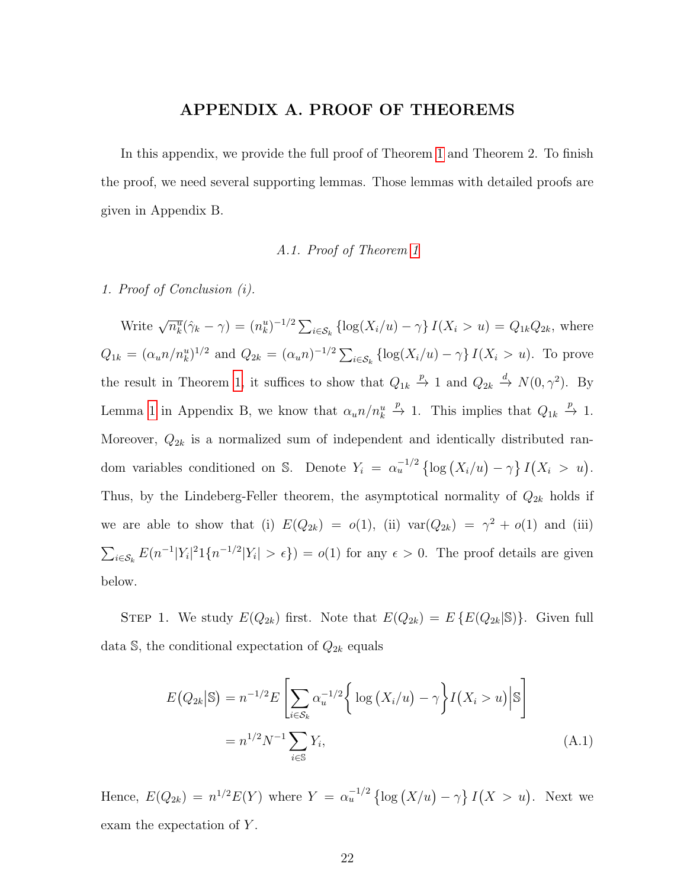# APPENDIX A. PROOF OF THEOREMS

In this appendix, we provide the full proof of Theorem 1 and Theorem 2. To finish the proof, we need several supporting lemmas. Those lemmas with detailed proofs are given in Appendix B.

*A.1. Proof of Theorem 1*

*1. Proof of Conclusion (i).*

Write $\sqrt{n_k^u}(\hat{\gamma}_k - \gamma) = (n_k^u)^{-1/2} \sum_{i \in \mathcal{S}_k} \{\log(X_i/u) - \gamma\} I(X_i > u) = Q_{1k} Q_{2k}$, where $Q_{1k} = (\alpha_u n / n_k^u)^{1/2}$ and $Q_{2k} = (\alpha_u n)^{-1/2} \sum_{i \in \mathcal{S}_k} \{\log(X_i/u) - \gamma\} I(X_i > u)$. To prove the result in Theorem 1, it suffices to show that $Q_{1k} \xrightarrow{p} 1$ and $Q_{2k} \xrightarrow{d} N(0, \gamma^2)$. By Lemma 1 in Appendix B, we know that $\alpha_u n / n_k^u \xrightarrow{p} 1$. This implies that $Q_{1k} \xrightarrow{p} 1$. Moreover, $Q_{2k}$ is a normalized sum of independent and identically distributed random variables conditioned on $\mathbb{S}$. Denote $Y_i = \alpha_u^{-1/2} \{\log(X_i/u) - \gamma\} I(X_i > u)$. Thus, by the Lindeberg-Feller theorem, the asymptotical normality of $Q_{2k}$ holds if we are able to show that (i) $E(Q_{2k}) = o(1)$, (ii) $\text{var}(Q_{2k}) = \gamma^2 + o(1)$ and (iii) $\sum_{i \in \mathcal{S}_k} E(n^{-1}|Y_i|^2 1\{n^{-1/2}|Y_i| > \epsilon\}) = o(1)$ for any $\epsilon > 0$. The proof details are given below.

Step 1. We study $E(Q_{2k})$ first. Note that $E(Q_{2k}) = E\{E(Q_{2k}|\mathbb{S})\}$. Given full data $\mathbb{S}$, the conditional expectation of $Q_{2k}$ equals

$$
\begin{aligned}
E(Q_{2k}|\mathbb{S}) &= n^{-1/2} E\left[\sum_{i \in \mathcal{S}_k} \alpha_u^{-1/2} \Big\{ \log(X_i/u) - \gamma \Big\} I(X_i > u) \Big| \mathbb{S}\right] \\
&= n^{1/2} N^{-1} \sum_{i \in \mathbb{S}} Y_i, \qquad \text{(A.1)}
\end{aligned}
$$

Hence, $E(Q_{2k}) = n^{1/2} E(Y)$ where $Y = \alpha_u^{-1/2} \{\log(X/u) - \gamma\} I(X > u)$. Next we exam the expectation of $Y$.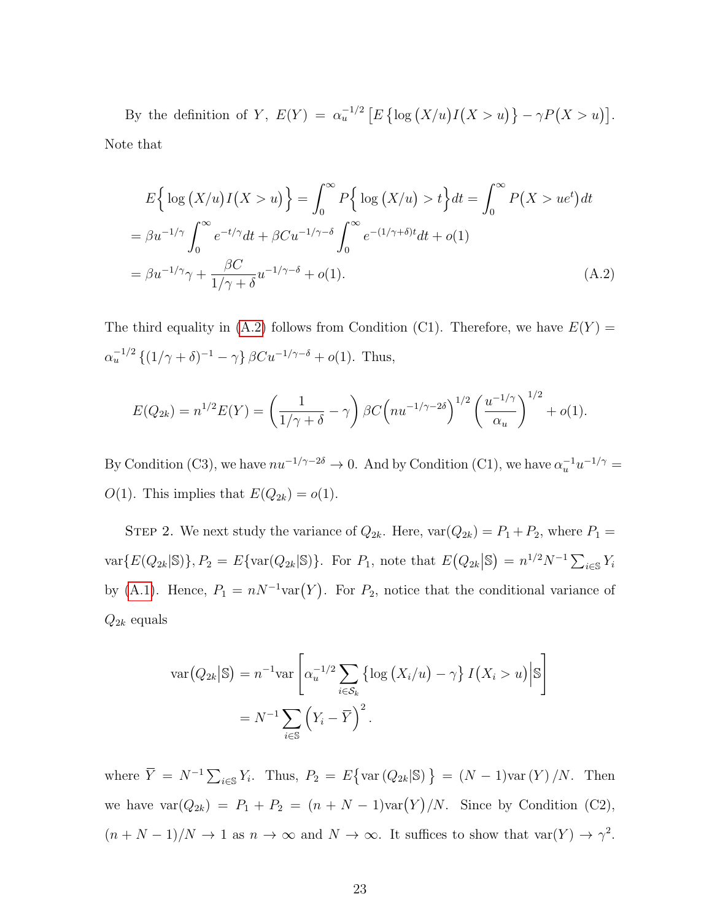By the definition of $Y$, $E(Y) = \alpha_u^{-1/2}\left[E\left\{\log\left(X/u\right)I\left(X > u\right)\right\} - \gamma P\left(X > u\right)\right]$. Note that

$$
\begin{aligned}
E\Big\{\log\left(X/u\right)I\left(X > u\right)\Big\} &= \int_0^\infty P\Big\{\log\left(X/u\right) > t\Big\}dt = \int_0^\infty P\left(X > ue^t\right)dt \\
&= \beta u^{-1/\gamma}\int_0^\infty e^{-t/\gamma}dt + \beta C u^{-1/\gamma-\delta}\int_0^\infty e^{-(1/\gamma+\delta)t}dt + o(1) \\
&= \beta u^{-1/\gamma}\gamma + \frac{\beta C}{1/\gamma+\delta}u^{-1/\gamma-\delta} + o(1).
\end{aligned}
\tag{A.2}
$$

The third equality in (A.2) follows from Condition (C1). Therefore, we have $E(Y) = \alpha_u^{-1/2}\left\{(1/\gamma+\delta)^{-1} - \gamma\right\}\beta C u^{-1/\gamma-\delta} + o(1)$. Thus,

$$
E(Q_{2k}) = n^{1/2}E(Y) = \left(\frac{1}{1/\gamma+\delta} - \gamma\right)\beta C\Big(nu^{-1/\gamma-2\delta}\Big)^{1/2}\left(\frac{u^{-1/\gamma}}{\alpha_u}\right)^{1/2} + o(1).
$$

By Condition (C3), we have $nu^{-1/\gamma-2\delta} \to 0$. And by Condition (C1), we have $\alpha_u^{-1}u^{-1/\gamma} = O(1)$. This implies that $E(Q_{2k}) = o(1)$.

Step 2. We next study the variance of $Q_{2k}$. Here, $\mathrm{var}(Q_{2k}) = P_1 + P_2$, where $P_1 = \mathrm{var}\{E(Q_{2k}|\mathbb{S})\}$, $P_2 = E\{\mathrm{var}(Q_{2k}|\mathbb{S})\}$. For $P_1$, note that $E\left(Q_{2k}\middle|\mathbb{S}\right) = n^{1/2}N^{-1}\sum_{i\in\mathbb{S}}Y_i$ by (A.1). Hence, $P_1 = nN^{-1}\mathrm{var}\left(Y\right)$. For $P_2$, notice that the conditional variance of $Q_{2k}$ equals

$$
\begin{aligned}
\mathrm{var}\left(Q_{2k}\middle|\mathbb{S}\right) &= n^{-1}\mathrm{var}\left[\alpha_u^{-1/2}\sum_{i\in\mathcal{S}_k}\left\{\log\left(X_i/u\right) - \gamma\right\}I\left(X_i > u\right)\middle|\mathbb{S}\right] \\
&= N^{-1}\sum_{i\in\mathbb{S}}\left(Y_i - \overline{Y}\right)^2.
\end{aligned}
$$

where $\overline{Y} = N^{-1}\sum_{i\in\mathbb{S}}Y_i$. Thus, $P_2 = E\big\{\mathrm{var}\left(Q_{2k}|\mathbb{S}\right)\big\} = (N-1)\mathrm{var}\left(Y\right)/N$. Then we have $\mathrm{var}(Q_{2k}) = P_1 + P_2 = (n+N-1)\mathrm{var}\left(Y\right)/N$. Since by Condition (C2), $(n+N-1)/N \to 1$ as $n \to \infty$ and $N \to \infty$. It suffices to show that $\mathrm{var}(Y) \to \gamma^2$.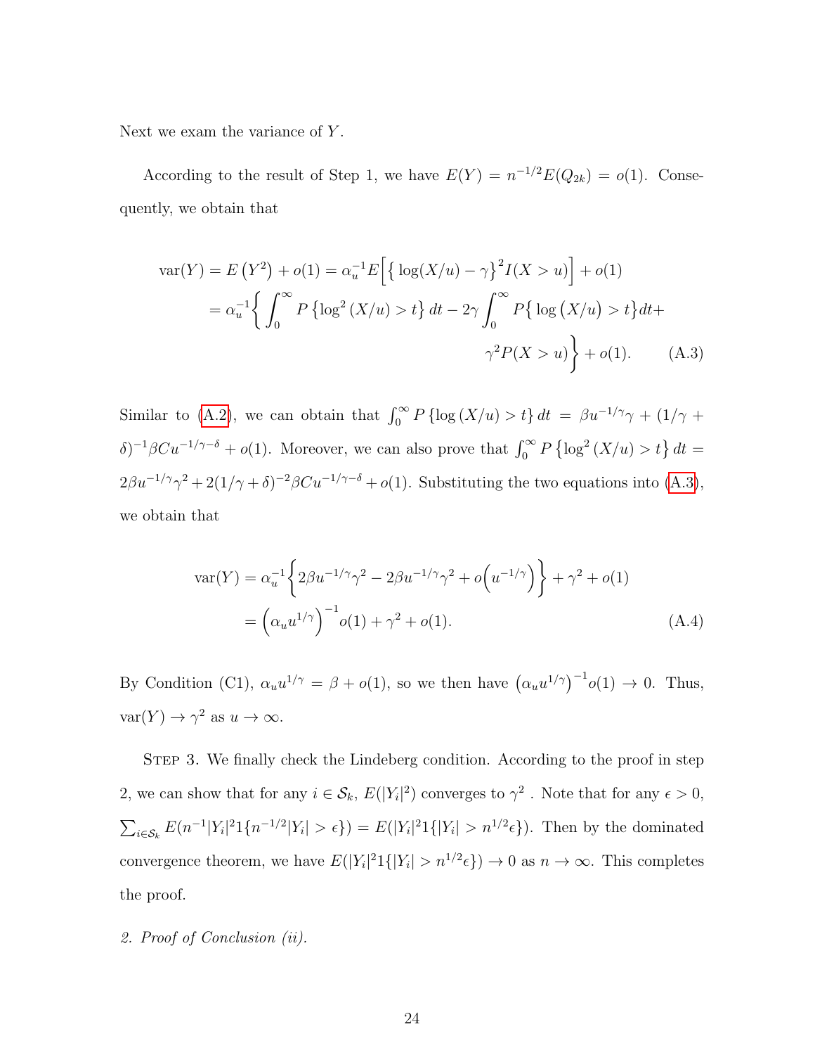Next we exam the variance of $Y$.

According to the result of Step 1, we have $E(Y) = n^{-1/2}E(Q_{2k}) = o(1)$. Consequently, we obtain that

$$
\begin{aligned}
\text{var}(Y) = E\left(Y^2\right) + o(1) &= \alpha_u^{-1} E\Big[\big\{\log(X/u) - \gamma\big\}^2 I(X > u)\Big] + o(1) \\
&= \alpha_u^{-1}\bigg\{\int_0^\infty P\left\{\log^2\left(X/u\right) > t\right\} dt - 2\gamma \int_0^\infty P\big\{\log\left(X/u\right) > t\big\} dt + \\
&\qquad\qquad \gamma^2 P(X > u)\bigg\} + o(1). \qquad \text{(A.3)}
\end{aligned}
$$

Similar to (A.2), we can obtain that $\int_0^\infty P\left\{\log\left(X/u\right) > t\right\} dt = \beta u^{-1/\gamma}\gamma + (1/\gamma + \delta)^{-1}\beta C u^{-1/\gamma-\delta} + o(1)$. Moreover, we can also prove that $\int_0^\infty P\left\{\log^2\left(X/u\right) > t\right\} dt = 2\beta u^{-1/\gamma}\gamma^2 + 2(1/\gamma+\delta)^{-2}\beta C u^{-1/\gamma-\delta} + o(1)$. Substituting the two equations into (A.3), we obtain that

$$
\begin{aligned}
\text{var}(Y) &= \alpha_u^{-1}\bigg\{2\beta u^{-1/\gamma}\gamma^2 - 2\beta u^{-1/\gamma}\gamma^2 + o\Big(u^{-1/\gamma}\Big)\bigg\} + \gamma^2 + o(1) \\
&= \Big(\alpha_u u^{1/\gamma}\Big)^{-1} o(1) + \gamma^2 + o(1). \qquad \text{(A.4)}
\end{aligned}
$$

By Condition (C1), $\alpha_u u^{1/\gamma} = \beta + o(1)$, so we then have $\left(\alpha_u u^{1/\gamma}\right)^{-1} o(1) \to 0$. Thus, $\text{var}(Y) \to \gamma^2$ as $u \to \infty$.

Step 3. We finally check the Lindeberg condition. According to the proof in step 2, we can show that for any $i \in \mathcal{S}_k$, $E(|Y_i|^2)$ converges to $\gamma^2$ . Note that for any $\epsilon > 0$, $\sum_{i\in\mathcal{S}_k} E(n^{-1}|Y_i|^2 1\{n^{-1/2}|Y_i| > \epsilon\}) = E(|Y_i|^2 1\{|Y_i| > n^{1/2}\epsilon\})$. Then by the dominated convergence theorem, we have $E(|Y_i|^2 1\{|Y_i| > n^{1/2}\epsilon\}) \to 0$ as $n \to \infty$. This completes the proof.

*2. Proof of Conclusion (ii).*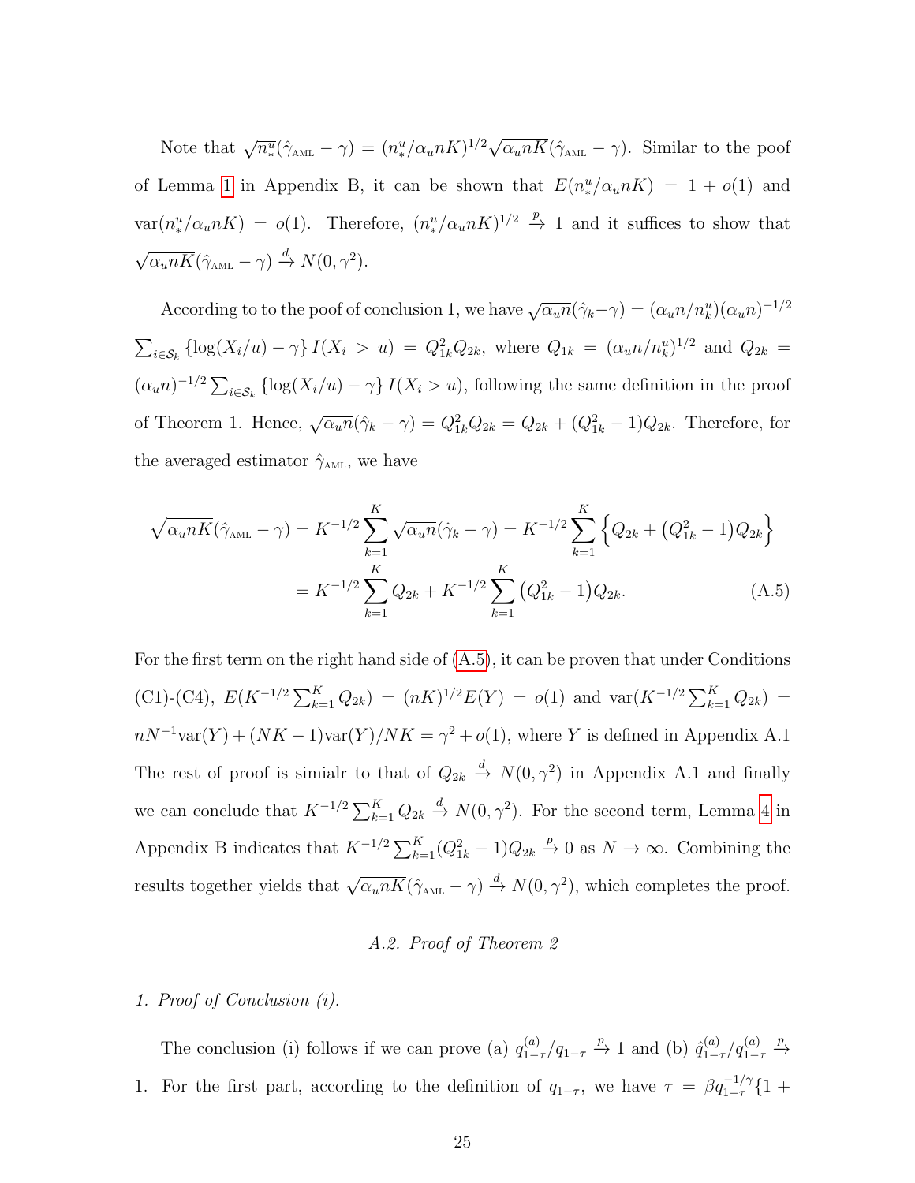Note that $\sqrt{n_*^u}(\hat{\gamma}_{\text{AML}} - \gamma) = (n_*^u/\alpha_u nK)^{1/2}\sqrt{\alpha_u nK}(\hat{\gamma}_{\text{AML}} - \gamma)$. Similar to the poof of Lemma 1 in Appendix B, it can be shown that $E(n_*^u/\alpha_u nK) = 1 + o(1)$ and $\text{var}(n_*^u/\alpha_u nK) = o(1)$. Therefore, $(n_*^u/\alpha_u nK)^{1/2} \xrightarrow{p} 1$ and it suffices to show that $\sqrt{\alpha_u nK}(\hat{\gamma}_{\text{AML}} - \gamma) \xrightarrow{d} N(0, \gamma^2)$.

According to to the proof of conclusion 1, we have $\sqrt{\alpha_u n}(\hat{\gamma}_k - \gamma) = (\alpha_u n/n_k^u)(\alpha_u n)^{-1/2} \sum_{i\in\mathcal{S}_k} \{\log(X_i/u) - \gamma\} I(X_i > u) = Q_{1k}^2 Q_{2k}$, where $Q_{1k} = (\alpha_u n/n_k^u)^{1/2}$ and $Q_{2k} = (\alpha_u n)^{-1/2}\sum_{i\in\mathcal{S}_k} \{\log(X_i/u) - \gamma\} I(X_i > u)$, following the same definition in the proof of Theorem 1. Hence, $\sqrt{\alpha_u n}(\hat{\gamma}_k - \gamma) = Q_{1k}^2 Q_{2k} = Q_{2k} + (Q_{1k}^2 - 1)Q_{2k}$. Therefore, for the averaged estimator $\hat{\gamma}_{\text{AML}}$, we have

$$
\begin{aligned}
\sqrt{\alpha_u nK}(\hat{\gamma}_{\text{AML}} - \gamma) &= K^{-1/2}\sum_{k=1}^{K}\sqrt{\alpha_u n}(\hat{\gamma}_k - \gamma) = K^{-1/2}\sum_{k=1}^{K}\Big\{Q_{2k} + \big(Q_{1k}^2 - 1\big)Q_{2k}\Big\} \\
&= K^{-1/2}\sum_{k=1}^{K} Q_{2k} + K^{-1/2}\sum_{k=1}^{K}\big(Q_{1k}^2 - 1\big)Q_{2k}. \qquad \text{(A.5)}
\end{aligned}
$$

For the first term on the right hand side of (A.5), it can be proven that under Conditions (C1)-(C4), $E(K^{-1/2}\sum_{k=1}^{K} Q_{2k}) = (nK)^{1/2}E(Y) = o(1)$ and $\text{var}(K^{-1/2}\sum_{k=1}^{K} Q_{2k}) = nN^{-1}\text{var}(Y) + (NK-1)\text{var}(Y)/NK = \gamma^2 + o(1)$, where $Y$ is defined in Appendix A.1 The rest of proof is simialr to that of $Q_{2k} \xrightarrow{d} N(0, \gamma^2)$ in Appendix A.1 and finally we can conclude that $K^{-1/2}\sum_{k=1}^{K} Q_{2k} \xrightarrow{d} N(0, \gamma^2)$. For the second term, Lemma 4 in Appendix B indicates that $K^{-1/2}\sum_{k=1}^{K}(Q_{1k}^2 - 1)Q_{2k} \xrightarrow{p} 0$ as $N \to \infty$. Combining the results together yields that $\sqrt{\alpha_u nK}(\hat{\gamma}_{\text{AML}} - \gamma) \xrightarrow{d} N(0, \gamma^2)$, which completes the proof.

## *A.2. Proof of Theorem 2*

*1. Proof of Conclusion (i).*

The conclusion (i) follows if we can prove (a) $q_{1-\tau}^{(a)}/q_{1-\tau} \xrightarrow{p} 1$ and (b) $\hat{q}_{1-\tau}^{(a)}/q_{1-\tau}^{(a)} \xrightarrow{p} 1$. For the first part, according to the definition of $q_{1-\tau}$, we have $\tau = \beta q_{1-\tau}^{-1/\gamma}\{1 +$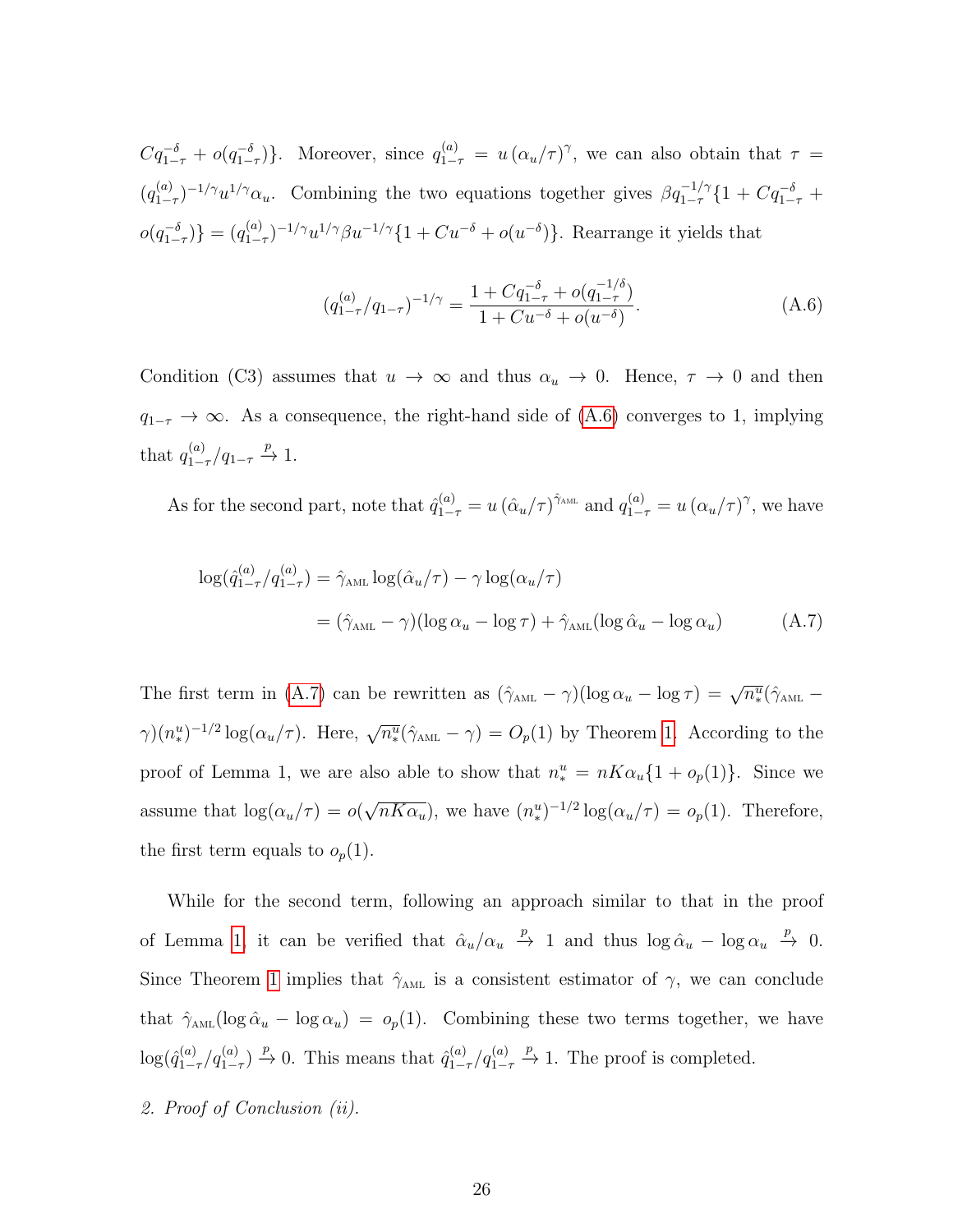$Cq_{1-\tau}^{-\delta} + o(q_{1-\tau}^{-\delta})\}$. Moreover, since $q_{1-\tau}^{(a)} = u\,(\alpha_u/\tau)^{\gamma}$, we can also obtain that $\tau = (q_{1-\tau}^{(a)})^{-1/\gamma} u^{1/\gamma} \alpha_u$. Combining the two equations together gives $\beta q_{1-\tau}^{-1/\gamma}\{1 + Cq_{1-\tau}^{-\delta} + o(q_{1-\tau}^{-\delta})\} = (q_{1-\tau}^{(a)})^{-1/\gamma} u^{1/\gamma} \beta u^{-1/\gamma}\{1 + Cu^{-\delta} + o(u^{-\delta})\}$. Rearrange it yields that

$$(q_{1-\tau}^{(a)}/q_{1-\tau})^{-1/\gamma} = \frac{1 + Cq_{1-\tau}^{-\delta} + o(q_{1-\tau}^{-1/\delta})}{1 + Cu^{-\delta} + o(u^{-\delta})}. \tag{A.6}$$

Condition (C3) assumes that $u \to \infty$ and thus $\alpha_u \to 0$. Hence, $\tau \to 0$ and then $q_{1-\tau} \to \infty$. As a consequence, the right-hand side of (A.6) converges to 1, implying that $q_{1-\tau}^{(a)}/q_{1-\tau} \xrightarrow{p} 1$.

As for the second part, note that $\hat{q}_{1-\tau}^{(a)} = u\,(\hat{\alpha}_u/\tau)^{\hat{\gamma}_{\text{AML}}}$ and $q_{1-\tau}^{(a)} = u\,(\alpha_u/\tau)^{\gamma}$, we have

$$\begin{aligned}
\log(\hat{q}_{1-\tau}^{(a)}/q_{1-\tau}^{(a)}) &= \hat{\gamma}_{\text{AML}} \log(\hat{\alpha}_u/\tau) - \gamma \log(\alpha_u/\tau) \\
&= (\hat{\gamma}_{\text{AML}} - \gamma)(\log \alpha_u - \log \tau) + \hat{\gamma}_{\text{AML}}(\log \hat{\alpha}_u - \log \alpha_u)
\end{aligned} \tag{A.7}$$

The first term in (A.7) can be rewritten as $(\hat{\gamma}_{\text{AML}} - \gamma)(\log \alpha_u - \log \tau) = \sqrt{n_*^u}(\hat{\gamma}_{\text{AML}} - \gamma)(n_*^u)^{-1/2} \log(\alpha_u/\tau)$. Here, $\sqrt{n_*^u}(\hat{\gamma}_{\text{AML}} - \gamma) = O_p(1)$ by Theorem 1. According to the proof of Lemma 1, we are also able to show that $n_*^u = nK\alpha_u\{1 + o_p(1)\}$. Since we assume that $\log(\alpha_u/\tau) = o(\sqrt{nK\alpha_u})$, we have $(n_*^u)^{-1/2} \log(\alpha_u/\tau) = o_p(1)$. Therefore, the first term equals to $o_p(1)$.

While for the second term, following an approach similar to that in the proof of Lemma 1, it can be verified that $\hat{\alpha}_u/\alpha_u \xrightarrow{p} 1$ and thus $\log \hat{\alpha}_u - \log \alpha_u \xrightarrow{p} 0$. Since Theorem 1 implies that $\hat{\gamma}_{\text{AML}}$ is a consistent estimator of $\gamma$, we can conclude that $\hat{\gamma}_{\text{AML}}(\log \hat{\alpha}_u - \log \alpha_u) = o_p(1)$. Combining these two terms together, we have $\log(\hat{q}_{1-\tau}^{(a)}/q_{1-\tau}^{(a)}) \xrightarrow{p} 0$. This means that $\hat{q}_{1-\tau}^{(a)}/q_{1-\tau}^{(a)} \xrightarrow{p} 1$. The proof is completed.

*2. Proof of Conclusion (ii).*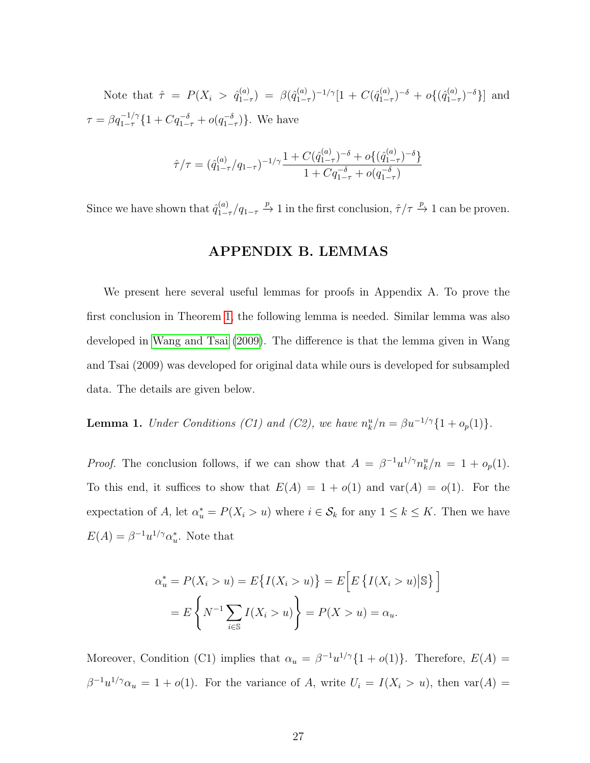Note that $\hat{\tau} = P(X_i > \hat{q}^{(a)}_{1-\tau}) = \beta(\hat{q}^{(a)}_{1-\tau})^{-1/\gamma}[1 + C(\hat{q}^{(a)}_{1-\tau})^{-\delta} + o\{(\hat{q}^{(a)}_{1-\tau})^{-\delta}\}]$ and $\tau = \beta q_{1-\tau}^{-1/\gamma}\{1 + Cq_{1-\tau}^{-\delta} + o(q_{1-\tau}^{-\delta})\}$. We have

$$\hat{\tau}/\tau = (\hat{q}^{(a)}_{1-\tau}/q_{1-\tau})^{-1/\gamma} \frac{1 + C(\hat{q}^{(a)}_{1-\tau})^{-\delta} + o\{(\hat{q}^{(a)}_{1-\tau})^{-\delta}\}}{1 + Cq_{1-\tau}^{-\delta} + o(q_{1-\tau}^{-\delta})}$$

Since we have shown that $\hat{q}^{(a)}_{1-\tau}/q_{1-\tau} \xrightarrow{p} 1$ in the first conclusion, $\hat{\tau}/\tau \xrightarrow{p} 1$ can be proven.

## APPENDIX B. LEMMAS

We present here several useful lemmas for proofs in Appendix A. To prove the first conclusion in Theorem 1, the following lemma is needed. Similar lemma was also developed in Wang and Tsai (2009). The difference is that the lemma given in Wang and Tsai (2009) was developed for original data while ours is developed for subsampled data. The details are given below.

**Lemma 1.** *Under Conditions (C1) and (C2), we have $n_k^u/n = \beta u^{-1/\gamma}\{1 + o_p(1)\}$.*

*Proof.* The conclusion follows, if we can show that $A = \beta^{-1}u^{1/\gamma}n_k^u/n = 1 + o_p(1)$. To this end, it suffices to show that $E(A) = 1 + o(1)$ and $\text{var}(A) = o(1)$. For the expectation of $A$, let $\alpha_u^* = P(X_i > u)$ where $i \in \mathcal{S}_k$ for any $1 \le k \le K$. Then we have $E(A) = \beta^{-1}u^{1/\gamma}\alpha_u^*$. Note that

$$\begin{aligned}
\alpha_u^* = P(X_i > u) = E\big\{I(X_i > u)\big\} = E\Big[E\left\{I(X_i > u)\middle|\mathbb{S}\right\}\Big] \\
= E\left\{N^{-1}\sum_{i \in \mathbb{S}} I(X_i > u)\right\} = P(X > u) = \alpha_u.
\end{aligned}$$

Moreover, Condition (C1) implies that $\alpha_u = \beta^{-1}u^{1/\gamma}\{1 + o(1)\}$. Therefore, $E(A) = \beta^{-1}u^{1/\gamma}\alpha_u = 1 + o(1)$. For the variance of $A$, write $U_i = I(X_i > u)$, then $\text{var}(A) =$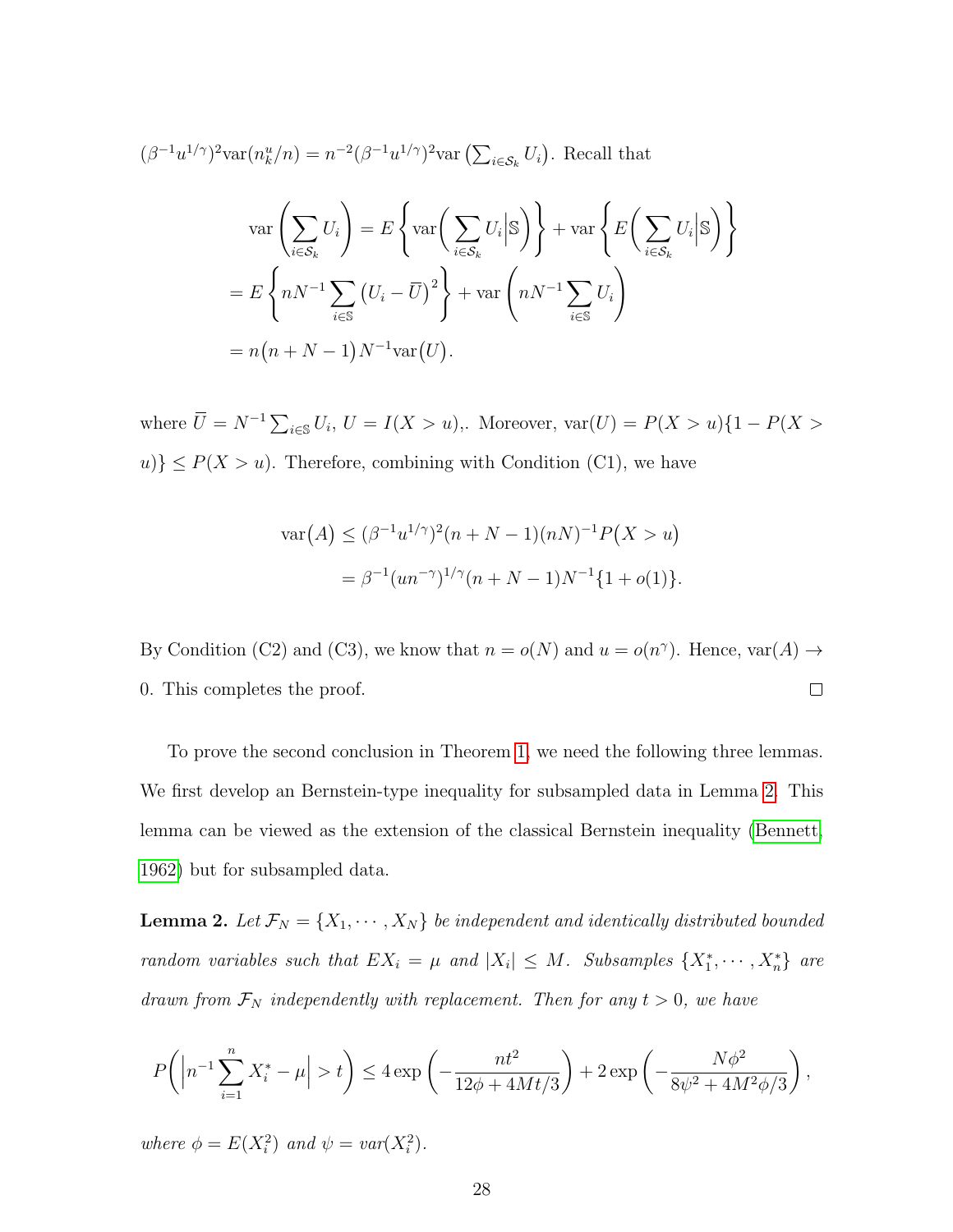$(\beta^{-1}u^{1/\gamma})^2\text{var}(n_k^u/n) = n^{-2}(\beta^{-1}u^{1/\gamma})^2\text{var}\left(\sum_{i\in\mathcal{S}_k} U_i\right)$. Recall that

$$
\begin{aligned}
&\text{var}\left(\sum_{i\in\mathcal{S}_k} U_i\right) = E\left\{\text{var}\bigg(\sum_{i\in\mathcal{S}_k} U_i\Big|\mathbb{S}\bigg)\right\} + \text{var}\left\{E\bigg(\sum_{i\in\mathcal{S}_k} U_i\Big|\mathbb{S}\bigg)\right\} \\
&= E\left\{nN^{-1}\sum_{i\in\mathbb{S}}\big(U_i - \overline{U}\big)^2\right\} + \text{var}\left(nN^{-1}\sum_{i\in\mathbb{S}} U_i\right) \\
&= n\big(n+N-1\big)N^{-1}\text{var}\big(U\big).
\end{aligned}
$$

where $\overline{U} = N^{-1}\sum_{i\in\mathbb{S}} U_i$, $U = I(X > u)$,. Moreover, $\text{var}(U) = P(X > u)\{1 - P(X > u)\} \le P(X > u)$. Therefore, combining with Condition (C1), we have

$$
\begin{aligned}
\text{var}\big(A\big) &\le (\beta^{-1}u^{1/\gamma})^2(n+N-1)(nN)^{-1}P\big(X > u\big) \\
&= \beta^{-1}(un^{-\gamma})^{1/\gamma}(n+N-1)N^{-1}\{1 + o(1)\}.
\end{aligned}
$$

By Condition (C2) and (C3), we know that $n = o(N)$ and $u = o(n^\gamma)$. Hence, $\text{var}(A) \to 0$. This completes the proof. □

To prove the second conclusion in Theorem 1, we need the following three lemmas. We first develop an Bernstein-type inequality for subsampled data in Lemma 2. This lemma can be viewed as the extension of the classical Bernstein inequality (Bennett, 1962) but for subsampled data.

**Lemma 2.** *Let $\mathcal{F}_N = \{X_1, \cdots, X_N\}$ be independent and identically distributed bounded random variables such that $EX_i = \mu$ and $|X_i| \le M$. Subsamples $\{X_1^*, \cdots, X_n^*\}$ are drawn from $\mathcal{F}_N$ independently with replacement. Then for any $t > 0$, we have*

$$
P\bigg(\Big|n^{-1}\sum_{i=1}^n X_i^* - \mu\Big| > t\bigg) \le 4\exp\left(-\frac{nt^2}{12\phi + 4Mt/3}\right) + 2\exp\left(-\frac{N\phi^2}{8\psi^2 + 4M^2\phi/3}\right),
$$

*where $\phi = E(X_i^2)$ and $\psi = var(X_i^2)$.*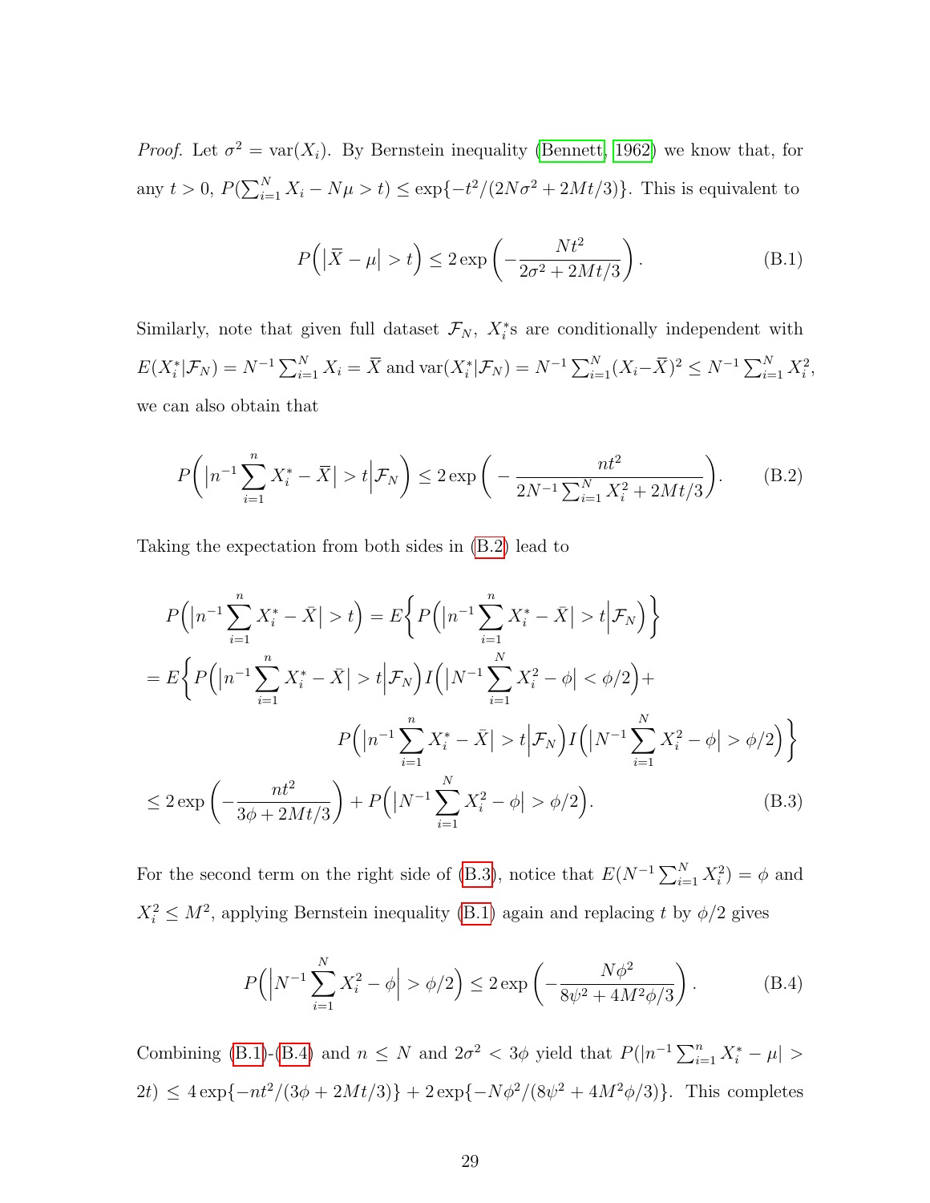*Proof.* Let $\sigma^2 = \text{var}(X_i)$. By Bernstein inequality (Bennett, 1962) we know that, for any $t > 0$, $P(\sum_{i=1}^N X_i - N\mu > t) \le \exp\{-t^2/(2N\sigma^2 + 2Mt/3)\}$. This is equivalent to

$$P\Big(\big|\overline{X} - \mu\big| > t\Big) \le 2\exp\left(-\frac{Nt^2}{2\sigma^2 + 2Mt/3}\right). \tag{B.1}$$

Similarly, note that given full dataset $\mathcal{F}_N$, $X_i^*$s are conditionally independent with $E(X_i^*|\mathcal{F}_N) = N^{-1}\sum_{i=1}^N X_i = \overline{X}$ and $\text{var}(X_i^*|\mathcal{F}_N) = N^{-1}\sum_{i=1}^N (X_i - \overline{X})^2 \le N^{-1}\sum_{i=1}^N X_i^2$, we can also obtain that

$$P\bigg(\Big|n^{-1}\sum_{i=1}^n X_i^* - \overline{X}\Big| > t\Big|\mathcal{F}_N\bigg) \le 2\exp\bigg(-\frac{nt^2}{2N^{-1}\sum_{i=1}^N X_i^2 + 2Mt/3}\bigg). \tag{B.2}$$

Taking the expectation from both sides in (B.2) lead to

$$\begin{aligned}
&P\Big(\big|n^{-1}\sum_{i=1}^n X_i^* - \bar{X}\big| > t\Big) = E\bigg\{P\Big(\big|n^{-1}\sum_{i=1}^n X_i^* - \bar{X}\big| > t\Big|\mathcal{F}_N\Big)\bigg\} \\
&= E\bigg\{P\Big(\big|n^{-1}\sum_{i=1}^n X_i^* - \bar{X}\big| > t\Big|\mathcal{F}_N\Big)I\Big(\big|N^{-1}\sum_{i=1}^N X_i^2 - \phi\big| < \phi/2\Big) + \\
&\qquad\qquad P\Big(\big|n^{-1}\sum_{i=1}^n X_i^* - \bar{X}\big| > t\Big|\mathcal{F}_N\Big)I\Big(\big|N^{-1}\sum_{i=1}^N X_i^2 - \phi\big| > \phi/2\Big)\bigg\} \\
&\le 2\exp\left(-\frac{nt^2}{3\phi + 2Mt/3}\right) + P\Big(\big|N^{-1}\sum_{i=1}^N X_i^2 - \phi\big| > \phi/2\Big).
\end{aligned} \tag{B.3}$$

For the second term on the right side of (B.3), notice that $E(N^{-1}\sum_{i=1}^N X_i^2) = \phi$ and $X_i^2 \le M^2$, applying Bernstein inequality (B.1) again and replacing $t$ by $\phi/2$ gives

$$P\Big(\Big|N^{-1}\sum_{i=1}^N X_i^2 - \phi\Big| > \phi/2\Big) \le 2\exp\left(-\frac{N\phi^2}{8\psi^2 + 4M^2\phi/3}\right). \tag{B.4}$$

Combining (B.1)-(B.4) and $n \le N$ and $2\sigma^2 < 3\phi$ yield that $P(|n^{-1}\sum_{i=1}^n X_i^* - \mu| > 2t) \le 4\exp\{-nt^2/(3\phi + 2Mt/3)\} + 2\exp\{-N\phi^2/(8\psi^2 + 4M^2\phi/3)\}$. This completes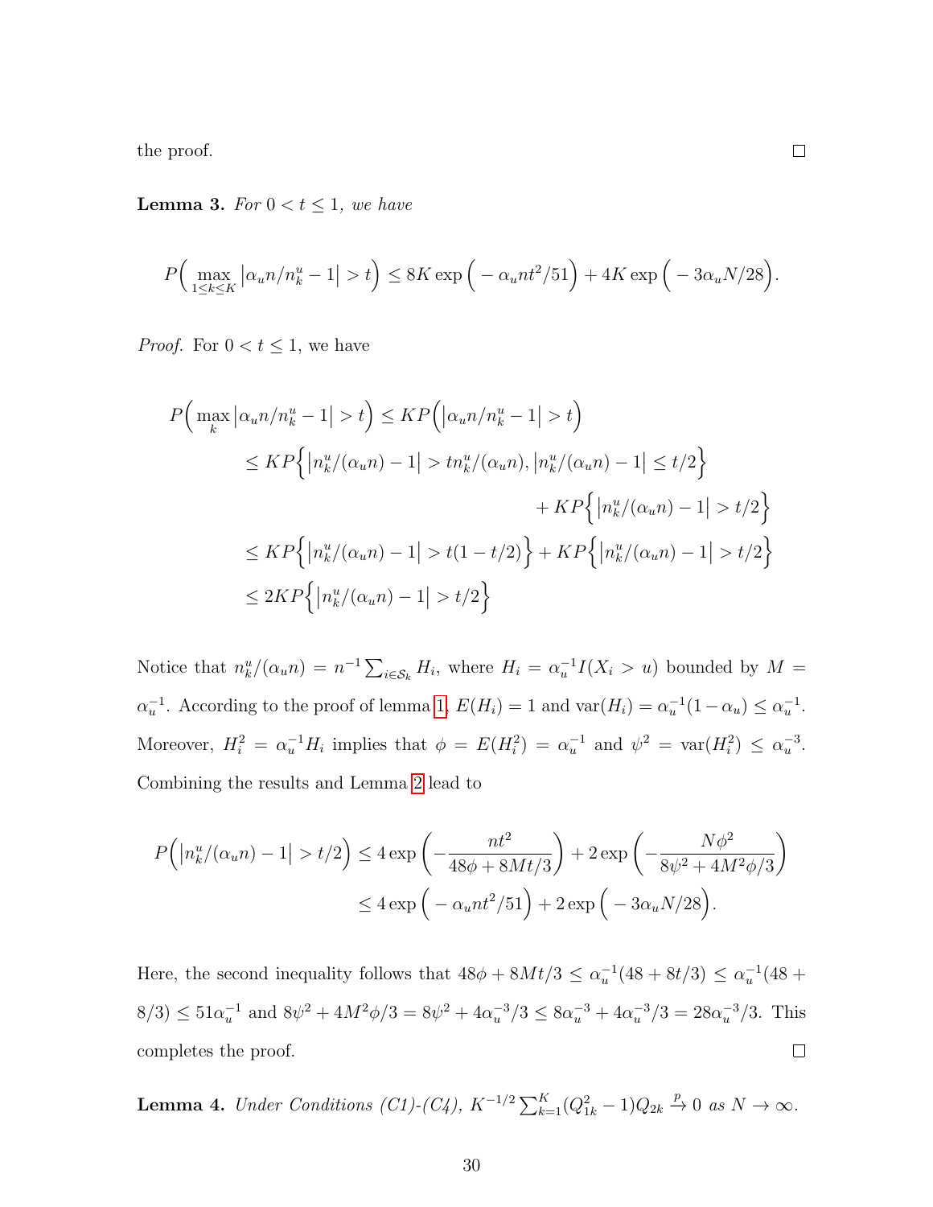the proof. ∎

**Lemma 3.** *For $0 < t \leq 1$, we have*

$$P\Big(\max_{1\leq k\leq K} \big|\alpha_u n/n_k^u - 1\big| > t\Big) \leq 8K\exp\Big(-\alpha_u n t^2/51\Big) + 4K\exp\Big(-3\alpha_u N/28\Big).$$

*Proof.* For $0 < t \leq 1$, we have

$$\begin{aligned}
P\Big(\max_k \big|\alpha_u n/n_k^u - 1\big| > t\Big) &\leq KP\Big(\big|\alpha_u n/n_k^u - 1\big| > t\Big) \\
&\leq KP\Big\{\big|n_k^u/(\alpha_u n) - 1\big| > t n_k^u/(\alpha_u n), \big|n_k^u/(\alpha_u n) - 1\big| \leq t/2\Big\} \\
&\qquad\qquad\qquad\qquad + KP\Big\{\big|n_k^u/(\alpha_u n) - 1\big| > t/2\Big\} \\
&\leq KP\Big\{\big|n_k^u/(\alpha_u n) - 1\big| > t(1 - t/2)\Big\} + KP\Big\{\big|n_k^u/(\alpha_u n) - 1\big| > t/2\Big\} \\
&\leq 2KP\Big\{\big|n_k^u/(\alpha_u n) - 1\big| > t/2\Big\}
\end{aligned}$$

Notice that $n_k^u/(\alpha_u n) = n^{-1}\sum_{i\in\mathcal{S}_k} H_i$, where $H_i = \alpha_u^{-1} I(X_i > u)$ bounded by $M = \alpha_u^{-1}$. According to the proof of lemma 1, $E(H_i) = 1$ and $\text{var}(H_i) = \alpha_u^{-1}(1-\alpha_u) \leq \alpha_u^{-1}$. Moreover, $H_i^2 = \alpha_u^{-1} H_i$ implies that $\phi = E(H_i^2) = \alpha_u^{-1}$ and $\psi^2 = \text{var}(H_i^2) \leq \alpha_u^{-3}$. Combining the results and Lemma 2 lead to

$$\begin{aligned}
P\Big(\big|n_k^u/(\alpha_u n) - 1\big| > t/2\Big) &\leq 4\exp\left(-\frac{nt^2}{48\phi + 8Mt/3}\right) + 2\exp\left(-\frac{N\phi^2}{8\psi^2 + 4M^2\phi/3}\right) \\
&\leq 4\exp\Big(-\alpha_u n t^2/51\Big) + 2\exp\Big(-3\alpha_u N/28\Big).
\end{aligned}$$

Here, the second inequality follows that $48\phi + 8Mt/3 \leq \alpha_u^{-1}(48 + 8t/3) \leq \alpha_u^{-1}(48 + 8/3) \leq 51\alpha_u^{-1}$ and $8\psi^2 + 4M^2\phi/3 = 8\psi^2 + 4\alpha_u^{-3}/3 \leq 8\alpha_u^{-3} + 4\alpha_u^{-3}/3 = 28\alpha_u^{-3}/3$. This completes the proof. ∎

**Lemma 4.** *Under Conditions (C1)-(C4), $K^{-1/2}\sum_{k=1}^K (Q_{1k}^2 - 1)Q_{2k} \xrightarrow{p} 0$ as $N \to \infty$.*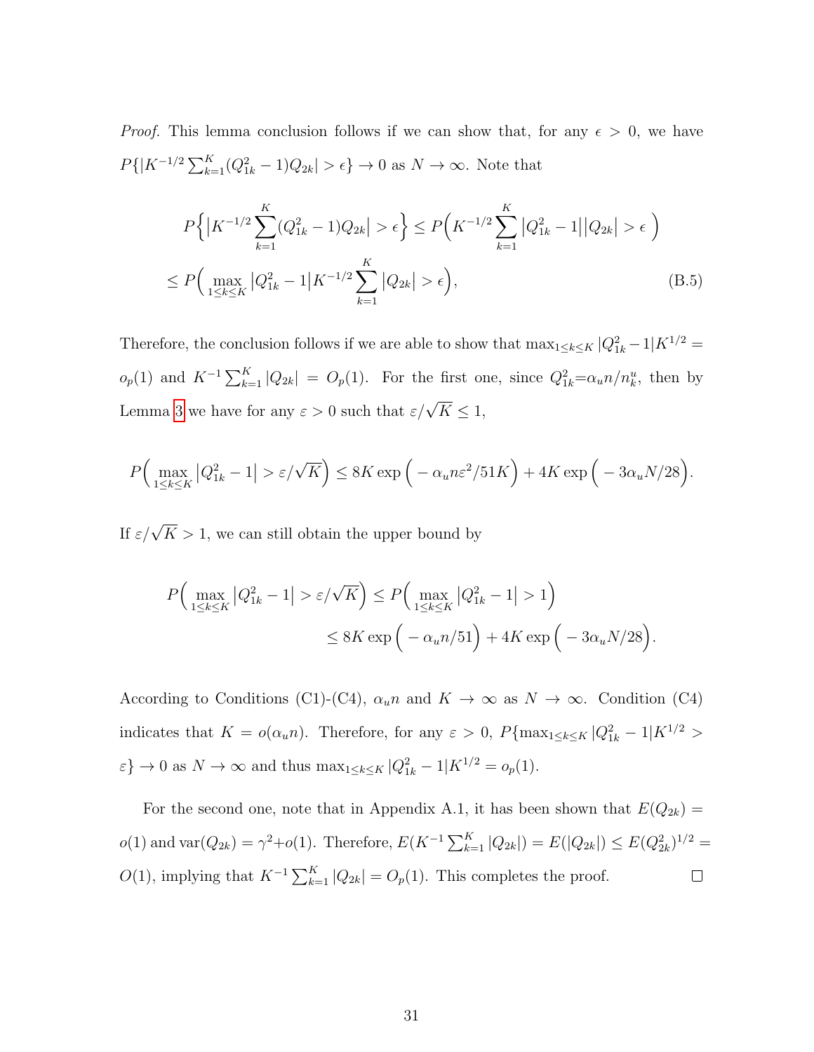*Proof.* This lemma conclusion follows if we can show that, for any $\epsilon > 0$, we have $P\{|K^{-1/2}\sum_{k=1}^{K}(Q_{1k}^2 - 1)Q_{2k}| > \epsilon\} \to 0$ as $N \to \infty$. Note that

$$
\begin{aligned}
&P\Big\{\big|K^{-1/2}\sum_{k=1}^{K}(Q_{1k}^2-1)Q_{2k}\big| > \epsilon\Big\} \le P\Big(K^{-1/2}\sum_{k=1}^{K}\big|Q_{1k}^2-1\big|\big|Q_{2k}\big| > \epsilon\Big) \\
&\le P\Big(\max_{1\le k\le K}\big|Q_{1k}^2-1\big|K^{-1/2}\sum_{k=1}^{K}\big|Q_{2k}\big| > \epsilon\Big),
\end{aligned} \tag{B.5}
$$

Therefore, the conclusion follows if we are able to show that $\max_{1\le k\le K}|Q_{1k}^2-1|K^{1/2} = o_p(1)$ and $K^{-1}\sum_{k=1}^{K}|Q_{2k}| = O_p(1)$. For the first one, since $Q_{1k}^2 = \alpha_u n/n_k^u$, then by Lemma 3 we have for any $\varepsilon > 0$ such that $\varepsilon/\sqrt{K} \le 1$,

$$
P\Big(\max_{1\le k\le K}\big|Q_{1k}^2-1\big| > \varepsilon/\sqrt{K}\Big) \le 8K\exp\Big(-\alpha_u n\varepsilon^2/51K\Big) + 4K\exp\Big(-3\alpha_u N/28\Big).
$$

If $\varepsilon/\sqrt{K} > 1$, we can still obtain the upper bound by

$$
\begin{aligned}
P\Big(\max_{1\le k\le K}\big|Q_{1k}^2-1\big| > \varepsilon/\sqrt{K}\Big) &\le P\Big(\max_{1\le k\le K}\big|Q_{1k}^2-1\big| > 1\Big) \\
&\le 8K\exp\Big(-\alpha_u n/51\Big) + 4K\exp\Big(-3\alpha_u N/28\Big).
\end{aligned}
$$

According to Conditions (C1)-(C4), $\alpha_u n$ and $K \to \infty$ as $N \to \infty$. Condition (C4) indicates that $K = o(\alpha_u n)$. Therefore, for any $\varepsilon > 0$, $P\{\max_{1\le k\le K}|Q_{1k}^2-1|K^{1/2} > \varepsilon\} \to 0$ as $N \to \infty$ and thus $\max_{1\le k\le K}|Q_{1k}^2-1|K^{1/2} = o_p(1)$.

For the second one, note that in Appendix A.1, it has been shown that $E(Q_{2k}) = o(1)$ and $\text{var}(Q_{2k}) = \gamma^2 + o(1)$. Therefore, $E(K^{-1}\sum_{k=1}^{K}|Q_{2k}|) = E(|Q_{2k}|) \le E(Q_{2k}^2)^{1/2} = O(1)$, implying that $K^{-1}\sum_{k=1}^{K}|Q_{2k}| = O_p(1)$. This completes the proof. □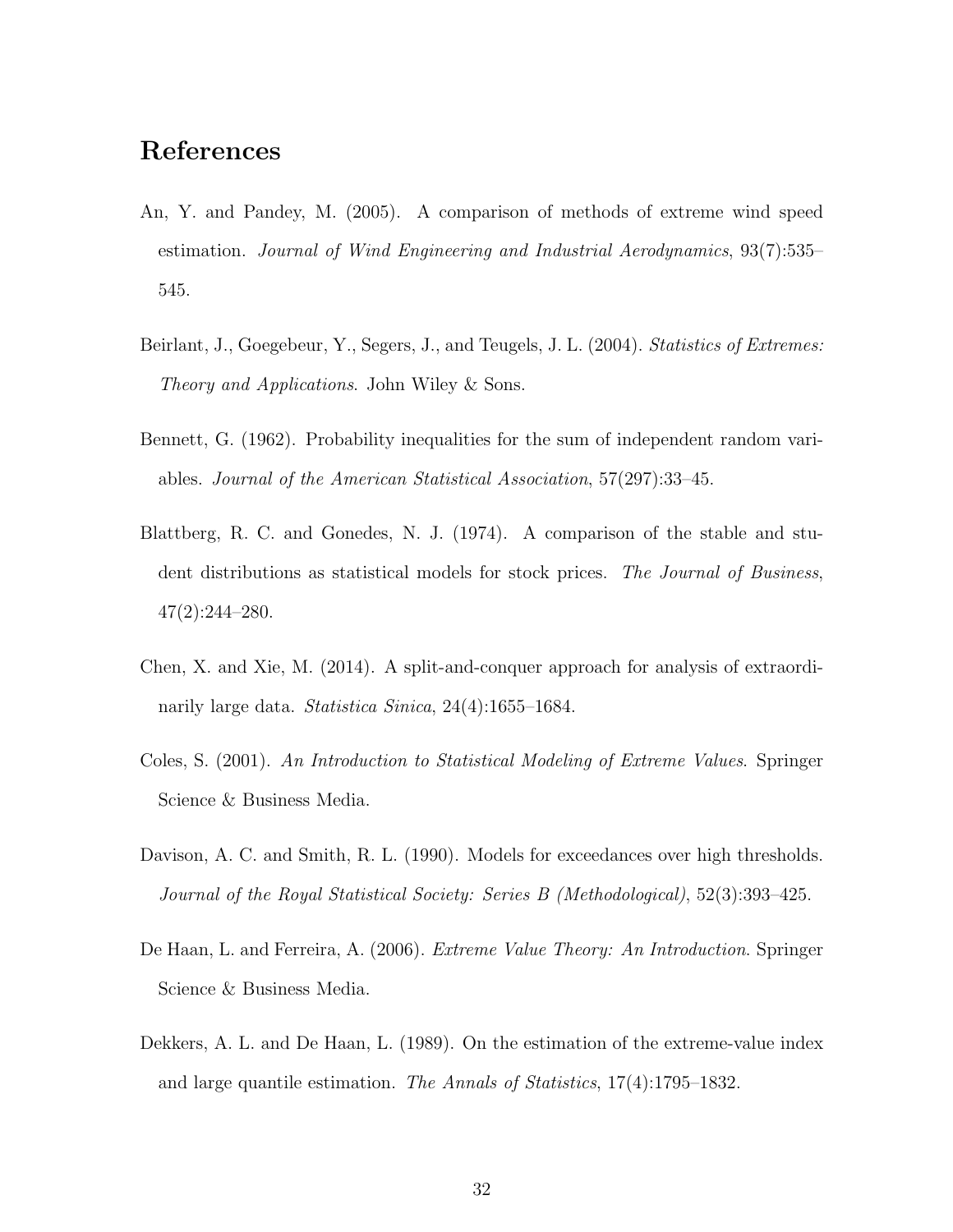# References

An, Y. and Pandey, M. (2005). A comparison of methods of extreme wind speed estimation. *Journal of Wind Engineering and Industrial Aerodynamics*, 93(7):535–545.

Beirlant, J., Goegebeur, Y., Segers, J., and Teugels, J. L. (2004). *Statistics of Extremes: Theory and Applications*. John Wiley & Sons.

Bennett, G. (1962). Probability inequalities for the sum of independent random variables. *Journal of the American Statistical Association*, 57(297):33–45.

Blattberg, R. C. and Gonedes, N. J. (1974). A comparison of the stable and student distributions as statistical models for stock prices. *The Journal of Business*, 47(2):244–280.

Chen, X. and Xie, M. (2014). A split-and-conquer approach for analysis of extraordinarily large data. *Statistica Sinica*, 24(4):1655–1684.

Coles, S. (2001). *An Introduction to Statistical Modeling of Extreme Values*. Springer Science & Business Media.

Davison, A. C. and Smith, R. L. (1990). Models for exceedances over high thresholds. *Journal of the Royal Statistical Society: Series B (Methodological)*, 52(3):393–425.

De Haan, L. and Ferreira, A. (2006). *Extreme Value Theory: An Introduction*. Springer Science & Business Media.

Dekkers, A. L. and De Haan, L. (1989). On the estimation of the extreme-value index and large quantile estimation. *The Annals of Statistics*, 17(4):1795–1832.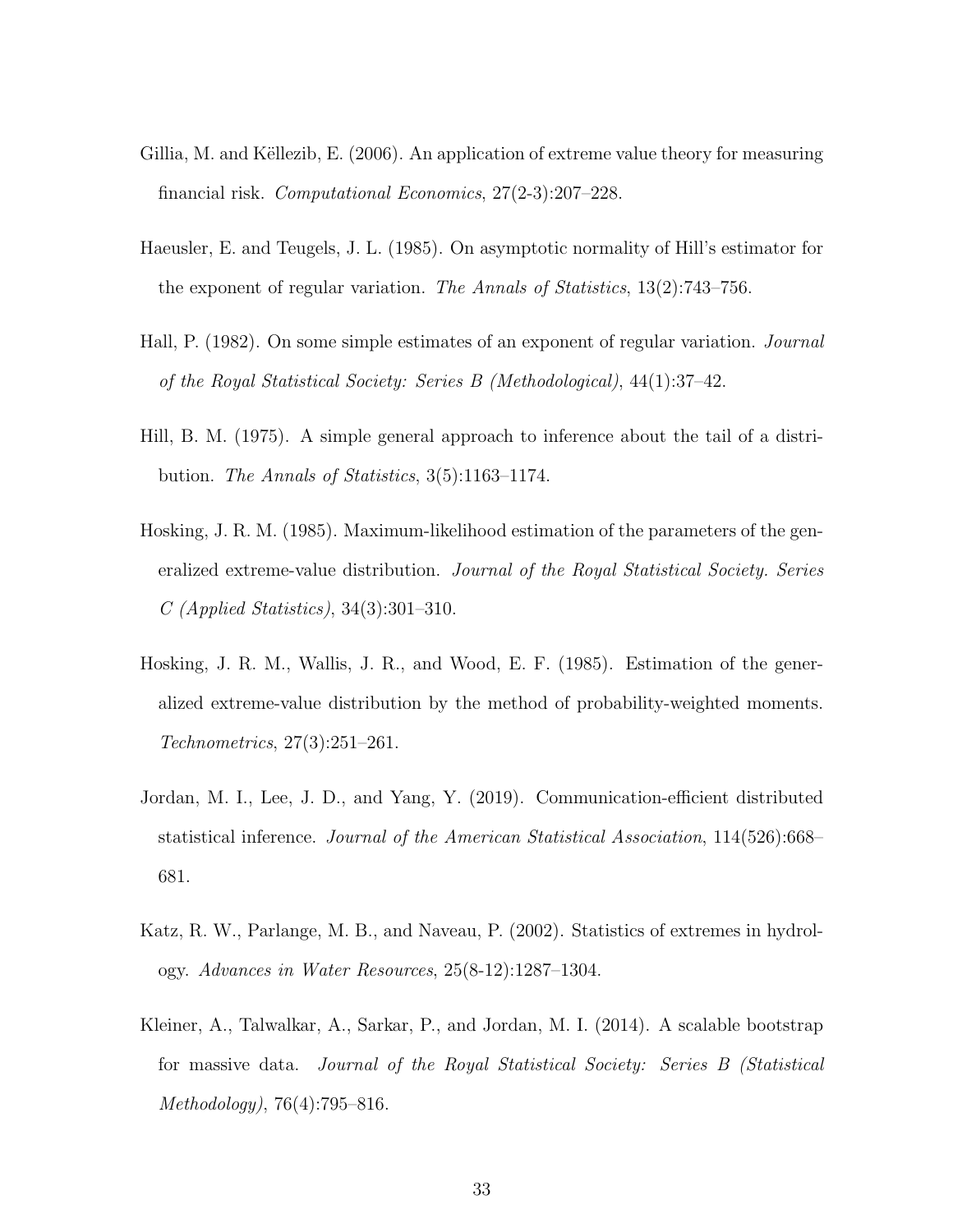Gillia, M. and Këllezib, E. (2006). An application of extreme value theory for measuring financial risk. *Computational Economics*, 27(2-3):207–228.

Haeusler, E. and Teugels, J. L. (1985). On asymptotic normality of Hill's estimator for the exponent of regular variation. *The Annals of Statistics*, 13(2):743–756.

Hall, P. (1982). On some simple estimates of an exponent of regular variation. *Journal of the Royal Statistical Society: Series B (Methodological)*, 44(1):37–42.

Hill, B. M. (1975). A simple general approach to inference about the tail of a distribution. *The Annals of Statistics*, 3(5):1163–1174.

Hosking, J. R. M. (1985). Maximum-likelihood estimation of the parameters of the generalized extreme-value distribution. *Journal of the Royal Statistical Society. Series C (Applied Statistics)*, 34(3):301–310.

Hosking, J. R. M., Wallis, J. R., and Wood, E. F. (1985). Estimation of the generalized extreme-value distribution by the method of probability-weighted moments. *Technometrics*, 27(3):251–261.

Jordan, M. I., Lee, J. D., and Yang, Y. (2019). Communication-efficient distributed statistical inference. *Journal of the American Statistical Association*, 114(526):668–681.

Katz, R. W., Parlange, M. B., and Naveau, P. (2002). Statistics of extremes in hydrology. *Advances in Water Resources*, 25(8-12):1287–1304.

Kleiner, A., Talwalkar, A., Sarkar, P., and Jordan, M. I. (2014). A scalable bootstrap for massive data. *Journal of the Royal Statistical Society: Series B (Statistical Methodology)*, 76(4):795–816.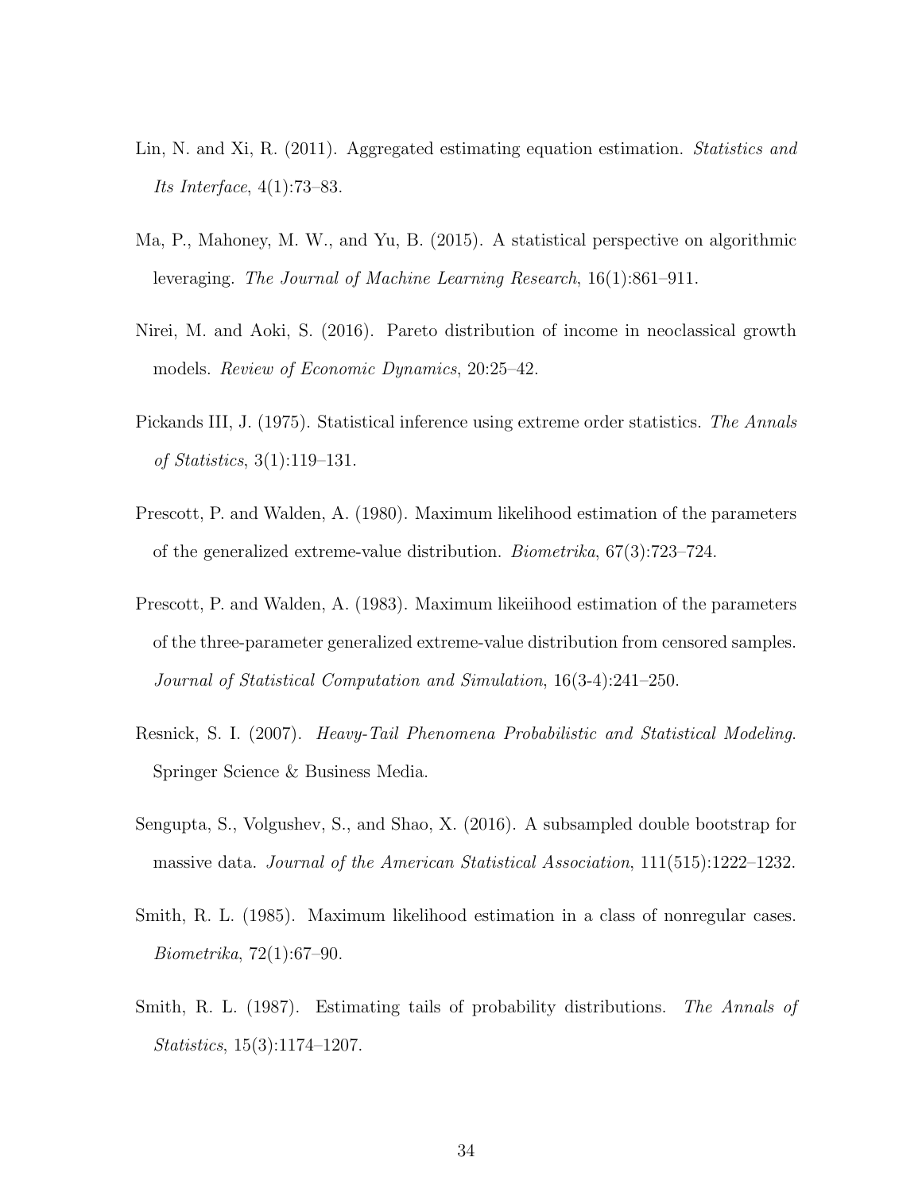Lin, N. and Xi, R. (2011). Aggregated estimating equation estimation. *Statistics and Its Interface*, 4(1):73–83.

Ma, P., Mahoney, M. W., and Yu, B. (2015). A statistical perspective on algorithmic leveraging. *The Journal of Machine Learning Research*, 16(1):861–911.

Nirei, M. and Aoki, S. (2016). Pareto distribution of income in neoclassical growth models. *Review of Economic Dynamics*, 20:25–42.

Pickands III, J. (1975). Statistical inference using extreme order statistics. *The Annals of Statistics*, 3(1):119–131.

Prescott, P. and Walden, A. (1980). Maximum likelihood estimation of the parameters of the generalized extreme-value distribution. *Biometrika*, 67(3):723–724.

Prescott, P. and Walden, A. (1983). Maximum likeiihood estimation of the parameters of the three-parameter generalized extreme-value distribution from censored samples. *Journal of Statistical Computation and Simulation*, 16(3-4):241–250.

Resnick, S. I. (2007). *Heavy-Tail Phenomena Probabilistic and Statistical Modeling*. Springer Science & Business Media.

Sengupta, S., Volgushev, S., and Shao, X. (2016). A subsampled double bootstrap for massive data. *Journal of the American Statistical Association*, 111(515):1222–1232.

Smith, R. L. (1985). Maximum likelihood estimation in a class of nonregular cases. *Biometrika*, 72(1):67–90.

Smith, R. L. (1987). Estimating tails of probability distributions. *The Annals of Statistics*, 15(3):1174–1207.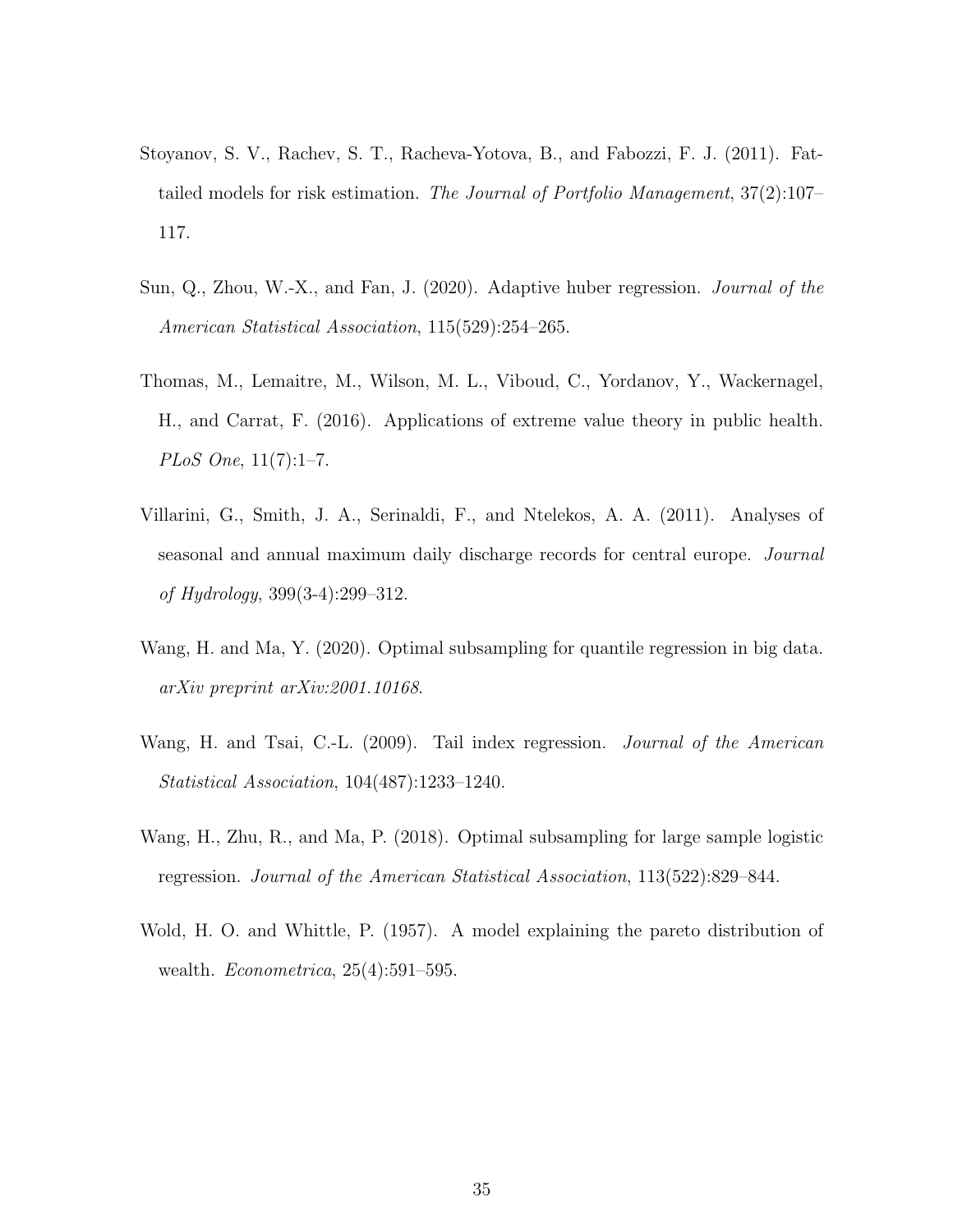Stoyanov, S. V., Rachev, S. T., Racheva-Yotova, B., and Fabozzi, F. J. (2011). Fat-tailed models for risk estimation. *The Journal of Portfolio Management*, 37(2):107–117.

Sun, Q., Zhou, W.-X., and Fan, J. (2020). Adaptive huber regression. *Journal of the American Statistical Association*, 115(529):254–265.

Thomas, M., Lemaitre, M., Wilson, M. L., Viboud, C., Yordanov, Y., Wackernagel, H., and Carrat, F. (2016). Applications of extreme value theory in public health. *PLoS One*, 11(7):1–7.

Villarini, G., Smith, J. A., Serinaldi, F., and Ntelekos, A. A. (2011). Analyses of seasonal and annual maximum daily discharge records for central europe. *Journal of Hydrology*, 399(3-4):299–312.

Wang, H. and Ma, Y. (2020). Optimal subsampling for quantile regression in big data. *arXiv preprint arXiv:2001.10168*.

Wang, H. and Tsai, C.-L. (2009). Tail index regression. *Journal of the American Statistical Association*, 104(487):1233–1240.

Wang, H., Zhu, R., and Ma, P. (2018). Optimal subsampling for large sample logistic regression. *Journal of the American Statistical Association*, 113(522):829–844.

Wold, H. O. and Whittle, P. (1957). A model explaining the pareto distribution of wealth. *Econometrica*, 25(4):591–595.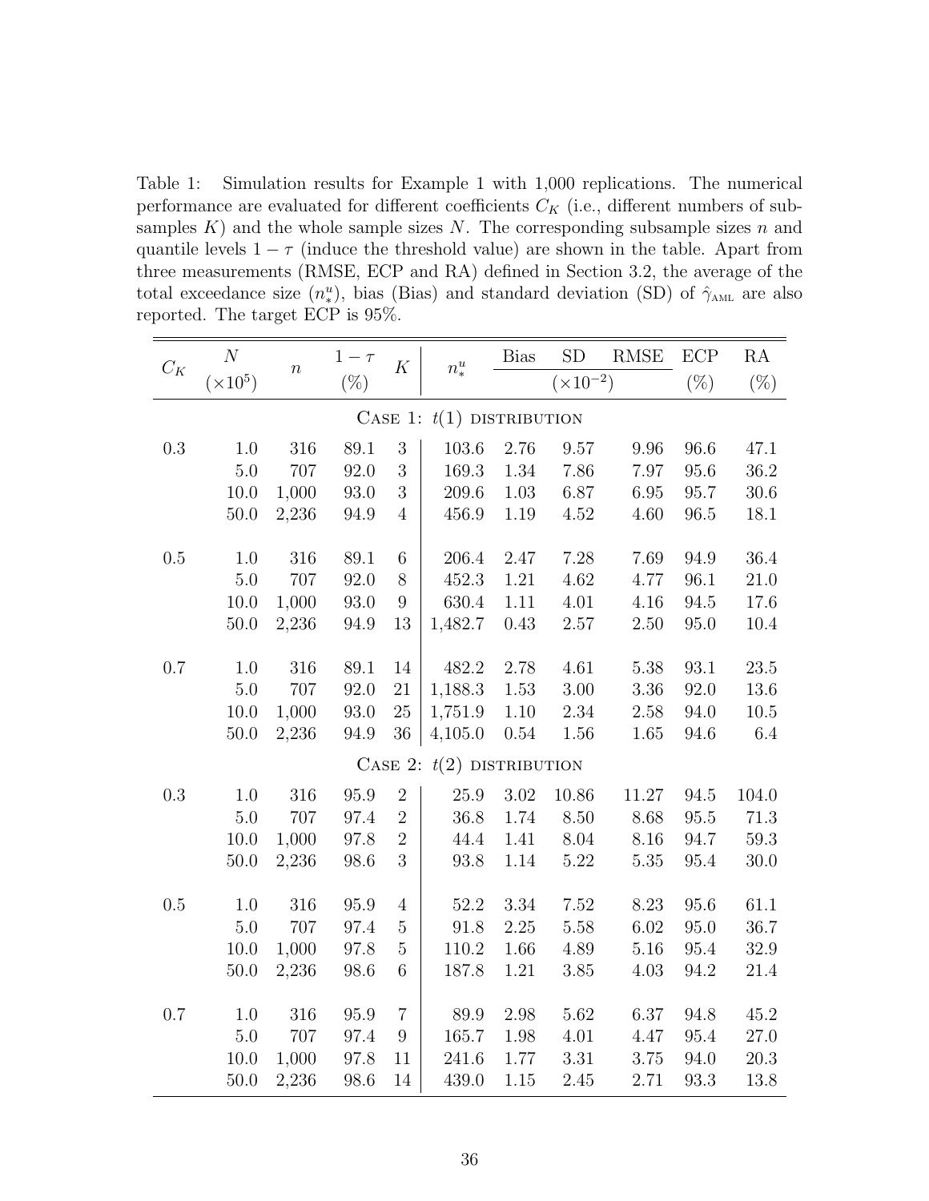Table 1: Simulation results for Example 1 with 1,000 replications. The numerical performance are evaluated for different coefficients $C_K$ (i.e., different numbers of subsamples $K$) and the whole sample sizes $N$. The corresponding subsample sizes $n$ and quantile levels $1-\tau$ (induce the threshold value) are shown in the table. Apart from three measurements (RMSE, ECP and RA) defined in Section 3.2, the average of the total exceedance size ($n_*^u$), bias (Bias) and standard deviation (SD) of $\hat{\gamma}_{\text{AML}}$ are also reported. The target ECP is 95%.

| $C_K$ | $N$ ($\times 10^5$) | $n$ | $1-\tau$ (%) | $K$ | $n_*^u$ | Bias ($\times 10^{-2}$) | SD ($\times 10^{-2}$) | RMSE ($\times 10^{-2}$) | ECP (%) | RA (%) |
|---|---|---|---|---|---|---|---|---|---|---|
| | | | | CASE 1: $t(1)$ DISTRIBUTION | | | | | | |
| 0.3 | 1.0 | 316 | 89.1 | 3 | 103.6 | 2.76 | 9.57 | 9.96 | 96.6 | 47.1 |
| | 5.0 | 707 | 92.0 | 3 | 169.3 | 1.34 | 7.86 | 7.97 | 95.6 | 36.2 |
| | 10.0 | 1,000 | 93.0 | 3 | 209.6 | 1.03 | 6.87 | 6.95 | 95.7 | 30.6 |
| | 50.0 | 2,236 | 94.9 | 4 | 456.9 | 1.19 | 4.52 | 4.60 | 96.5 | 18.1 |
| 0.5 | 1.0 | 316 | 89.1 | 6 | 206.4 | 2.47 | 7.28 | 7.69 | 94.9 | 36.4 |
| | 5.0 | 707 | 92.0 | 8 | 452.3 | 1.21 | 4.62 | 4.77 | 96.1 | 21.0 |
| | 10.0 | 1,000 | 93.0 | 9 | 630.4 | 1.11 | 4.01 | 4.16 | 94.5 | 17.6 |
| | 50.0 | 2,236 | 94.9 | 13 | 1,482.7 | 0.43 | 2.57 | 2.50 | 95.0 | 10.4 |
| 0.7 | 1.0 | 316 | 89.1 | 14 | 482.2 | 2.78 | 4.61 | 5.38 | 93.1 | 23.5 |
| | 5.0 | 707 | 92.0 | 21 | 1,188.3 | 1.53 | 3.00 | 3.36 | 92.0 | 13.6 |
| | 10.0 | 1,000 | 93.0 | 25 | 1,751.9 | 1.10 | 2.34 | 2.58 | 94.0 | 10.5 |
| | 50.0 | 2,236 | 94.9 | 36 | 4,105.0 | 0.54 | 1.56 | 1.65 | 94.6 | 6.4 |
| | | | | CASE 2: $t(2)$ DISTRIBUTION | | | | | | |
| 0.3 | 1.0 | 316 | 95.9 | 2 | 25.9 | 3.02 | 10.86 | 11.27 | 94.5 | 104.0 |
| | 5.0 | 707 | 97.4 | 2 | 36.8 | 1.74 | 8.50 | 8.68 | 95.5 | 71.3 |
| | 10.0 | 1,000 | 97.8 | 2 | 44.4 | 1.41 | 8.04 | 8.16 | 94.7 | 59.3 |
| | 50.0 | 2,236 | 98.6 | 3 | 93.8 | 1.14 | 5.22 | 5.35 | 95.4 | 30.0 |
| 0.5 | 1.0 | 316 | 95.9 | 4 | 52.2 | 3.34 | 7.52 | 8.23 | 95.6 | 61.1 |
| | 5.0 | 707 | 97.4 | 5 | 91.8 | 2.25 | 5.58 | 6.02 | 95.0 | 36.7 |
| | 10.0 | 1,000 | 97.8 | 5 | 110.2 | 1.66 | 4.89 | 5.16 | 95.4 | 32.9 |
| | 50.0 | 2,236 | 98.6 | 6 | 187.8 | 1.21 | 3.85 | 4.03 | 94.2 | 21.4 |
| 0.7 | 1.0 | 316 | 95.9 | 7 | 89.9 | 2.98 | 5.62 | 6.37 | 94.8 | 45.2 |
| | 5.0 | 707 | 97.4 | 9 | 165.7 | 1.98 | 4.01 | 4.47 | 95.4 | 27.0 |
| | 10.0 | 1,000 | 97.8 | 11 | 241.6 | 1.77 | 3.31 | 3.75 | 94.0 | 20.3 |
| | 50.0 | 2,236 | 98.6 | 14 | 439.0 | 1.15 | 2.45 | 2.71 | 93.3 | 13.8 |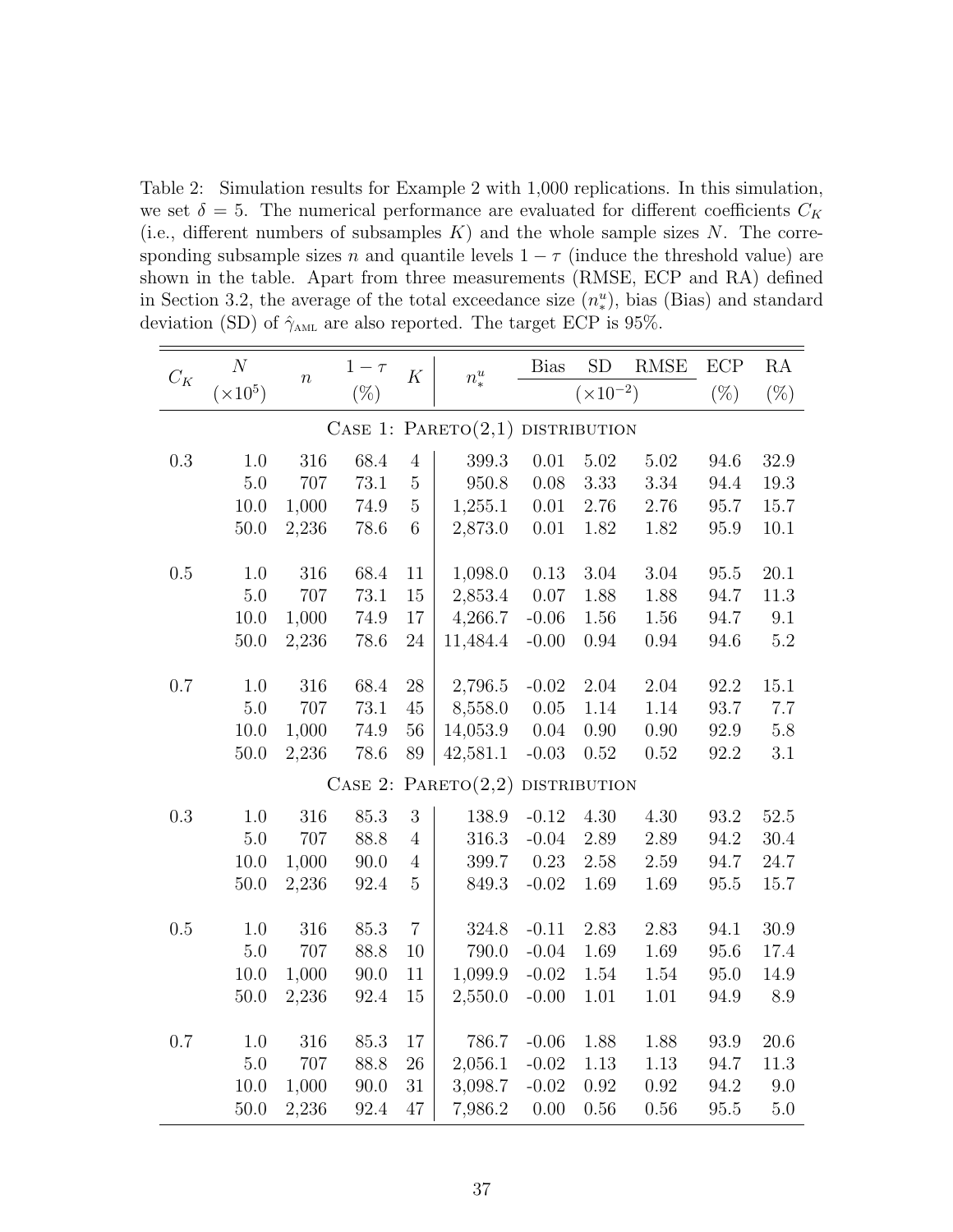Table 2: Simulation results for Example 2 with 1,000 replications. In this simulation, we set $\delta = 5$. The numerical performance are evaluated for different coefficients $C_K$ (i.e., different numbers of subsamples $K$) and the whole sample sizes $N$. The corresponding subsample sizes $n$ and quantile levels $1-\tau$ (induce the threshold value) are shown in the table. Apart from three measurements (RMSE, ECP and RA) defined in Section 3.2, the average of the total exceedance size ($n_*^u$), bias (Bias) and standard deviation (SD) of $\hat{\gamma}_{\text{AML}}$ are also reported. The target ECP is 95%.

| $C_K$ | $N$ ($\times 10^5$) | $n$ | $1-\tau$ (%) | $K$ | $n_*^u$ | Bias ($\times 10^{-2}$) | SD ($\times 10^{-2}$) | RMSE ($\times 10^{-2}$) | ECP (%) | RA (%) |
|---|---|---|---|---|---|---|---|---|---|---|
| **Case 1: Pareto(2,1) distribution** | | | | | | | | | | |
| 0.3 | 1.0 | 316 | 68.4 | 4 | 399.3 | 0.01 | 5.02 | 5.02 | 94.6 | 32.9 |
| | 5.0 | 707 | 73.1 | 5 | 950.8 | 0.08 | 3.33 | 3.34 | 94.4 | 19.3 |
| | 10.0 | 1,000 | 74.9 | 5 | 1,255.1 | 0.01 | 2.76 | 2.76 | 95.7 | 15.7 |
| | 50.0 | 2,236 | 78.6 | 6 | 2,873.0 | 0.01 | 1.82 | 1.82 | 95.9 | 10.1 |
| 0.5 | 1.0 | 316 | 68.4 | 11 | 1,098.0 | 0.13 | 3.04 | 3.04 | 95.5 | 20.1 |
| | 5.0 | 707 | 73.1 | 15 | 2,853.4 | 0.07 | 1.88 | 1.88 | 94.7 | 11.3 |
| | 10.0 | 1,000 | 74.9 | 17 | 4,266.7 | -0.06 | 1.56 | 1.56 | 94.7 | 9.1 |
| | 50.0 | 2,236 | 78.6 | 24 | 11,484.4 | -0.00 | 0.94 | 0.94 | 94.6 | 5.2 |
| 0.7 | 1.0 | 316 | 68.4 | 28 | 2,796.5 | -0.02 | 2.04 | 2.04 | 92.2 | 15.1 |
| | 5.0 | 707 | 73.1 | 45 | 8,558.0 | 0.05 | 1.14 | 1.14 | 93.7 | 7.7 |
| | 10.0 | 1,000 | 74.9 | 56 | 14,053.9 | 0.04 | 0.90 | 0.90 | 92.9 | 5.8 |
| | 50.0 | 2,236 | 78.6 | 89 | 42,581.1 | -0.03 | 0.52 | 0.52 | 92.2 | 3.1 |
| **Case 2: Pareto(2,2) distribution** | | | | | | | | | | |
| 0.3 | 1.0 | 316 | 85.3 | 3 | 138.9 | -0.12 | 4.30 | 4.30 | 93.2 | 52.5 |
| | 5.0 | 707 | 88.8 | 4 | 316.3 | -0.04 | 2.89 | 2.89 | 94.2 | 30.4 |
| | 10.0 | 1,000 | 90.0 | 4 | 399.7 | 0.23 | 2.58 | 2.59 | 94.7 | 24.7 |
| | 50.0 | 2,236 | 92.4 | 5 | 849.3 | -0.02 | 1.69 | 1.69 | 95.5 | 15.7 |
| 0.5 | 1.0 | 316 | 85.3 | 7 | 324.8 | -0.11 | 2.83 | 2.83 | 94.1 | 30.9 |
| | 5.0 | 707 | 88.8 | 10 | 790.0 | -0.04 | 1.69 | 1.69 | 95.6 | 17.4 |
| | 10.0 | 1,000 | 90.0 | 11 | 1,099.9 | -0.02 | 1.54 | 1.54 | 95.0 | 14.9 |
| | 50.0 | 2,236 | 92.4 | 15 | 2,550.0 | -0.00 | 1.01 | 1.01 | 94.9 | 8.9 |
| 0.7 | 1.0 | 316 | 85.3 | 17 | 786.7 | -0.06 | 1.88 | 1.88 | 93.9 | 20.6 |
| | 5.0 | 707 | 88.8 | 26 | 2,056.1 | -0.02 | 1.13 | 1.13 | 94.7 | 11.3 |
| | 10.0 | 1,000 | 90.0 | 31 | 3,098.7 | -0.02 | 0.92 | 0.92 | 94.2 | 9.0 |
| | 50.0 | 2,236 | 92.4 | 47 | 7,986.2 | 0.00 | 0.56 | 0.56 | 95.5 | 5.0 |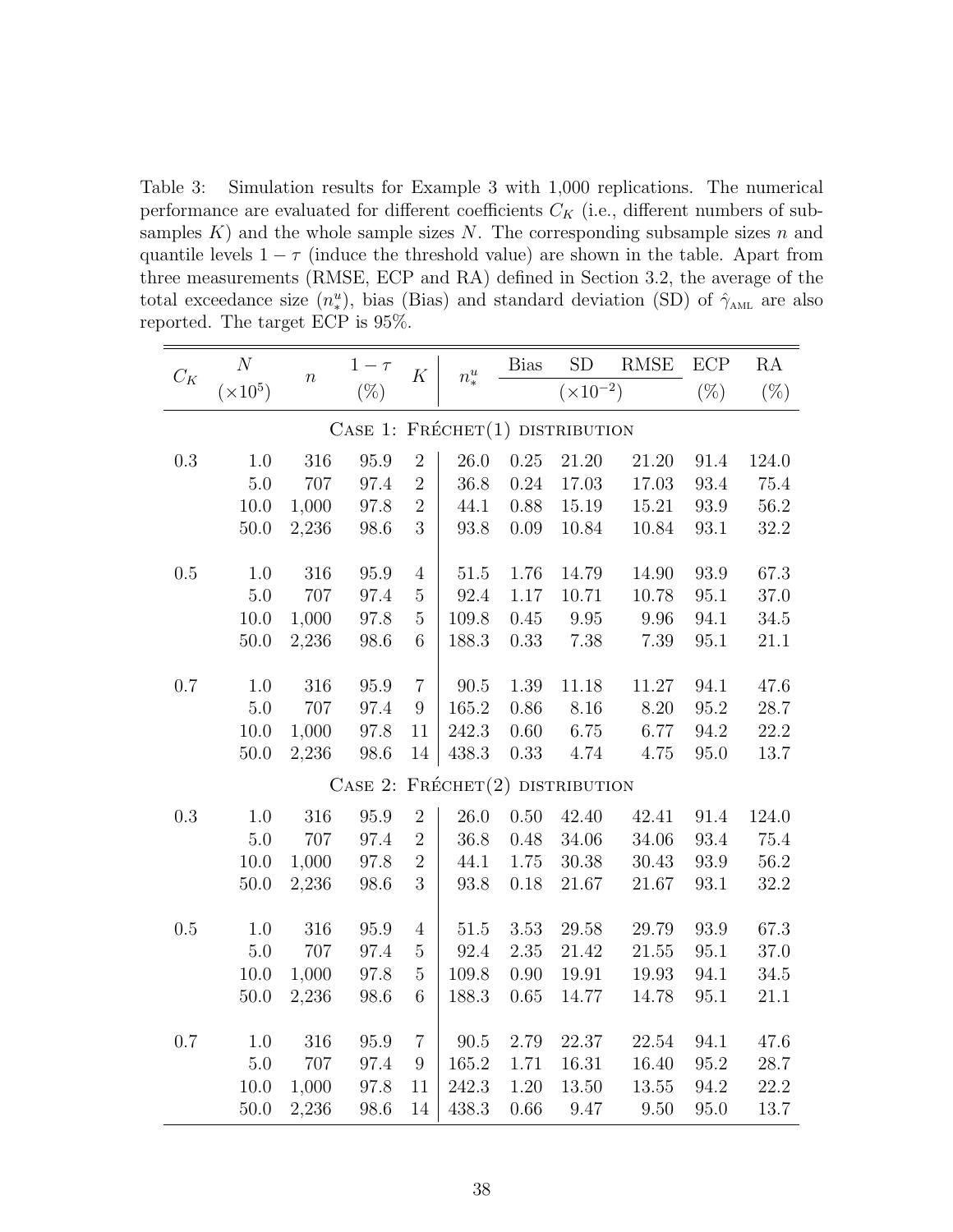Table 3: Simulation results for Example 3 with 1,000 replications. The numerical performance are evaluated for different coefficients $C_K$ (i.e., different numbers of subsamples $K$) and the whole sample sizes $N$. The corresponding subsample sizes $n$ and quantile levels $1-\tau$ (induce the threshold value) are shown in the table. Apart from three measurements (RMSE, ECP and RA) defined in Section 3.2, the average of the total exceedance size ($n_*^u$), bias (Bias) and standard deviation (SD) of $\hat{\gamma}_{\text{AML}}$ are also reported. The target ECP is 95%.

| $C_K$ | $N$ ($\times 10^5$) | $n$ | $1-\tau$ (%) | $K$ | $n_*^u$ | Bias ($\times 10^{-2}$) | SD ($\times 10^{-2}$) | RMSE ($\times 10^{-2}$) | ECP (%) | RA (%) |
|---|---|---|---|---|---|---|---|---|---|---|
| | | | | | Case 1: Fréchet(1) distribution | | | | | |
| 0.3 | 1.0 | 316 | 95.9 | 2 | 26.0 | 0.25 | 21.20 | 21.20 | 91.4 | 124.0 |
| | 5.0 | 707 | 97.4 | 2 | 36.8 | 0.24 | 17.03 | 17.03 | 93.4 | 75.4 |
| | 10.0 | 1,000 | 97.8 | 2 | 44.1 | 0.88 | 15.19 | 15.21 | 93.9 | 56.2 |
| | 50.0 | 2,236 | 98.6 | 3 | 93.8 | 0.09 | 10.84 | 10.84 | 93.1 | 32.2 |
| 0.5 | 1.0 | 316 | 95.9 | 4 | 51.5 | 1.76 | 14.79 | 14.90 | 93.9 | 67.3 |
| | 5.0 | 707 | 97.4 | 5 | 92.4 | 1.17 | 10.71 | 10.78 | 95.1 | 37.0 |
| | 10.0 | 1,000 | 97.8 | 5 | 109.8 | 0.45 | 9.95 | 9.96 | 94.1 | 34.5 |
| | 50.0 | 2,236 | 98.6 | 6 | 188.3 | 0.33 | 7.38 | 7.39 | 95.1 | 21.1 |
| 0.7 | 1.0 | 316 | 95.9 | 7 | 90.5 | 1.39 | 11.18 | 11.27 | 94.1 | 47.6 |
| | 5.0 | 707 | 97.4 | 9 | 165.2 | 0.86 | 8.16 | 8.20 | 95.2 | 28.7 |
| | 10.0 | 1,000 | 97.8 | 11 | 242.3 | 0.60 | 6.75 | 6.77 | 94.2 | 22.2 |
| | 50.0 | 2,236 | 98.6 | 14 | 438.3 | 0.33 | 4.74 | 4.75 | 95.0 | 13.7 |
| | | | | | Case 2: Fréchet(2) distribution | | | | | |
| 0.3 | 1.0 | 316 | 95.9 | 2 | 26.0 | 0.50 | 42.40 | 42.41 | 91.4 | 124.0 |
| | 5.0 | 707 | 97.4 | 2 | 36.8 | 0.48 | 34.06 | 34.06 | 93.4 | 75.4 |
| | 10.0 | 1,000 | 97.8 | 2 | 44.1 | 1.75 | 30.38 | 30.43 | 93.9 | 56.2 |
| | 50.0 | 2,236 | 98.6 | 3 | 93.8 | 0.18 | 21.67 | 21.67 | 93.1 | 32.2 |
| 0.5 | 1.0 | 316 | 95.9 | 4 | 51.5 | 3.53 | 29.58 | 29.79 | 93.9 | 67.3 |
| | 5.0 | 707 | 97.4 | 5 | 92.4 | 2.35 | 21.42 | 21.55 | 95.1 | 37.0 |
| | 10.0 | 1,000 | 97.8 | 5 | 109.8 | 0.90 | 19.91 | 19.93 | 94.1 | 34.5 |
| | 50.0 | 2,236 | 98.6 | 6 | 188.3 | 0.65 | 14.77 | 14.78 | 95.1 | 21.1 |
| 0.7 | 1.0 | 316 | 95.9 | 7 | 90.5 | 2.79 | 22.37 | 22.54 | 94.1 | 47.6 |
| | 5.0 | 707 | 97.4 | 9 | 165.2 | 1.71 | 16.31 | 16.40 | 95.2 | 28.7 |
| | 10.0 | 1,000 | 97.8 | 11 | 242.3 | 1.20 | 13.50 | 13.55 | 94.2 | 22.2 |
| | 50.0 | 2,236 | 98.6 | 14 | 438.3 | 0.66 | 9.47 | 9.50 | 95.0 | 13.7 |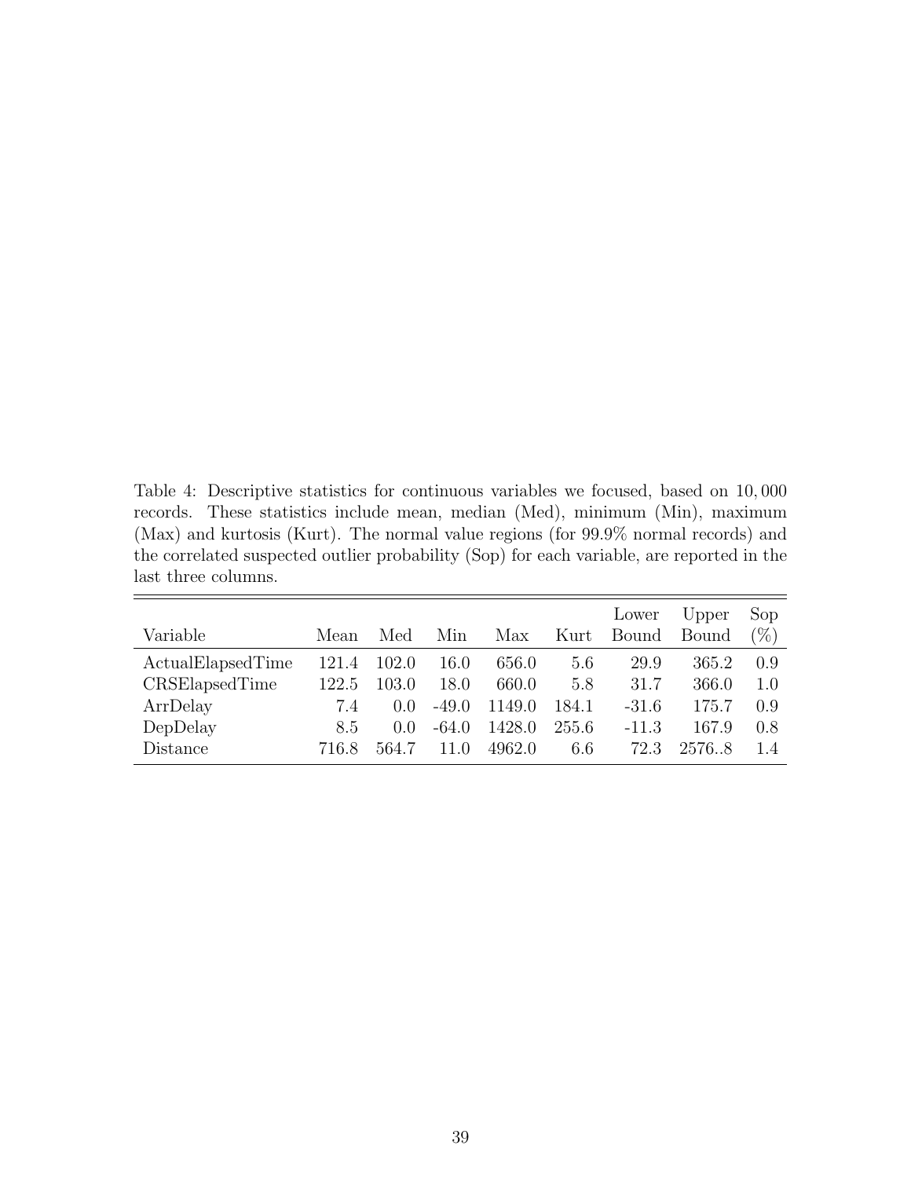Table 4: Descriptive statistics for continuous variables we focused, based on 10,000 records. These statistics include mean, median (Med), minimum (Min), maximum (Max) and kurtosis (Kurt). The normal value regions (for 99.9% normal records) and the correlated suspected outlier probability (Sop) for each variable, are reported in the last three columns.

| Variable | Mean | Med | Min | Max | Kurt | Lower Bound | Upper Bound | Sop (%) |
|---|---|---|---|---|---|---|---|---|
| ActualElapsedTime | 121.4 | 102.0 | 16.0 | 656.0 | 5.6 | 29.9 | 365.2 | 0.9 |
| CRSElapsedTime | 122.5 | 103.0 | 18.0 | 660.0 | 5.8 | 31.7 | 366.0 | 1.0 |
| ArrDelay | 7.4 | 0.0 | -49.0 | 1149.0 | 184.1 | -31.6 | 175.7 | 0.9 |
| DepDelay | 8.5 | 0.0 | -64.0 | 1428.0 | 255.6 | -11.3 | 167.9 | 0.8 |
| Distance | 716.8 | 564.7 | 11.0 | 4962.0 | 6.6 | 72.3 | 2576..8 | 1.4 |